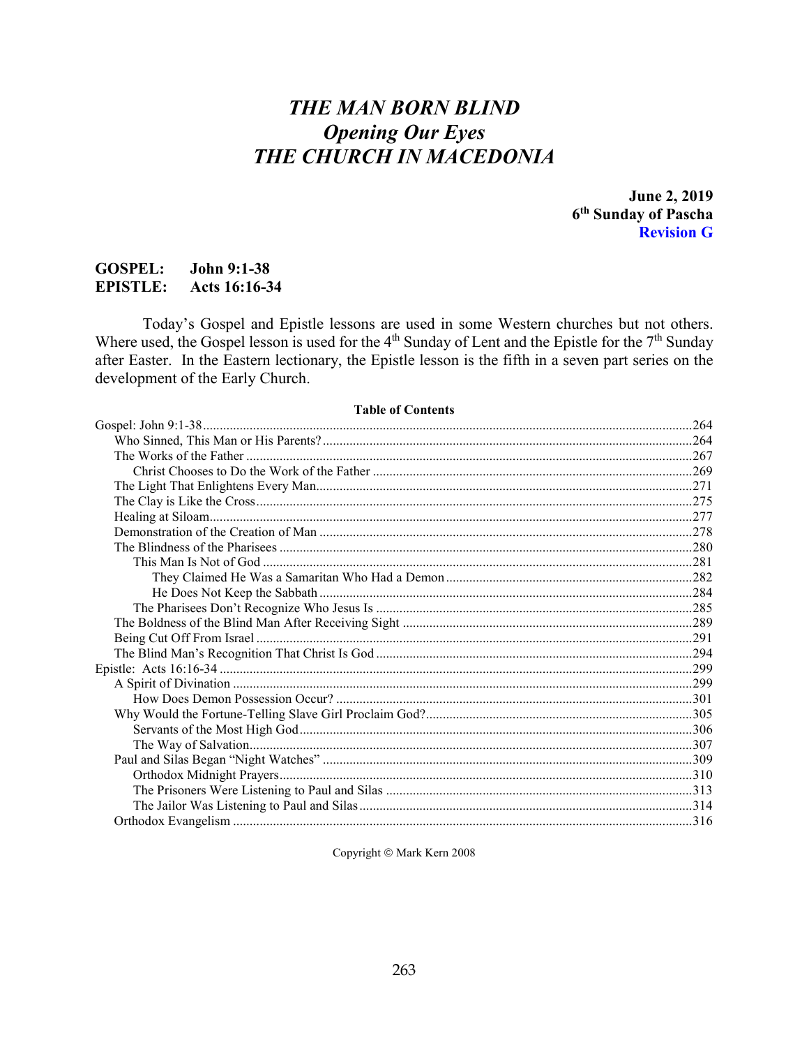# *THE MAN BORN BLIND*
## *Opening Our Eyes*
# *THE CHURCH IN MACEDONIA*

**June 2, 2019**
**6th Sunday of Pascha**
**Revision G**

**GOSPEL: John 9:1-38**
**EPISTLE: Acts 16:16-34**

Today's Gospel and Epistle lessons are used in some Western churches but not others. Where used, the Gospel lesson is used for the 4th Sunday of Lent and the Epistle for the 7th Sunday after Easter. In the Eastern lectionary, the Epistle lesson is the fifth in a seven part series on the development of the Early Church.

**Table of Contents**

- Gospel: John 9:1-38 ... 264
  - Who Sinned, This Man or His Parents? ... 264
  - The Works of the Father ... 267
    - Christ Chooses to Do the Work of the Father ... 269
  - The Light That Enlightens Every Man ... 271
  - The Clay is Like the Cross ... 275
  - Healing at Siloam ... 277
  - Demonstration of the Creation of Man ... 278
  - The Blindness of the Pharisees ... 280
    - This Man Is Not of God ... 281
      - They Claimed He Was a Samaritan Who Had a Demon ... 282
      - He Does Not Keep the Sabbath ... 284
    - The Pharisees Don't Recognize Who Jesus Is ... 285
  - The Boldness of the Blind Man After Receiving Sight ... 289
  - Being Cut Off From Israel ... 291
  - The Blind Man's Recognition That Christ Is God ... 294
- Epistle: Acts 16:16-34 ... 299
  - A Spirit of Divination ... 299
    - How Does Demon Possession Occur? ... 301
  - Why Would the Fortune-Telling Slave Girl Proclaim God? ... 305
    - Servants of the Most High God ... 306
    - The Way of Salvation ... 307
  - Paul and Silas Began "Night Watches" ... 309
    - Orthodox Midnight Prayers ... 310
    - The Prisoners Were Listening to Paul and Silas ... 313
    - The Jailor Was Listening to Paul and Silas ... 314
  - Orthodox Evangelism ... 316

Copyright © Mark Kern 2008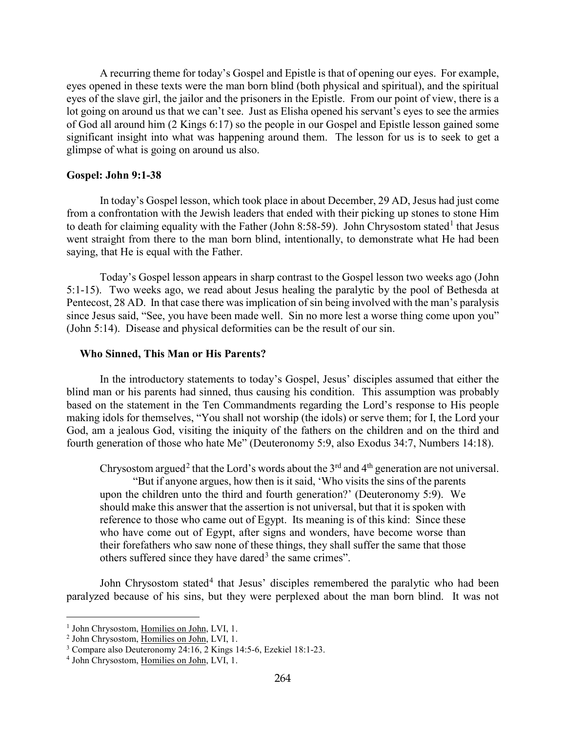A recurring theme for today's Gospel and Epistle is that of opening our eyes. For example, eyes opened in these texts were the man born blind (both physical and spiritual), and the spiritual eyes of the slave girl, the jailor and the prisoners in the Epistle. From our point of view, there is a lot going on around us that we can't see. Just as Elisha opened his servant's eyes to see the armies of God all around him (2 Kings 6:17) so the people in our Gospel and Epistle lesson gained some significant insight into what was happening around them. The lesson for us is to seek to get a glimpse of what is going on around us also.

### Gospel: John 9:1-38

In today's Gospel lesson, which took place in about December, 29 AD, Jesus had just come from a confrontation with the Jewish leaders that ended with their picking up stones to stone Him to death for claiming equality with the Father (John 8:58-59). John Chrysostom stated[1] that Jesus went straight from there to the man born blind, intentionally, to demonstrate what He had been saying, that He is equal with the Father.

Today's Gospel lesson appears in sharp contrast to the Gospel lesson two weeks ago (John 5:1-15). Two weeks ago, we read about Jesus healing the paralytic by the pool of Bethesda at Pentecost, 28 AD. In that case there was implication of sin being involved with the man's paralysis since Jesus said, "See, you have been made well. Sin no more lest a worse thing come upon you" (John 5:14). Disease and physical deformities can be the result of our sin.

#### Who Sinned, This Man or His Parents?

In the introductory statements to today's Gospel, Jesus' disciples assumed that either the blind man or his parents had sinned, thus causing his condition. This assumption was probably based on the statement in the Ten Commandments regarding the Lord's response to His people making idols for themselves, "You shall not worship (the idols) or serve them; for I, the Lord your God, am a jealous God, visiting the iniquity of the fathers on the children and on the third and fourth generation of those who hate Me" (Deuteronomy 5:9, also Exodus 34:7, Numbers 14:18).

Chrysostom argued[2] that the Lord's words about the 3rd and 4th generation are not universal.

> "But if anyone argues, how then is it said, 'Who visits the sins of the parents upon the children unto the third and fourth generation?' (Deuteronomy 5:9). We should make this answer that the assertion is not universal, but that it is spoken with reference to those who came out of Egypt. Its meaning is of this kind: Since these who have come out of Egypt, after signs and wonders, have become worse than their forefathers who saw none of these things, they shall suffer the same that those others suffered since they have dared[3] the same crimes".

John Chrysostom stated[4] that Jesus' disciples remembered the paralytic who had been paralyzed because of his sins, but they were perplexed about the man born blind. It was not

---

[1] John Chrysostom, Homilies on John, LVI, 1.

[2] John Chrysostom, Homilies on John, LVI, 1.

[3] Compare also Deuteronomy 24:16, 2 Kings 14:5-6, Ezekiel 18:1-23.

[4] John Chrysostom, Homilies on John, LVI, 1.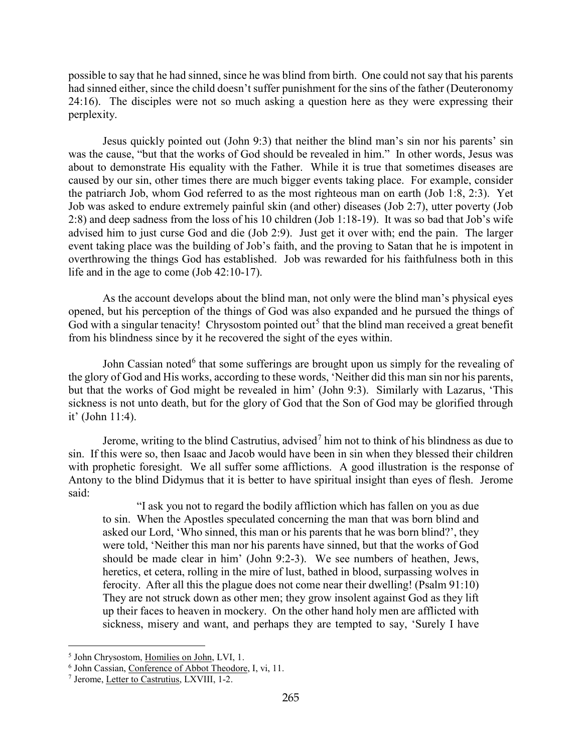possible to say that he had sinned, since he was blind from birth. One could not say that his parents had sinned either, since the child doesn't suffer punishment for the sins of the father (Deuteronomy 24:16). The disciples were not so much asking a question here as they were expressing their perplexity.

Jesus quickly pointed out (John 9:3) that neither the blind man's sin nor his parents' sin was the cause, "but that the works of God should be revealed in him." In other words, Jesus was about to demonstrate His equality with the Father. While it is true that sometimes diseases are caused by our sin, other times there are much bigger events taking place. For example, consider the patriarch Job, whom God referred to as the most righteous man on earth (Job 1:8, 2:3). Yet Job was asked to endure extremely painful skin (and other) diseases (Job 2:7), utter poverty (Job 2:8) and deep sadness from the loss of his 10 children (Job 1:18-19). It was so bad that Job's wife advised him to just curse God and die (Job 2:9). Just get it over with; end the pain. The larger event taking place was the building of Job's faith, and the proving to Satan that he is impotent in overthrowing the things God has established. Job was rewarded for his faithfulness both in this life and in the age to come (Job 42:10-17).

As the account develops about the blind man, not only were the blind man's physical eyes opened, but his perception of the things of God was also expanded and he pursued the things of God with a singular tenacity! Chrysostom pointed out[5] that the blind man received a great benefit from his blindness since by it he recovered the sight of the eyes within.

John Cassian noted[6] that some sufferings are brought upon us simply for the revealing of the glory of God and His works, according to these words, 'Neither did this man sin nor his parents, but that the works of God might be revealed in him' (John 9:3). Similarly with Lazarus, 'This sickness is not unto death, but for the glory of God that the Son of God may be glorified through it' (John 11:4).

Jerome, writing to the blind Castrutius, advised[7] him not to think of his blindness as due to sin. If this were so, then Isaac and Jacob would have been in sin when they blessed their children with prophetic foresight. We all suffer some afflictions. A good illustration is the response of Antony to the blind Didymus that it is better to have spiritual insight than eyes of flesh. Jerome said:

> "I ask you not to regard the bodily affliction which has fallen on you as due to sin. When the Apostles speculated concerning the man that was born blind and asked our Lord, 'Who sinned, this man or his parents that he was born blind?', they were told, 'Neither this man nor his parents have sinned, but that the works of God should be made clear in him' (John 9:2-3). We see numbers of heathen, Jews, heretics, et cetera, rolling in the mire of lust, bathed in blood, surpassing wolves in ferocity. After all this the plague does not come near their dwelling! (Psalm 91:10) They are not struck down as other men; they grow insolent against God as they lift up their faces to heaven in mockery. On the other hand holy men are afflicted with sickness, misery and want, and perhaps they are tempted to say, 'Surely I have

---

[5] John Chrysostom, Homilies on John, LVI, 1.

[6] John Cassian, Conference of Abbot Theodore, I, vi, 11.

[7] Jerome, Letter to Castrutius, LXVIII, 1-2.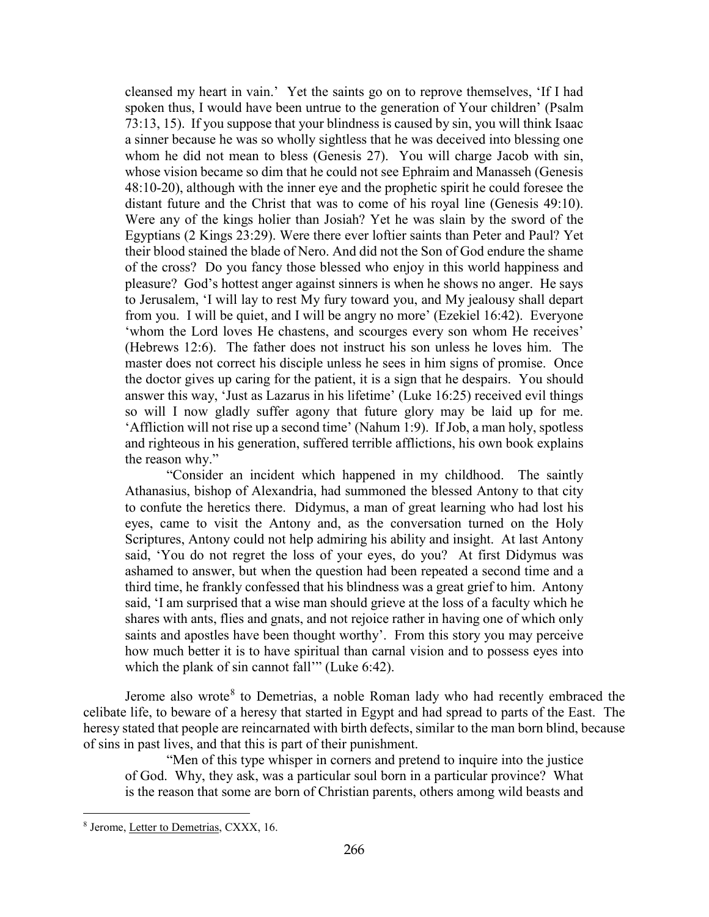cleansed my heart in vain.' Yet the saints go on to reprove themselves, 'If I had spoken thus, I would have been untrue to the generation of Your children' (Psalm 73:13, 15). If you suppose that your blindness is caused by sin, you will think Isaac a sinner because he was so wholly sightless that he was deceived into blessing one whom he did not mean to bless (Genesis 27). You will charge Jacob with sin, whose vision became so dim that he could not see Ephraim and Manasseh (Genesis 48:10-20), although with the inner eye and the prophetic spirit he could foresee the distant future and the Christ that was to come of his royal line (Genesis 49:10). Were any of the kings holier than Josiah? Yet he was slain by the sword of the Egyptians (2 Kings 23:29). Were there ever loftier saints than Peter and Paul? Yet their blood stained the blade of Nero. And did not the Son of God endure the shame of the cross? Do you fancy those blessed who enjoy in this world happiness and pleasure? God's hottest anger against sinners is when he shows no anger. He says to Jerusalem, 'I will lay to rest My fury toward you, and My jealousy shall depart from you. I will be quiet, and I will be angry no more' (Ezekiel 16:42). Everyone 'whom the Lord loves He chastens, and scourges every son whom He receives' (Hebrews 12:6). The father does not instruct his son unless he loves him. The master does not correct his disciple unless he sees in him signs of promise. Once the doctor gives up caring for the patient, it is a sign that he despairs. You should answer this way, 'Just as Lazarus in his lifetime' (Luke 16:25) received evil things so will I now gladly suffer agony that future glory may be laid up for me. 'Affliction will not rise up a second time' (Nahum 1:9). If Job, a man holy, spotless and righteous in his generation, suffered terrible afflictions, his own book explains the reason why."

"Consider an incident which happened in my childhood. The saintly Athanasius, bishop of Alexandria, had summoned the blessed Antony to that city to confute the heretics there. Didymus, a man of great learning who had lost his eyes, came to visit the Antony and, as the conversation turned on the Holy Scriptures, Antony could not help admiring his ability and insight. At last Antony said, 'You do not regret the loss of your eyes, do you? At first Didymus was ashamed to answer, but when the question had been repeated a second time and a third time, he frankly confessed that his blindness was a great grief to him. Antony said, 'I am surprised that a wise man should grieve at the loss of a faculty which he shares with ants, flies and gnats, and not rejoice rather in having one of which only saints and apostles have been thought worthy'. From this story you may perceive how much better it is to have spiritual than carnal vision and to possess eyes into which the plank of sin cannot fall'" (Luke 6:42).

Jerome also wrote[8] to Demetrias, a noble Roman lady who had recently embraced the celibate life, to beware of a heresy that started in Egypt and had spread to parts of the East. The heresy stated that people are reincarnated with birth defects, similar to the man born blind, because of sins in past lives, and that this is part of their punishment.

"Men of this type whisper in corners and pretend to inquire into the justice of God. Why, they ask, was a particular soul born in a particular province? What is the reason that some are born of Christian parents, others among wild beasts and

---

[8] Jerome, Letter to Demetrias, CXXX, 16.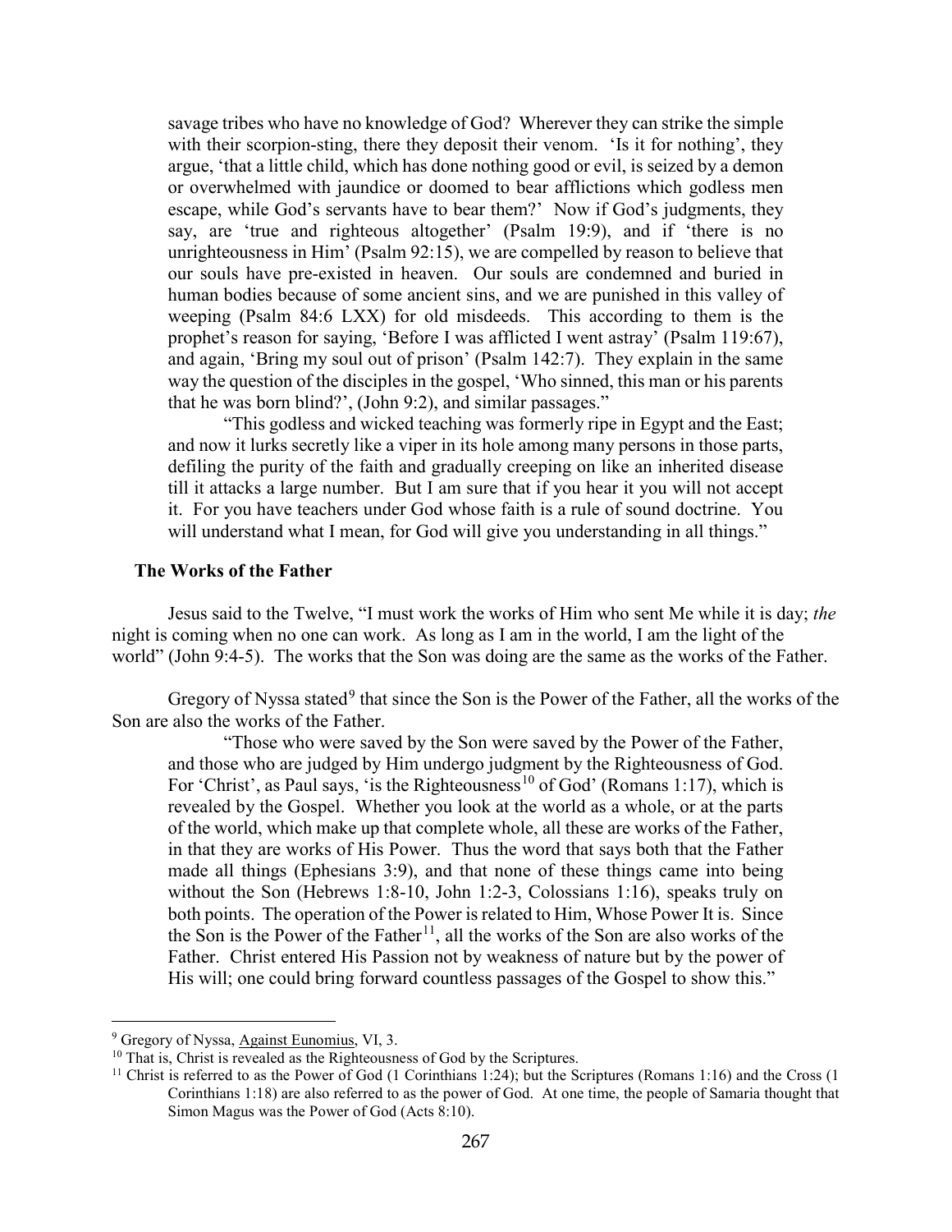> savage tribes who have no knowledge of God? Wherever they can strike the simple with their scorpion-sting, there they deposit their venom. 'Is it for nothing', they argue, 'that a little child, which has done nothing good or evil, is seized by a demon or overwhelmed with jaundice or doomed to bear afflictions which godless men escape, while God's servants have to bear them?' Now if God's judgments, they say, are 'true and righteous altogether' (Psalm 19:9), and if 'there is no unrighteousness in Him' (Psalm 92:15), we are compelled by reason to believe that our souls have pre-existed in heaven. Our souls are condemned and buried in human bodies because of some ancient sins, and we are punished in this valley of weeping (Psalm 84:6 LXX) for old misdeeds. This according to them is the prophet's reason for saying, 'Before I was afflicted I went astray' (Psalm 119:67), and again, 'Bring my soul out of prison' (Psalm 142:7). They explain in the same way the question of the disciples in the gospel, 'Who sinned, this man or his parents that he was born blind?', (John 9:2), and similar passages."
>
> "This godless and wicked teaching was formerly ripe in Egypt and the East; and now it lurks secretly like a viper in its hole among many persons in those parts, defiling the purity of the faith and gradually creeping on like an inherited disease till it attacks a large number. But I am sure that if you hear it you will not accept it. For you have teachers under God whose faith is a rule of sound doctrine. You will understand what I mean, for God will give you understanding in all things."

### The Works of the Father

Jesus said to the Twelve, "I must work the works of Him who sent Me while it is day; *the* night is coming when no one can work. As long as I am in the world, I am the light of the world" (John 9:4-5). The works that the Son was doing are the same as the works of the Father.

Gregory of Nyssa stated[9] that since the Son is the Power of the Father, all the works of the Son are also the works of the Father.

> "Those who were saved by the Son were saved by the Power of the Father, and those who are judged by Him undergo judgment by the Righteousness of God. For 'Christ', as Paul says, 'is the Righteousness[10] of God' (Romans 1:17), which is revealed by the Gospel. Whether you look at the world as a whole, or at the parts of the world, which make up that complete whole, all these are works of the Father, in that they are works of His Power. Thus the word that says both that the Father made all things (Ephesians 3:9), and that none of these things came into being without the Son (Hebrews 1:8-10, John 1:2-3, Colossians 1:16), speaks truly on both points. The operation of the Power is related to Him, Whose Power It is. Since the Son is the Power of the Father[11], all the works of the Son are also works of the Father. Christ entered His Passion not by weakness of nature but by the power of His will; one could bring forward countless passages of the Gospel to show this."

---

[9] Gregory of Nyssa, Against Eunomius, VI, 3.

[10] That is, Christ is revealed as the Righteousness of God by the Scriptures.

[11] Christ is referred to as the Power of God (1 Corinthians 1:24); but the Scriptures (Romans 1:16) and the Cross (1 Corinthians 1:18) are also referred to as the power of God. At one time, the people of Samaria thought that Simon Magus was the Power of God (Acts 8:10).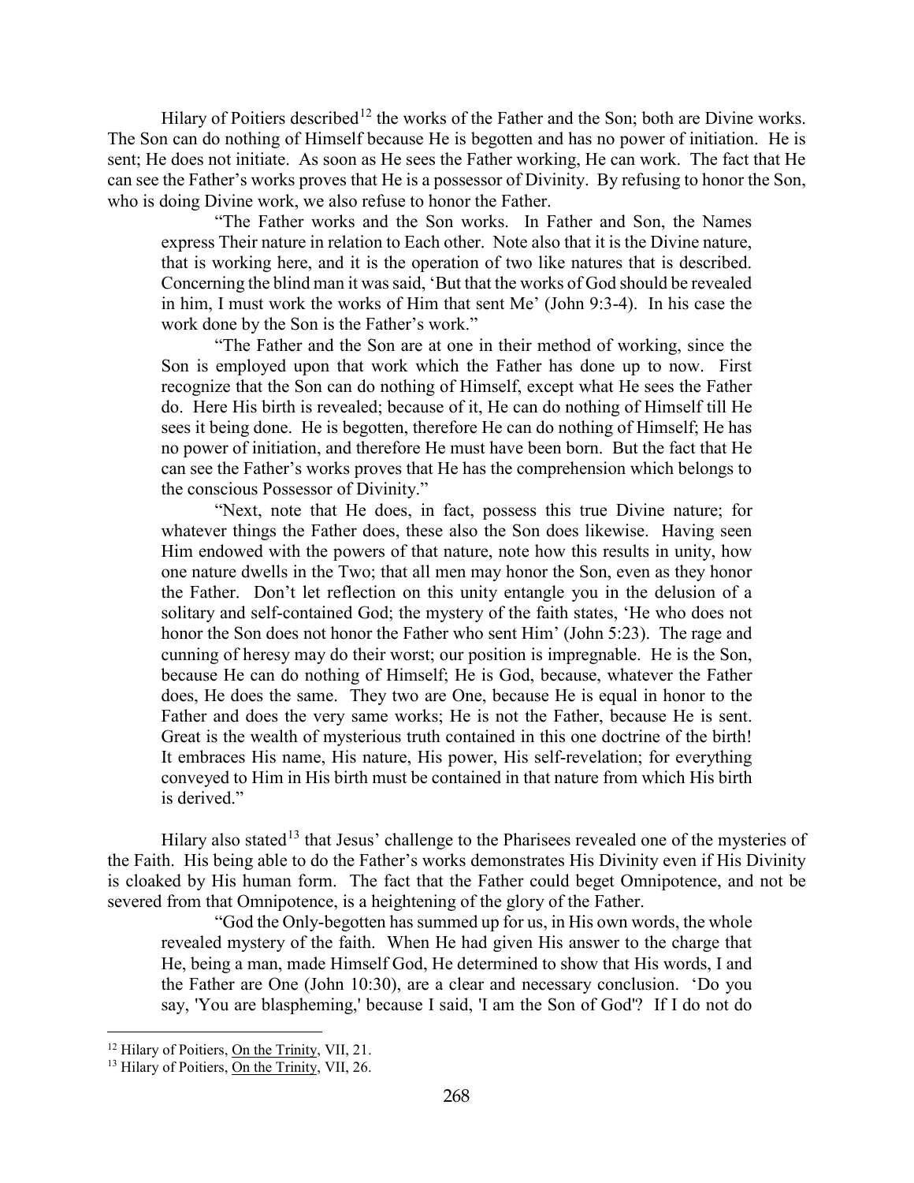Hilary of Poitiers described[12] the works of the Father and the Son; both are Divine works. The Son can do nothing of Himself because He is begotten and has no power of initiation. He is sent; He does not initiate. As soon as He sees the Father working, He can work. The fact that He can see the Father's works proves that He is a possessor of Divinity. By refusing to honor the Son, who is doing Divine work, we also refuse to honor the Father.

> "The Father works and the Son works. In Father and Son, the Names express Their nature in relation to Each other. Note also that it is the Divine nature, that is working here, and it is the operation of two like natures that is described. Concerning the blind man it was said, 'But that the works of God should be revealed in him, I must work the works of Him that sent Me' (John 9:3-4). In his case the work done by the Son is the Father's work."
>
> "The Father and the Son are at one in their method of working, since the Son is employed upon that work which the Father has done up to now. First recognize that the Son can do nothing of Himself, except what He sees the Father do. Here His birth is revealed; because of it, He can do nothing of Himself till He sees it being done. He is begotten, therefore He can do nothing of Himself; He has no power of initiation, and therefore He must have been born. But the fact that He can see the Father's works proves that He has the comprehension which belongs to the conscious Possessor of Divinity."
>
> "Next, note that He does, in fact, possess this true Divine nature; for whatever things the Father does, these also the Son does likewise. Having seen Him endowed with the powers of that nature, note how this results in unity, how one nature dwells in the Two; that all men may honor the Son, even as they honor the Father. Don't let reflection on this unity entangle you in the delusion of a solitary and self-contained God; the mystery of the faith states, 'He who does not honor the Son does not honor the Father who sent Him' (John 5:23). The rage and cunning of heresy may do their worst; our position is impregnable. He is the Son, because He can do nothing of Himself; He is God, because, whatever the Father does, He does the same. They two are One, because He is equal in honor to the Father and does the very same works; He is not the Father, because He is sent. Great is the wealth of mysterious truth contained in this one doctrine of the birth! It embraces His name, His nature, His power, His self-revelation; for everything conveyed to Him in His birth must be contained in that nature from which His birth is derived."

Hilary also stated[13] that Jesus' challenge to the Pharisees revealed one of the mysteries of the Faith. His being able to do the Father's works demonstrates His Divinity even if His Divinity is cloaked by His human form. The fact that the Father could beget Omnipotence, and not be severed from that Omnipotence, is a heightening of the glory of the Father.

> "God the Only-begotten has summed up for us, in His own words, the whole revealed mystery of the faith. When He had given His answer to the charge that He, being a man, made Himself God, He determined to show that His words, I and the Father are One (John 10:30), are a clear and necessary conclusion. 'Do you say, 'You are blaspheming,' because I said, 'I am the Son of God'? If I do not do

---

[12] Hilary of Poitiers, On the Trinity, VII, 21.

[13] Hilary of Poitiers, On the Trinity, VII, 26.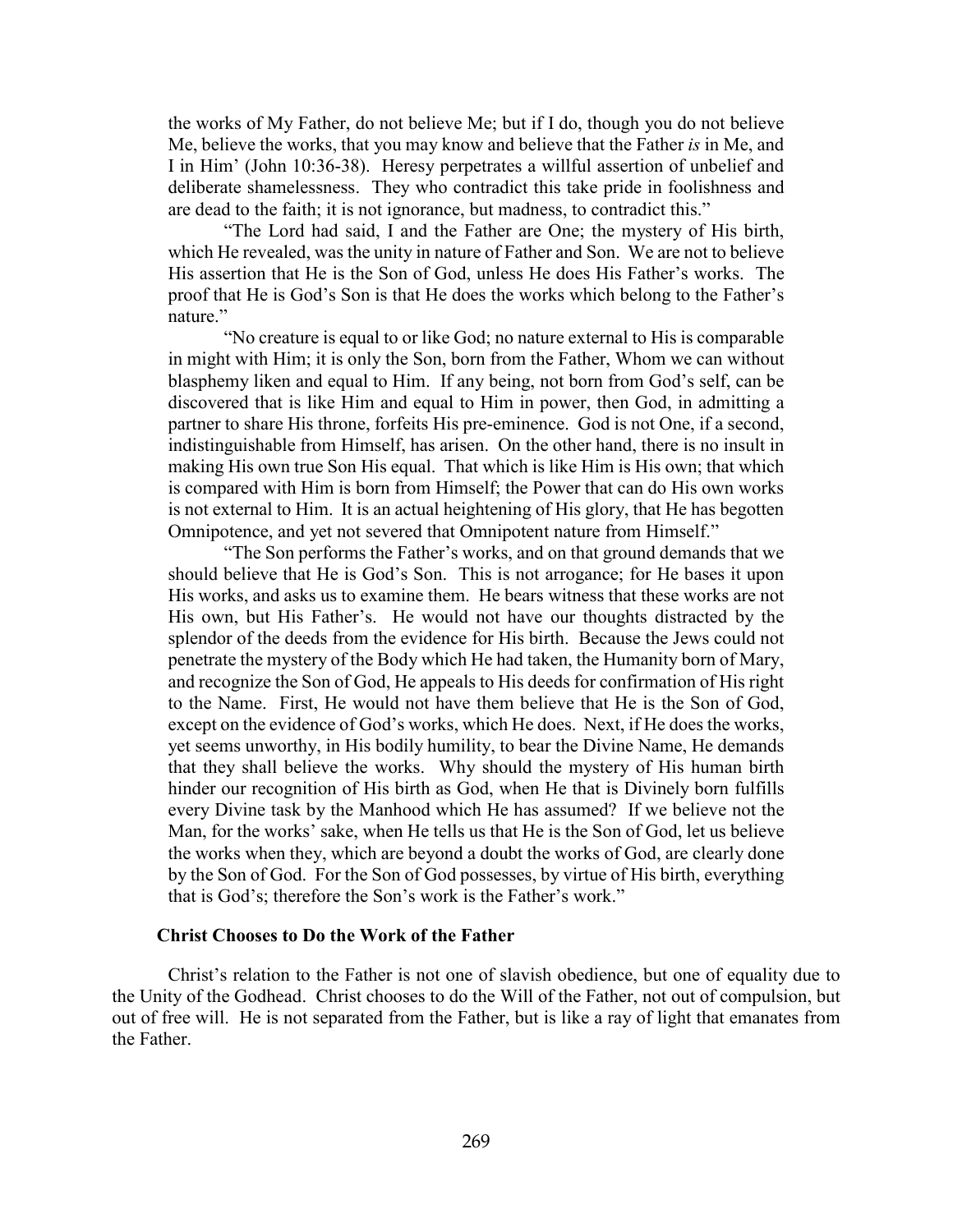the works of My Father, do not believe Me; but if I do, though you do not believe Me, believe the works, that you may know and believe that the Father *is* in Me, and I in Him' (John 10:36-38). Heresy perpetrates a willful assertion of unbelief and deliberate shamelessness. They who contradict this take pride in foolishness and are dead to the faith; it is not ignorance, but madness, to contradict this."

"The Lord had said, I and the Father are One; the mystery of His birth, which He revealed, was the unity in nature of Father and Son. We are not to believe His assertion that He is the Son of God, unless He does His Father's works. The proof that He is God's Son is that He does the works which belong to the Father's nature."

"No creature is equal to or like God; no nature external to His is comparable in might with Him; it is only the Son, born from the Father, Whom we can without blasphemy liken and equal to Him. If any being, not born from God's self, can be discovered that is like Him and equal to Him in power, then God, in admitting a partner to share His throne, forfeits His pre-eminence. God is not One, if a second, indistinguishable from Himself, has arisen. On the other hand, there is no insult in making His own true Son His equal. That which is like Him is His own; that which is compared with Him is born from Himself; the Power that can do His own works is not external to Him. It is an actual heightening of His glory, that He has begotten Omnipotence, and yet not severed that Omnipotent nature from Himself."

"The Son performs the Father's works, and on that ground demands that we should believe that He is God's Son. This is not arrogance; for He bases it upon His works, and asks us to examine them. He bears witness that these works are not His own, but His Father's. He would not have our thoughts distracted by the splendor of the deeds from the evidence for His birth. Because the Jews could not penetrate the mystery of the Body which He had taken, the Humanity born of Mary, and recognize the Son of God, He appeals to His deeds for confirmation of His right to the Name. First, He would not have them believe that He is the Son of God, except on the evidence of God's works, which He does. Next, if He does the works, yet seems unworthy, in His bodily humility, to bear the Divine Name, He demands that they shall believe the works. Why should the mystery of His human birth hinder our recognition of His birth as God, when He that is Divinely born fulfills every Divine task by the Manhood which He has assumed? If we believe not the Man, for the works' sake, when He tells us that He is the Son of God, let us believe the works when they, which are beyond a doubt the works of God, are clearly done by the Son of God. For the Son of God possesses, by virtue of His birth, everything that is God's; therefore the Son's work is the Father's work."

### Christ Chooses to Do the Work of the Father

Christ's relation to the Father is not one of slavish obedience, but one of equality due to the Unity of the Godhead. Christ chooses to do the Will of the Father, not out of compulsion, but out of free will. He is not separated from the Father, but is like a ray of light that emanates from the Father.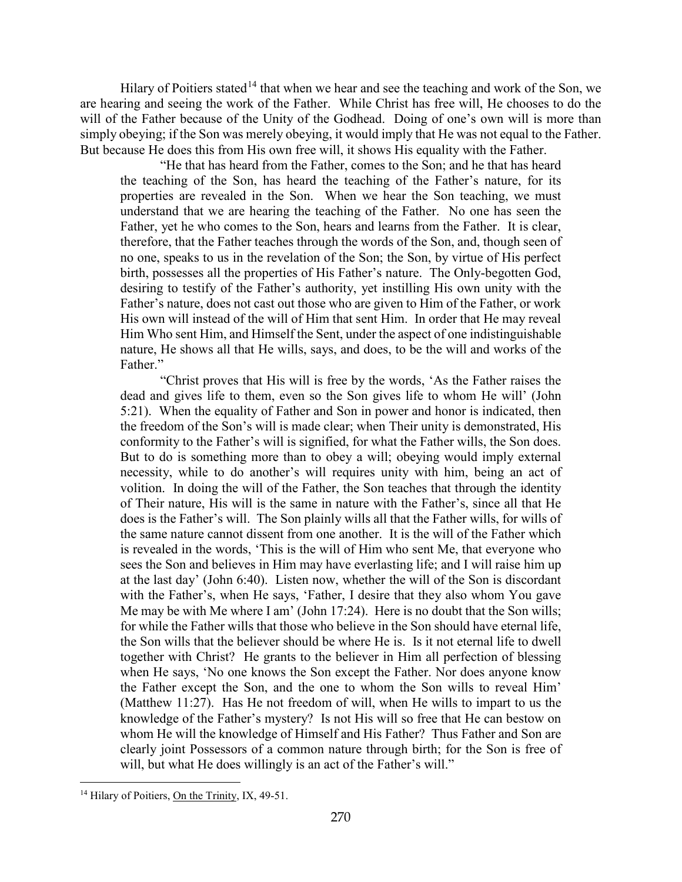Hilary of Poitiers stated[14] that when we hear and see the teaching and work of the Son, we are hearing and seeing the work of the Father. While Christ has free will, He chooses to do the will of the Father because of the Unity of the Godhead. Doing of one's own will is more than simply obeying; if the Son was merely obeying, it would imply that He was not equal to the Father. But because He does this from His own free will, it shows His equality with the Father.

> "He that has heard from the Father, comes to the Son; and he that has heard the teaching of the Son, has heard the teaching of the Father's nature, for its properties are revealed in the Son. When we hear the Son teaching, we must understand that we are hearing the teaching of the Father. No one has seen the Father, yet he who comes to the Son, hears and learns from the Father. It is clear, therefore, that the Father teaches through the words of the Son, and, though seen of no one, speaks to us in the revelation of the Son; the Son, by virtue of His perfect birth, possesses all the properties of His Father's nature. The Only-begotten God, desiring to testify of the Father's authority, yet instilling His own unity with the Father's nature, does not cast out those who are given to Him of the Father, or work His own will instead of the will of Him that sent Him. In order that He may reveal Him Who sent Him, and Himself the Sent, under the aspect of one indistinguishable nature, He shows all that He wills, says, and does, to be the will and works of the Father."
>
> "Christ proves that His will is free by the words, 'As the Father raises the dead and gives life to them, even so the Son gives life to whom He will' (John 5:21). When the equality of Father and Son in power and honor is indicated, then the freedom of the Son's will is made clear; when Their unity is demonstrated, His conformity to the Father's will is signified, for what the Father wills, the Son does. But to do is something more than to obey a will; obeying would imply external necessity, while to do another's will requires unity with him, being an act of volition. In doing the will of the Father, the Son teaches that through the identity of Their nature, His will is the same in nature with the Father's, since all that He does is the Father's will. The Son plainly wills all that the Father wills, for wills of the same nature cannot dissent from one another. It is the will of the Father which is revealed in the words, 'This is the will of Him who sent Me, that everyone who sees the Son and believes in Him may have everlasting life; and I will raise him up at the last day' (John 6:40). Listen now, whether the will of the Son is discordant with the Father's, when He says, 'Father, I desire that they also whom You gave Me may be with Me where I am' (John 17:24). Here is no doubt that the Son wills; for while the Father wills that those who believe in the Son should have eternal life, the Son wills that the believer should be where He is. Is it not eternal life to dwell together with Christ? He grants to the believer in Him all perfection of blessing when He says, 'No one knows the Son except the Father. Nor does anyone know the Father except the Son, and the one to whom the Son wills to reveal Him' (Matthew 11:27). Has He not freedom of will, when He wills to impart to us the knowledge of the Father's mystery? Is not His will so free that He can bestow on whom He will the knowledge of Himself and His Father? Thus Father and Son are clearly joint Possessors of a common nature through birth; for the Son is free of will, but what He does willingly is an act of the Father's will."

---

[14] Hilary of Poitiers, On the Trinity, IX, 49-51.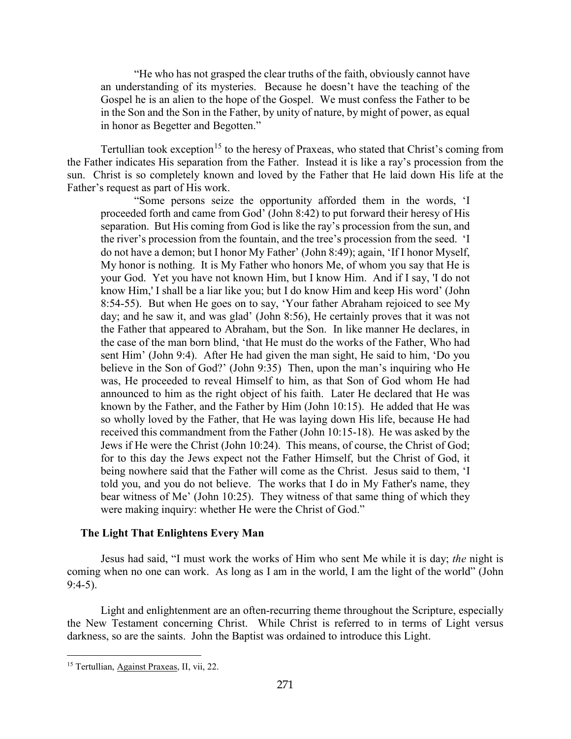> "He who has not grasped the clear truths of the faith, obviously cannot have an understanding of its mysteries. Because he doesn't have the teaching of the Gospel he is an alien to the hope of the Gospel. We must confess the Father to be in the Son and the Son in the Father, by unity of nature, by might of power, as equal in honor as Begetter and Begotten."

Tertullian took exception[15] to the heresy of Praxeas, who stated that Christ's coming from the Father indicates His separation from the Father. Instead it is like a ray's procession from the sun. Christ is so completely known and loved by the Father that He laid down His life at the Father's request as part of His work.

> "Some persons seize the opportunity afforded them in the words, 'I proceeded forth and came from God' (John 8:42) to put forward their heresy of His separation. But His coming from God is like the ray's procession from the sun, and the river's procession from the fountain, and the tree's procession from the seed. 'I do not have a demon; but I honor My Father' (John 8:49); again, 'If I honor Myself, My honor is nothing. It is My Father who honors Me, of whom you say that He is your God. Yet you have not known Him, but I know Him. And if I say, 'I do not know Him,' I shall be a liar like you; but I do know Him and keep His word' (John 8:54-55). But when He goes on to say, 'Your father Abraham rejoiced to see My day; and he saw it, and was glad' (John 8:56), He certainly proves that it was not the Father that appeared to Abraham, but the Son. In like manner He declares, in the case of the man born blind, 'that He must do the works of the Father, Who had sent Him' (John 9:4). After He had given the man sight, He said to him, 'Do you believe in the Son of God?' (John 9:35) Then, upon the man's inquiring who He was, He proceeded to reveal Himself to him, as that Son of God whom He had announced to him as the right object of his faith. Later He declared that He was known by the Father, and the Father by Him (John 10:15). He added that He was so wholly loved by the Father, that He was laying down His life, because He had received this commandment from the Father (John 10:15-18). He was asked by the Jews if He were the Christ (John 10:24). This means, of course, the Christ of God; for to this day the Jews expect not the Father Himself, but the Christ of God, it being nowhere said that the Father will come as the Christ. Jesus said to them, 'I told you, and you do not believe. The works that I do in My Father's name, they bear witness of Me' (John 10:25). They witness of that same thing of which they were making inquiry: whether He were the Christ of God."

### The Light That Enlightens Every Man

Jesus had said, "I must work the works of Him who sent Me while it is day; *the* night is coming when no one can work. As long as I am in the world, I am the light of the world" (John 9:4-5).

Light and enlightenment are an often-recurring theme throughout the Scripture, especially the New Testament concerning Christ. While Christ is referred to in terms of Light versus darkness, so are the saints. John the Baptist was ordained to introduce this Light.

---

[15] Tertullian, Against Praxeas, II, vii, 22.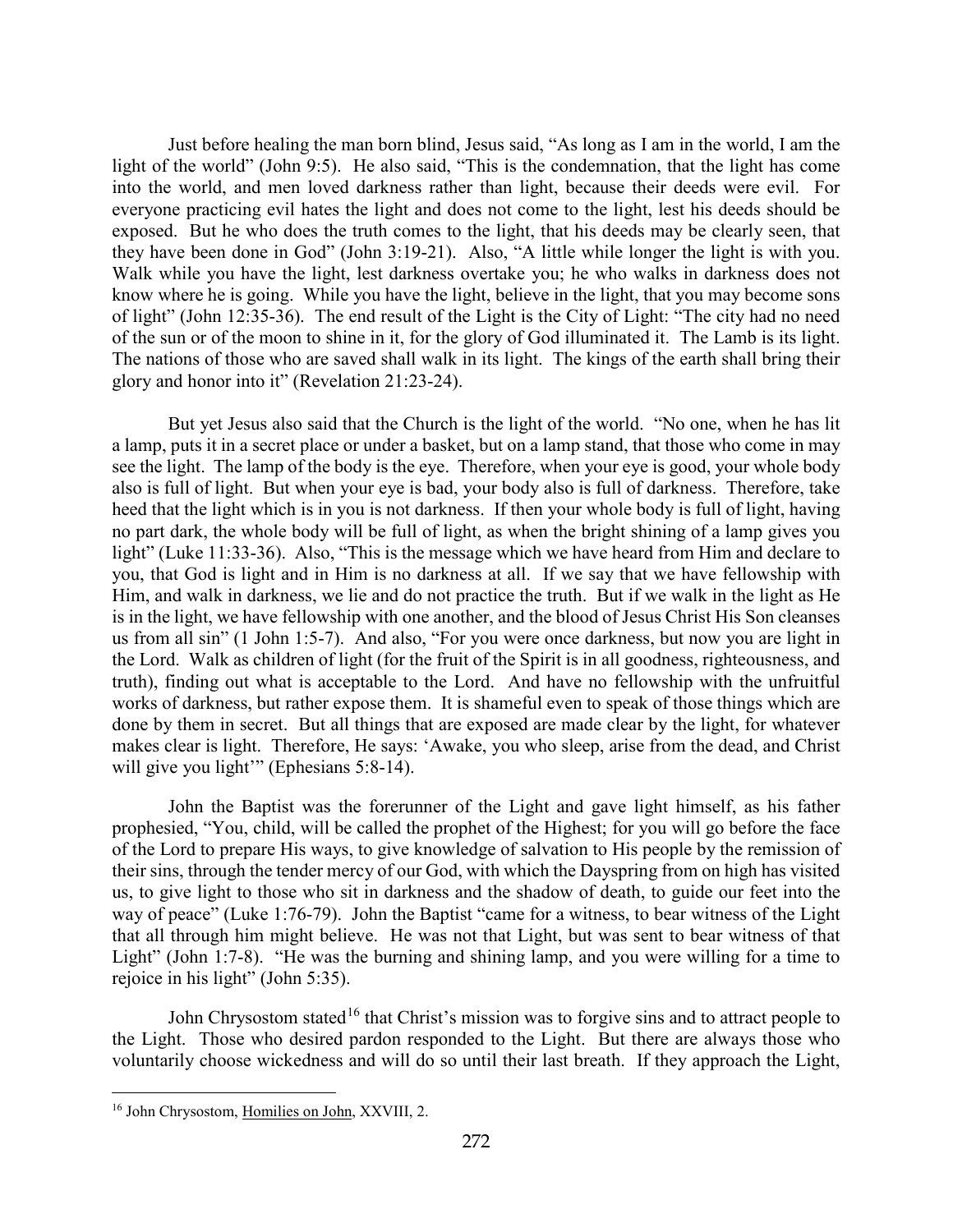Just before healing the man born blind, Jesus said, "As long as I am in the world, I am the light of the world" (John 9:5). He also said, "This is the condemnation, that the light has come into the world, and men loved darkness rather than light, because their deeds were evil. For everyone practicing evil hates the light and does not come to the light, lest his deeds should be exposed. But he who does the truth comes to the light, that his deeds may be clearly seen, that they have been done in God" (John 3:19-21). Also, "A little while longer the light is with you. Walk while you have the light, lest darkness overtake you; he who walks in darkness does not know where he is going. While you have the light, believe in the light, that you may become sons of light" (John 12:35-36). The end result of the Light is the City of Light: "The city had no need of the sun or of the moon to shine in it, for the glory of God illuminated it. The Lamb is its light. The nations of those who are saved shall walk in its light. The kings of the earth shall bring their glory and honor into it" (Revelation 21:23-24).

But yet Jesus also said that the Church is the light of the world. "No one, when he has lit a lamp, puts it in a secret place or under a basket, but on a lamp stand, that those who come in may see the light. The lamp of the body is the eye. Therefore, when your eye is good, your whole body also is full of light. But when your eye is bad, your body also is full of darkness. Therefore, take heed that the light which is in you is not darkness. If then your whole body is full of light, having no part dark, the whole body will be full of light, as when the bright shining of a lamp gives you light" (Luke 11:33-36). Also, "This is the message which we have heard from Him and declare to you, that God is light and in Him is no darkness at all. If we say that we have fellowship with Him, and walk in darkness, we lie and do not practice the truth. But if we walk in the light as He is in the light, we have fellowship with one another, and the blood of Jesus Christ His Son cleanses us from all sin" (1 John 1:5-7). And also, "For you were once darkness, but now you are light in the Lord. Walk as children of light (for the fruit of the Spirit is in all goodness, righteousness, and truth), finding out what is acceptable to the Lord. And have no fellowship with the unfruitful works of darkness, but rather expose them. It is shameful even to speak of those things which are done by them in secret. But all things that are exposed are made clear by the light, for whatever makes clear is light. Therefore, He says: 'Awake, you who sleep, arise from the dead, and Christ will give you light'" (Ephesians 5:8-14).

John the Baptist was the forerunner of the Light and gave light himself, as his father prophesied, "You, child, will be called the prophet of the Highest; for you will go before the face of the Lord to prepare His ways, to give knowledge of salvation to His people by the remission of their sins, through the tender mercy of our God, with which the Dayspring from on high has visited us, to give light to those who sit in darkness and the shadow of death, to guide our feet into the way of peace" (Luke 1:76-79). John the Baptist "came for a witness, to bear witness of the Light that all through him might believe. He was not that Light, but was sent to bear witness of that Light" (John 1:7-8). "He was the burning and shining lamp, and you were willing for a time to rejoice in his light" (John 5:35).

John Chrysostom stated[16] that Christ's mission was to forgive sins and to attract people to the Light. Those who desired pardon responded to the Light. But there are always those who voluntarily choose wickedness and will do so until their last breath. If they approach the Light,

---

[16] John Chrysostom, Homilies on John, XXVIII, 2.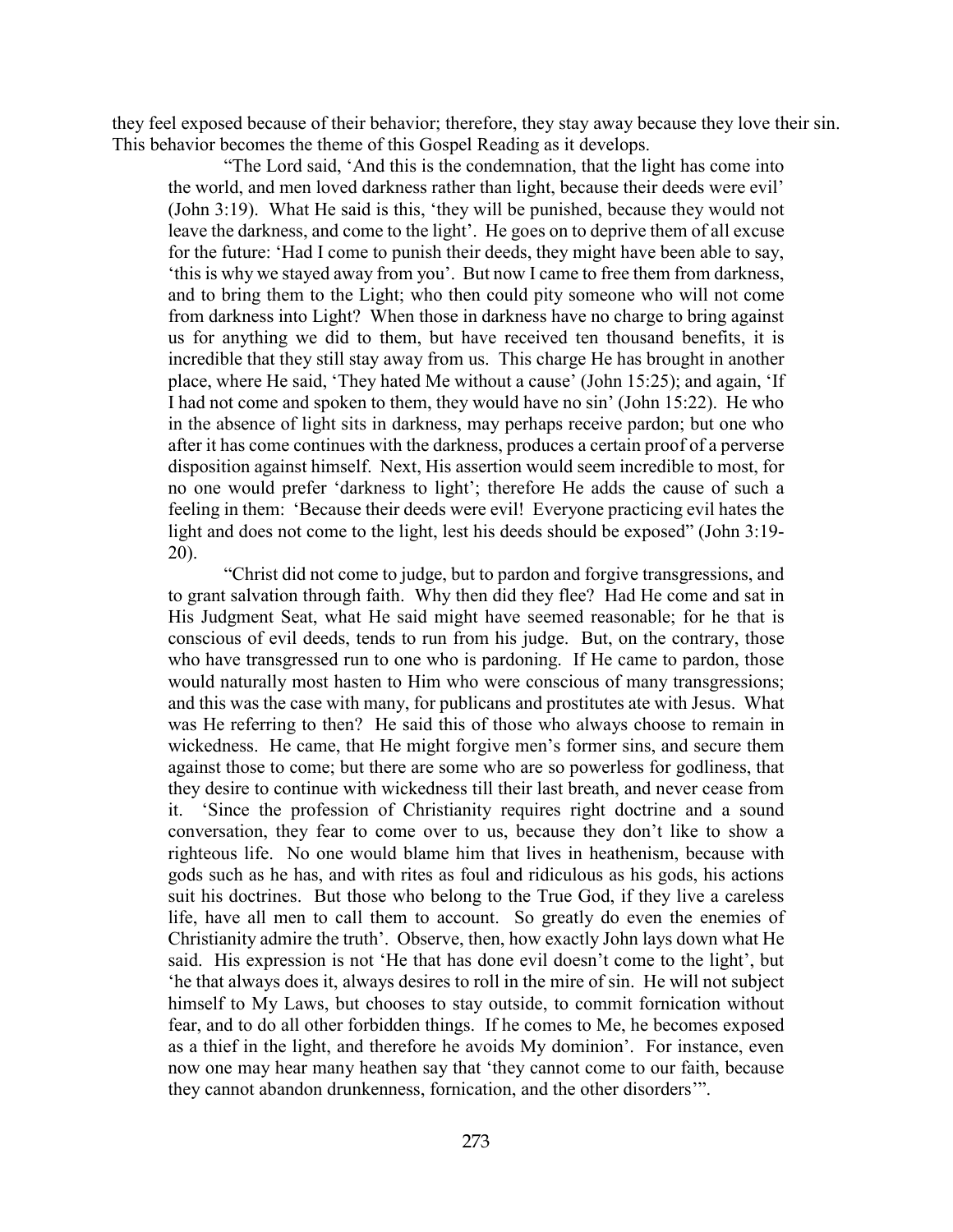they feel exposed because of their behavior; therefore, they stay away because they love their sin. This behavior becomes the theme of this Gospel Reading as it develops.

> "The Lord said, 'And this is the condemnation, that the light has come into the world, and men loved darkness rather than light, because their deeds were evil' (John 3:19). What He said is this, 'they will be punished, because they would not leave the darkness, and come to the light'. He goes on to deprive them of all excuse for the future: 'Had I come to punish their deeds, they might have been able to say, 'this is why we stayed away from you'. But now I came to free them from darkness, and to bring them to the Light; who then could pity someone who will not come from darkness into Light? When those in darkness have no charge to bring against us for anything we did to them, but have received ten thousand benefits, it is incredible that they still stay away from us. This charge He has brought in another place, where He said, 'They hated Me without a cause' (John 15:25); and again, 'If I had not come and spoken to them, they would have no sin' (John 15:22). He who in the absence of light sits in darkness, may perhaps receive pardon; but one who after it has come continues with the darkness, produces a certain proof of a perverse disposition against himself. Next, His assertion would seem incredible to most, for no one would prefer 'darkness to light'; therefore He adds the cause of such a feeling in them: 'Because their deeds were evil! Everyone practicing evil hates the light and does not come to the light, lest his deeds should be exposed" (John 3:19-20).
>
> "Christ did not come to judge, but to pardon and forgive transgressions, and to grant salvation through faith. Why then did they flee? Had He come and sat in His Judgment Seat, what He said might have seemed reasonable; for he that is conscious of evil deeds, tends to run from his judge. But, on the contrary, those who have transgressed run to one who is pardoning. If He came to pardon, those would naturally most hasten to Him who were conscious of many transgressions; and this was the case with many, for publicans and prostitutes ate with Jesus. What was He referring to then? He said this of those who always choose to remain in wickedness. He came, that He might forgive men's former sins, and secure them against those to come; but there are some who are so powerless for godliness, that they desire to continue with wickedness till their last breath, and never cease from it. 'Since the profession of Christianity requires right doctrine and a sound conversation, they fear to come over to us, because they don't like to show a righteous life. No one would blame him that lives in heathenism, because with gods such as he has, and with rites as foul and ridiculous as his gods, his actions suit his doctrines. But those who belong to the True God, if they live a careless life, have all men to call them to account. So greatly do even the enemies of Christianity admire the truth'. Observe, then, how exactly John lays down what He said. His expression is not 'He that has done evil doesn't come to the light', but 'he that always does it, always desires to roll in the mire of sin. He will not subject himself to My Laws, but chooses to stay outside, to commit fornication without fear, and to do all other forbidden things. If he comes to Me, he becomes exposed as a thief in the light, and therefore he avoids My dominion'. For instance, even now one may hear many heathen say that 'they cannot come to our faith, because they cannot abandon drunkenness, fornication, and the other disorders'".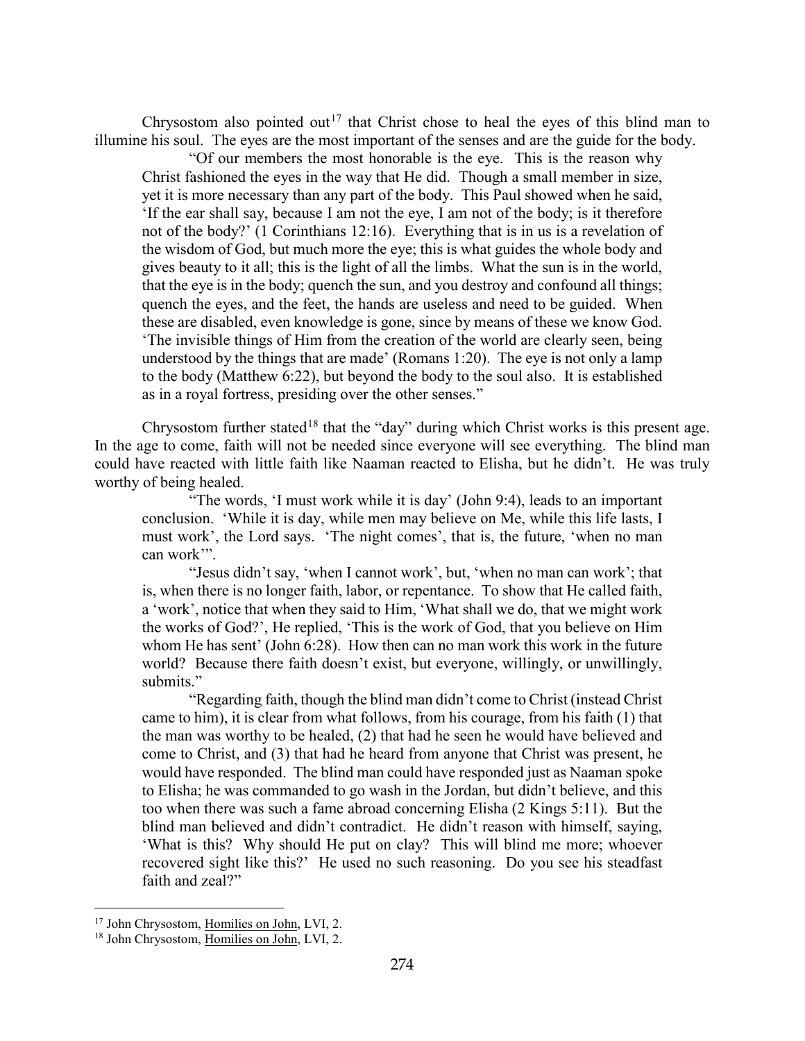Chrysostom also pointed out[17] that Christ chose to heal the eyes of this blind man to illumine his soul. The eyes are the most important of the senses and are the guide for the body.

> "Of our members the most honorable is the eye. This is the reason why Christ fashioned the eyes in the way that He did. Though a small member in size, yet it is more necessary than any part of the body. This Paul showed when he said, 'If the ear shall say, because I am not the eye, I am not of the body; is it therefore not of the body?' (1 Corinthians 12:16). Everything that is in us is a revelation of the wisdom of God, but much more the eye; this is what guides the whole body and gives beauty to it all; this is the light of all the limbs. What the sun is in the world, that the eye is in the body; quench the sun, and you destroy and confound all things; quench the eyes, and the feet, the hands are useless and need to be guided. When these are disabled, even knowledge is gone, since by means of these we know God. 'The invisible things of Him from the creation of the world are clearly seen, being understood by the things that are made' (Romans 1:20). The eye is not only a lamp to the body (Matthew 6:22), but beyond the body to the soul also. It is established as in a royal fortress, presiding over the other senses."

Chrysostom further stated[18] that the "day" during which Christ works is this present age. In the age to come, faith will not be needed since everyone will see everything. The blind man could have reacted with little faith like Naaman reacted to Elisha, but he didn't. He was truly worthy of being healed.

> "The words, 'I must work while it is day' (John 9:4), leads to an important conclusion. 'While it is day, while men may believe on Me, while this life lasts, I must work', the Lord says. 'The night comes', that is, the future, 'when no man can work'".
>
> "Jesus didn't say, 'when I cannot work', but, 'when no man can work'; that is, when there is no longer faith, labor, or repentance. To show that He called faith, a 'work', notice that when they said to Him, 'What shall we do, that we might work the works of God?', He replied, 'This is the work of God, that you believe on Him whom He has sent' (John 6:28). How then can no man work this work in the future world? Because there faith doesn't exist, but everyone, willingly, or unwillingly, submits."
>
> "Regarding faith, though the blind man didn't come to Christ (instead Christ came to him), it is clear from what follows, from his courage, from his faith (1) that the man was worthy to be healed, (2) that had he seen he would have believed and come to Christ, and (3) that had he heard from anyone that Christ was present, he would have responded. The blind man could have responded just as Naaman spoke to Elisha; he was commanded to go wash in the Jordan, but didn't believe, and this too when there was such a fame abroad concerning Elisha (2 Kings 5:11). But the blind man believed and didn't contradict. He didn't reason with himself, saying, 'What is this? Why should He put on clay? This will blind me more; whoever recovered sight like this?' He used no such reasoning. Do you see his steadfast faith and zeal?"

[17] John Chrysostom, Homilies on John, LVI, 2.

[18] John Chrysostom, Homilies on John, LVI, 2.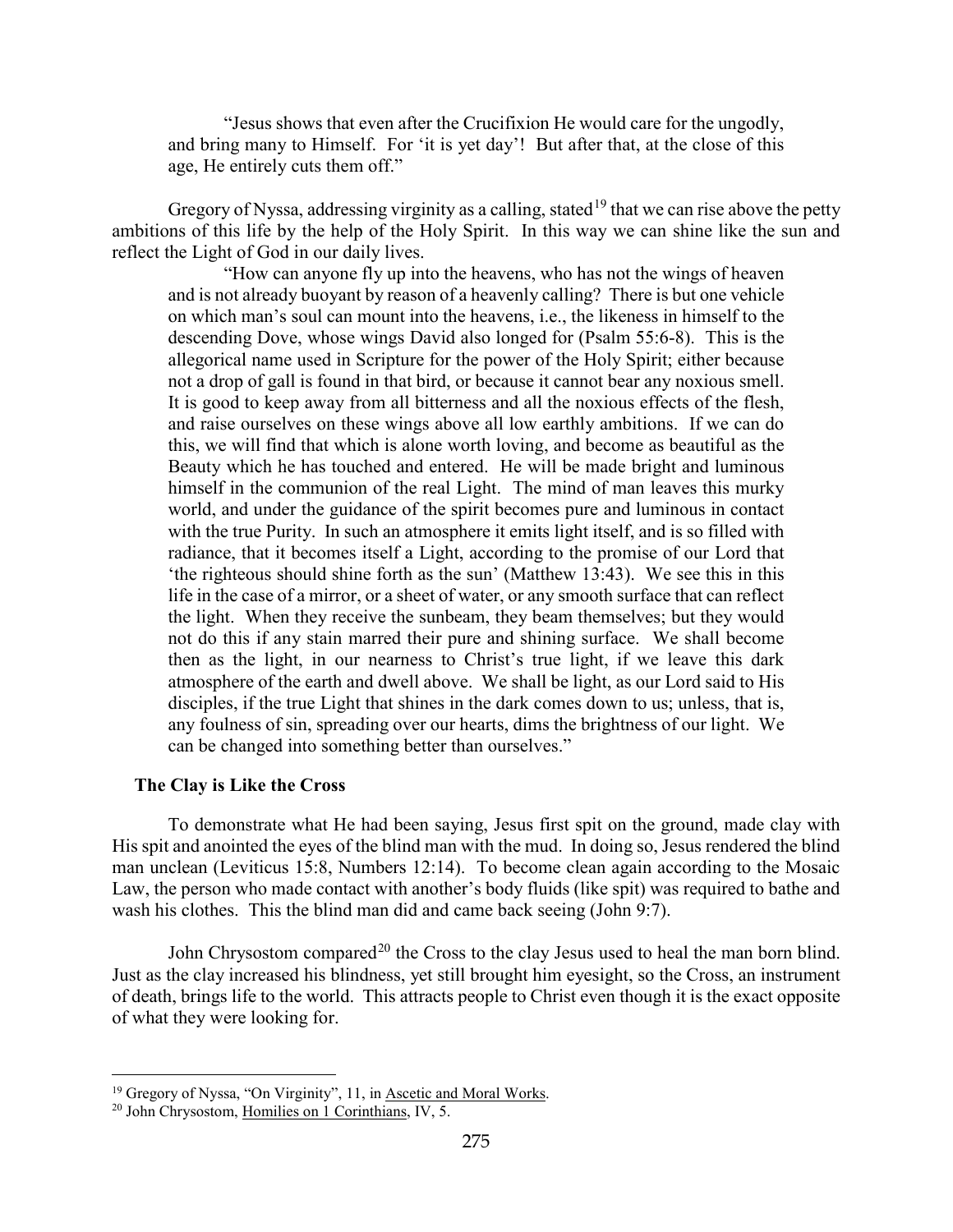"Jesus shows that even after the Crucifixion He would care for the ungodly, and bring many to Himself. For 'it is yet day'! But after that, at the close of this age, He entirely cuts them off."

Gregory of Nyssa, addressing virginity as a calling, stated[19] that we can rise above the petty ambitions of this life by the help of the Holy Spirit. In this way we can shine like the sun and reflect the Light of God in our daily lives.

> "How can anyone fly up into the heavens, who has not the wings of heaven and is not already buoyant by reason of a heavenly calling? There is but one vehicle on which man's soul can mount into the heavens, i.e., the likeness in himself to the descending Dove, whose wings David also longed for (Psalm 55:6-8). This is the allegorical name used in Scripture for the power of the Holy Spirit; either because not a drop of gall is found in that bird, or because it cannot bear any noxious smell. It is good to keep away from all bitterness and all the noxious effects of the flesh, and raise ourselves on these wings above all low earthly ambitions. If we can do this, we will find that which is alone worth loving, and become as beautiful as the Beauty which he has touched and entered. He will be made bright and luminous himself in the communion of the real Light. The mind of man leaves this murky world, and under the guidance of the spirit becomes pure and luminous in contact with the true Purity. In such an atmosphere it emits light itself, and is so filled with radiance, that it becomes itself a Light, according to the promise of our Lord that 'the righteous should shine forth as the sun' (Matthew 13:43). We see this in this life in the case of a mirror, or a sheet of water, or any smooth surface that can reflect the light. When they receive the sunbeam, they beam themselves; but they would not do this if any stain marred their pure and shining surface. We shall become then as the light, in our nearness to Christ's true light, if we leave this dark atmosphere of the earth and dwell above. We shall be light, as our Lord said to His disciples, if the true Light that shines in the dark comes down to us; unless, that is, any foulness of sin, spreading over our hearts, dims the brightness of our light. We can be changed into something better than ourselves."

### The Clay is Like the Cross

To demonstrate what He had been saying, Jesus first spit on the ground, made clay with His spit and anointed the eyes of the blind man with the mud. In doing so, Jesus rendered the blind man unclean (Leviticus 15:8, Numbers 12:14). To become clean again according to the Mosaic Law, the person who made contact with another's body fluids (like spit) was required to bathe and wash his clothes. This the blind man did and came back seeing (John 9:7).

John Chrysostom compared[20] the Cross to the clay Jesus used to heal the man born blind. Just as the clay increased his blindness, yet still brought him eyesight, so the Cross, an instrument of death, brings life to the world. This attracts people to Christ even though it is the exact opposite of what they were looking for.

---

[19] Gregory of Nyssa, "On Virginity", 11, in Ascetic and Moral Works.

[20] John Chrysostom, Homilies on 1 Corinthians, IV, 5.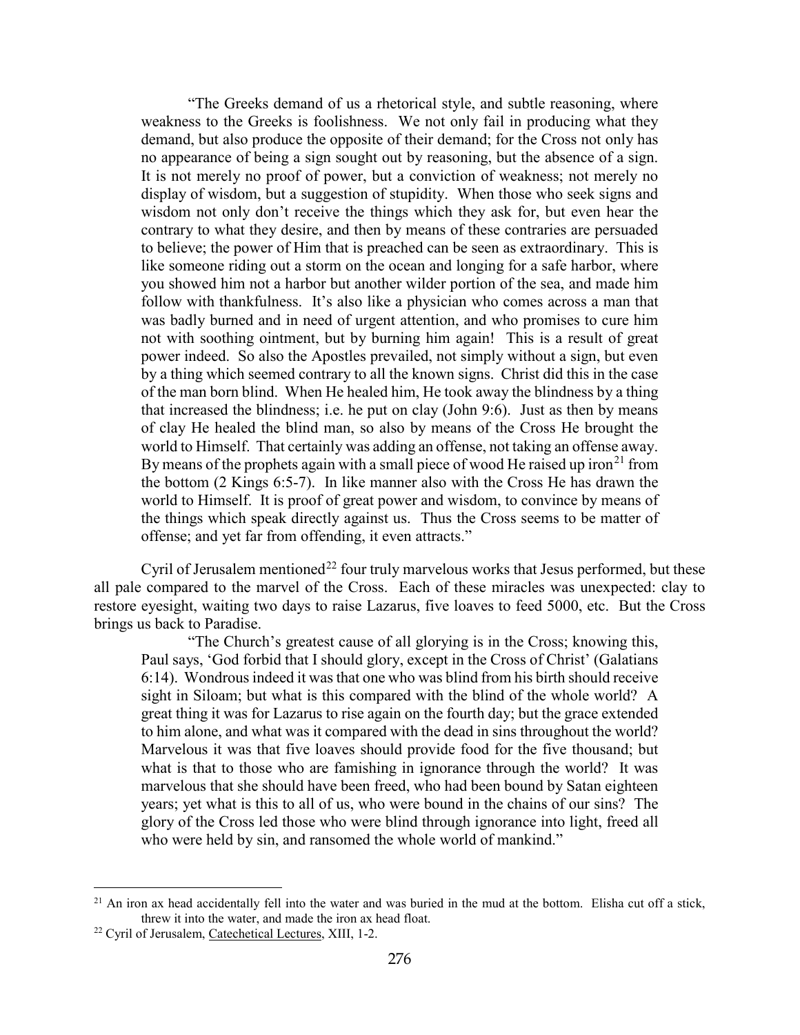> "The Greeks demand of us a rhetorical style, and subtle reasoning, where weakness to the Greeks is foolishness. We not only fail in producing what they demand, but also produce the opposite of their demand; for the Cross not only has no appearance of being a sign sought out by reasoning, but the absence of a sign. It is not merely no proof of power, but a conviction of weakness; not merely no display of wisdom, but a suggestion of stupidity. When those who seek signs and wisdom not only don't receive the things which they ask for, but even hear the contrary to what they desire, and then by means of these contraries are persuaded to believe; the power of Him that is preached can be seen as extraordinary. This is like someone riding out a storm on the ocean and longing for a safe harbor, where you showed him not a harbor but another wilder portion of the sea, and made him follow with thankfulness. It's also like a physician who comes across a man that was badly burned and in need of urgent attention, and who promises to cure him not with soothing ointment, but by burning him again! This is a result of great power indeed. So also the Apostles prevailed, not simply without a sign, but even by a thing which seemed contrary to all the known signs. Christ did this in the case of the man born blind. When He healed him, He took away the blindness by a thing that increased the blindness; i.e. he put on clay (John 9:6). Just as then by means of clay He healed the blind man, so also by means of the Cross He brought the world to Himself. That certainly was adding an offense, not taking an offense away. By means of the prophets again with a small piece of wood He raised up iron[21] from the bottom (2 Kings 6:5-7). In like manner also with the Cross He has drawn the world to Himself. It is proof of great power and wisdom, to convince by means of the things which speak directly against us. Thus the Cross seems to be matter of offense; and yet far from offending, it even attracts."

Cyril of Jerusalem mentioned[22] four truly marvelous works that Jesus performed, but these all pale compared to the marvel of the Cross. Each of these miracles was unexpected: clay to restore eyesight, waiting two days to raise Lazarus, five loaves to feed 5000, etc. But the Cross brings us back to Paradise.

> "The Church's greatest cause of all glorying is in the Cross; knowing this, Paul says, 'God forbid that I should glory, except in the Cross of Christ' (Galatians 6:14). Wondrous indeed it was that one who was blind from his birth should receive sight in Siloam; but what is this compared with the blind of the whole world? A great thing it was for Lazarus to rise again on the fourth day; but the grace extended to him alone, and what was it compared with the dead in sins throughout the world? Marvelous it was that five loaves should provide food for the five thousand; but what is that to those who are famishing in ignorance through the world? It was marvelous that she should have been freed, who had been bound by Satan eighteen years; yet what is this to all of us, who were bound in the chains of our sins? The glory of the Cross led those who were blind through ignorance into light, freed all who were held by sin, and ransomed the whole world of mankind."

---

[21] An iron ax head accidentally fell into the water and was buried in the mud at the bottom. Elisha cut off a stick, threw it into the water, and made the iron ax head float.

[22] Cyril of Jerusalem, Catechetical Lectures, XIII, 1-2.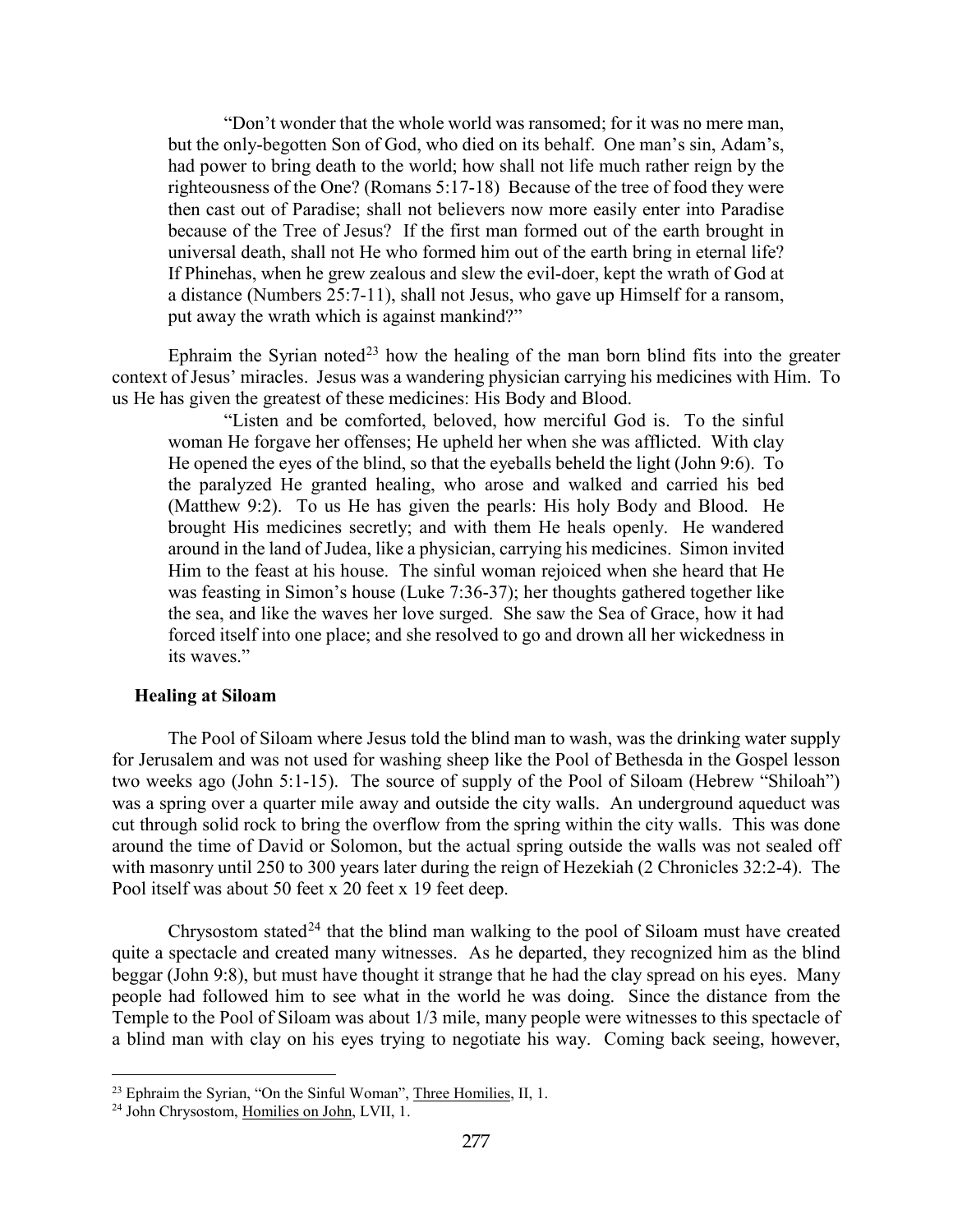> "Don't wonder that the whole world was ransomed; for it was no mere man, but the only-begotten Son of God, who died on its behalf. One man's sin, Adam's, had power to bring death to the world; how shall not life much rather reign by the righteousness of the One? (Romans 5:17-18) Because of the tree of food they were then cast out of Paradise; shall not believers now more easily enter into Paradise because of the Tree of Jesus? If the first man formed out of the earth brought in universal death, shall not He who formed him out of the earth bring in eternal life? If Phinehas, when he grew zealous and slew the evil-doer, kept the wrath of God at a distance (Numbers 25:7-11), shall not Jesus, who gave up Himself for a ransom, put away the wrath which is against mankind?"

Ephraim the Syrian noted[23] how the healing of the man born blind fits into the greater context of Jesus' miracles. Jesus was a wandering physician carrying his medicines with Him. To us He has given the greatest of these medicines: His Body and Blood.

> "Listen and be comforted, beloved, how merciful God is. To the sinful woman He forgave her offenses; He upheld her when she was afflicted. With clay He opened the eyes of the blind, so that the eyeballs beheld the light (John 9:6). To the paralyzed He granted healing, who arose and walked and carried his bed (Matthew 9:2). To us He has given the pearls: His holy Body and Blood. He brought His medicines secretly; and with them He heals openly. He wandered around in the land of Judea, like a physician, carrying his medicines. Simon invited Him to the feast at his house. The sinful woman rejoiced when she heard that He was feasting in Simon's house (Luke 7:36-37); her thoughts gathered together like the sea, and like the waves her love surged. She saw the Sea of Grace, how it had forced itself into one place; and she resolved to go and drown all her wickedness in its waves."

### Healing at Siloam

The Pool of Siloam where Jesus told the blind man to wash, was the drinking water supply for Jerusalem and was not used for washing sheep like the Pool of Bethesda in the Gospel lesson two weeks ago (John 5:1-15). The source of supply of the Pool of Siloam (Hebrew "Shiloah") was a spring over a quarter mile away and outside the city walls. An underground aqueduct was cut through solid rock to bring the overflow from the spring within the city walls. This was done around the time of David or Solomon, but the actual spring outside the walls was not sealed off with masonry until 250 to 300 years later during the reign of Hezekiah (2 Chronicles 32:2-4). The Pool itself was about 50 feet x 20 feet x 19 feet deep.

Chrysostom stated[24] that the blind man walking to the pool of Siloam must have created quite a spectacle and created many witnesses. As he departed, they recognized him as the blind beggar (John 9:8), but must have thought it strange that he had the clay spread on his eyes. Many people had followed him to see what in the world he was doing. Since the distance from the Temple to the Pool of Siloam was about 1/3 mile, many people were witnesses to this spectacle of a blind man with clay on his eyes trying to negotiate his way. Coming back seeing, however,

---

[23] Ephraim the Syrian, "On the Sinful Woman", Three Homilies, II, 1.

[24] John Chrysostom, Homilies on John, LVII, 1.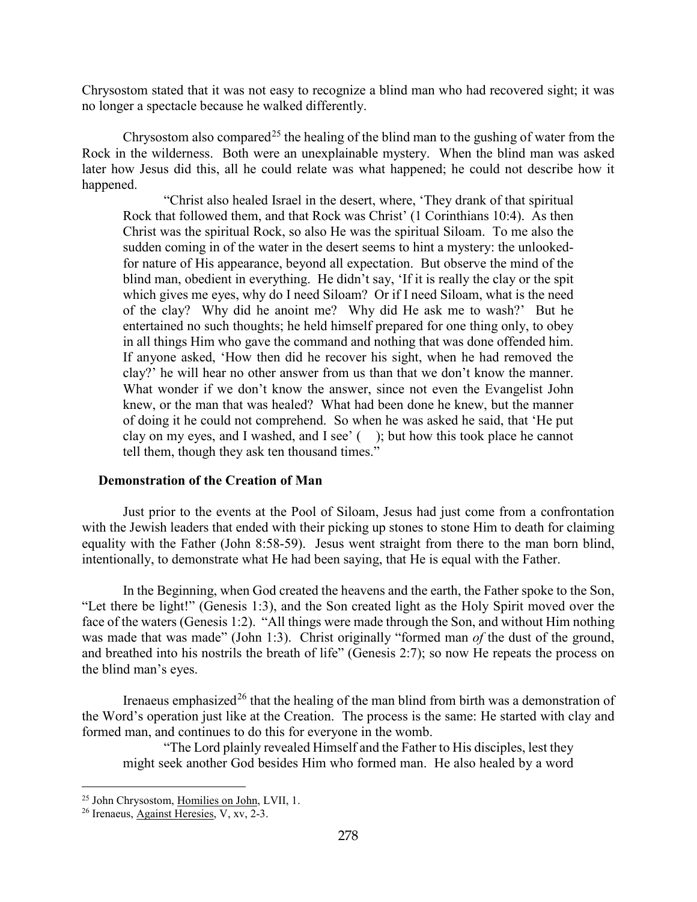Chrysostom stated that it was not easy to recognize a blind man who had recovered sight; it was no longer a spectacle because he walked differently.

Chrysostom also compared[25] the healing of the blind man to the gushing of water from the Rock in the wilderness. Both were an unexplainable mystery. When the blind man was asked later how Jesus did this, all he could relate was what happened; he could not describe how it happened.

> "Christ also healed Israel in the desert, where, 'They drank of that spiritual Rock that followed them, and that Rock was Christ' (1 Corinthians 10:4). As then Christ was the spiritual Rock, so also He was the spiritual Siloam. To me also the sudden coming in of the water in the desert seems to hint a mystery: the unlooked-for nature of His appearance, beyond all expectation. But observe the mind of the blind man, obedient in everything. He didn't say, 'If it is really the clay or the spit which gives me eyes, why do I need Siloam? Or if I need Siloam, what is the need of the clay? Why did he anoint me? Why did He ask me to wash?' But he entertained no such thoughts; he held himself prepared for one thing only, to obey in all things Him who gave the command and nothing that was done offended him. If anyone asked, 'How then did he recover his sight, when he had removed the clay?' he will hear no other answer from us than that we don't know the manner. What wonder if we don't know the answer, since not even the Evangelist John knew, or the man that was healed? What had been done he knew, but the manner of doing it he could not comprehend. So when he was asked he said, that 'He put clay on my eyes, and I washed, and I see' ( ); but how this took place he cannot tell them, though they ask ten thousand times."

### Demonstration of the Creation of Man

Just prior to the events at the Pool of Siloam, Jesus had just come from a confrontation with the Jewish leaders that ended with their picking up stones to stone Him to death for claiming equality with the Father (John 8:58-59). Jesus went straight from there to the man born blind, intentionally, to demonstrate what He had been saying, that He is equal with the Father.

In the Beginning, when God created the heavens and the earth, the Father spoke to the Son, "Let there be light!" (Genesis 1:3), and the Son created light as the Holy Spirit moved over the face of the waters (Genesis 1:2). "All things were made through the Son, and without Him nothing was made that was made" (John 1:3). Christ originally "formed man *of* the dust of the ground, and breathed into his nostrils the breath of life" (Genesis 2:7); so now He repeats the process on the blind man's eyes.

Irenaeus emphasized[26] that the healing of the man blind from birth was a demonstration of the Word's operation just like at the Creation. The process is the same: He started with clay and formed man, and continues to do this for everyone in the womb.

> "The Lord plainly revealed Himself and the Father to His disciples, lest they might seek another God besides Him who formed man. He also healed by a word

---

[25] John Chrysostom, Homilies on John, LVII, 1.

[26] Irenaeus, Against Heresies, V, xv, 2-3.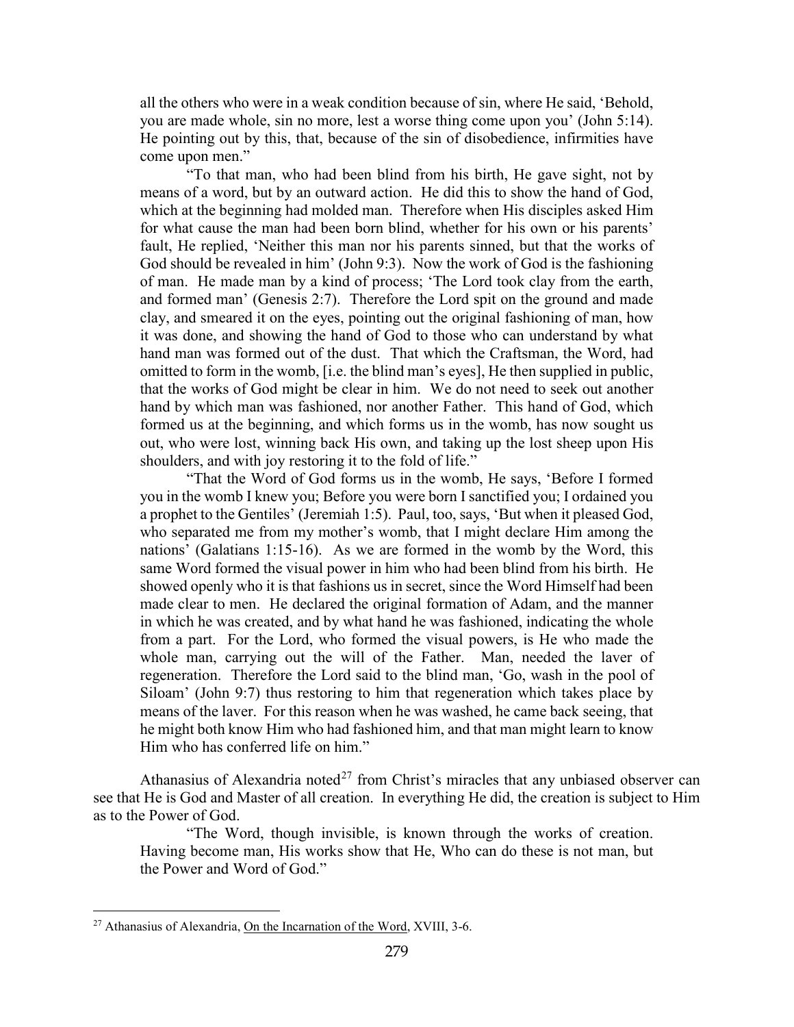> all the others who were in a weak condition because of sin, where He said, 'Behold, you are made whole, sin no more, lest a worse thing come upon you' (John 5:14). He pointing out by this, that, because of the sin of disobedience, infirmities have come upon men."
>
> "To that man, who had been blind from his birth, He gave sight, not by means of a word, but by an outward action. He did this to show the hand of God, which at the beginning had molded man. Therefore when His disciples asked Him for what cause the man had been born blind, whether for his own or his parents' fault, He replied, 'Neither this man nor his parents sinned, but that the works of God should be revealed in him' (John 9:3). Now the work of God is the fashioning of man. He made man by a kind of process; 'The Lord took clay from the earth, and formed man' (Genesis 2:7). Therefore the Lord spit on the ground and made clay, and smeared it on the eyes, pointing out the original fashioning of man, how it was done, and showing the hand of God to those who can understand by what hand man was formed out of the dust. That which the Craftsman, the Word, had omitted to form in the womb, [i.e. the blind man's eyes], He then supplied in public, that the works of God might be clear in him. We do not need to seek out another hand by which man was fashioned, nor another Father. This hand of God, which formed us at the beginning, and which forms us in the womb, has now sought us out, who were lost, winning back His own, and taking up the lost sheep upon His shoulders, and with joy restoring it to the fold of life."
>
> "That the Word of God forms us in the womb, He says, 'Before I formed you in the womb I knew you; Before you were born I sanctified you; I ordained you a prophet to the Gentiles' (Jeremiah 1:5). Paul, too, says, 'But when it pleased God, who separated me from my mother's womb, that I might declare Him among the nations' (Galatians 1:15-16). As we are formed in the womb by the Word, this same Word formed the visual power in him who had been blind from his birth. He showed openly who it is that fashions us in secret, since the Word Himself had been made clear to men. He declared the original formation of Adam, and the manner in which he was created, and by what hand he was fashioned, indicating the whole from a part. For the Lord, who formed the visual powers, is He who made the whole man, carrying out the will of the Father. Man, needed the laver of regeneration. Therefore the Lord said to the blind man, 'Go, wash in the pool of Siloam' (John 9:7) thus restoring to him that regeneration which takes place by means of the laver. For this reason when he was washed, he came back seeing, that he might both know Him who had fashioned him, and that man might learn to know Him who has conferred life on him."

Athanasius of Alexandria noted[27] from Christ's miracles that any unbiased observer can see that He is God and Master of all creation. In everything He did, the creation is subject to Him as to the Power of God.

> "The Word, though invisible, is known through the works of creation. Having become man, His works show that He, Who can do these is not man, but the Power and Word of God."

[27] Athanasius of Alexandria, On the Incarnation of the Word, XVIII, 3-6.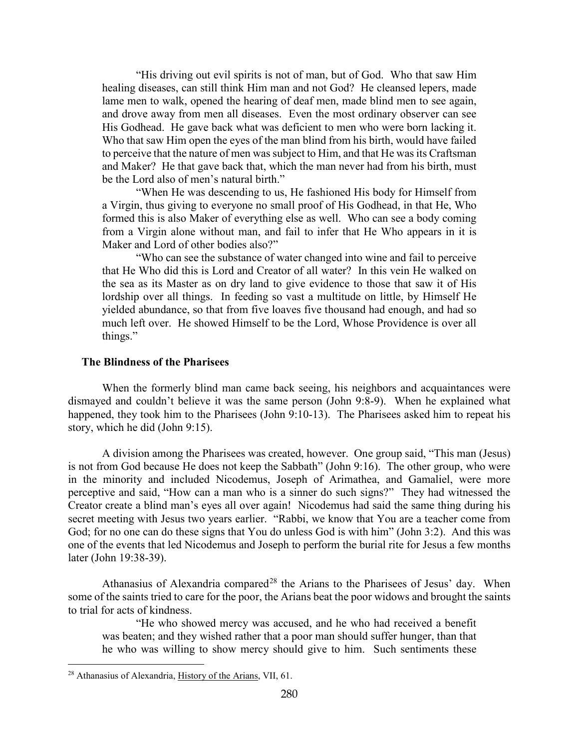> "His driving out evil spirits is not of man, but of God. Who that saw Him healing diseases, can still think Him man and not God? He cleansed lepers, made lame men to walk, opened the hearing of deaf men, made blind men to see again, and drove away from men all diseases. Even the most ordinary observer can see His Godhead. He gave back what was deficient to men who were born lacking it. Who that saw Him open the eyes of the man blind from his birth, would have failed to perceive that the nature of men was subject to Him, and that He was its Craftsman and Maker? He that gave back that, which the man never had from his birth, must be the Lord also of men's natural birth."
>
> "When He was descending to us, He fashioned His body for Himself from a Virgin, thus giving to everyone no small proof of His Godhead, in that He, Who formed this is also Maker of everything else as well. Who can see a body coming from a Virgin alone without man, and fail to infer that He Who appears in it is Maker and Lord of other bodies also?"
>
> "Who can see the substance of water changed into wine and fail to perceive that He Who did this is Lord and Creator of all water? In this vein He walked on the sea as its Master as on dry land to give evidence to those that saw it of His lordship over all things. In feeding so vast a multitude on little, by Himself He yielded abundance, so that from five loaves five thousand had enough, and had so much left over. He showed Himself to be the Lord, Whose Providence is over all things."

### The Blindness of the Pharisees

When the formerly blind man came back seeing, his neighbors and acquaintances were dismayed and couldn't believe it was the same person (John 9:8-9). When he explained what happened, they took him to the Pharisees (John 9:10-13). The Pharisees asked him to repeat his story, which he did (John 9:15).

A division among the Pharisees was created, however. One group said, "This man (Jesus) is not from God because He does not keep the Sabbath" (John 9:16). The other group, who were in the minority and included Nicodemus, Joseph of Arimathea, and Gamaliel, were more perceptive and said, "How can a man who is a sinner do such signs?" They had witnessed the Creator create a blind man's eyes all over again! Nicodemus had said the same thing during his secret meeting with Jesus two years earlier. "Rabbi, we know that You are a teacher come from God; for no one can do these signs that You do unless God is with him" (John 3:2). And this was one of the events that led Nicodemus and Joseph to perform the burial rite for Jesus a few months later (John 19:38-39).

Athanasius of Alexandria compared[28] the Arians to the Pharisees of Jesus' day. When some of the saints tried to care for the poor, the Arians beat the poor widows and brought the saints to trial for acts of kindness.

> "He who showed mercy was accused, and he who had received a benefit was beaten; and they wished rather that a poor man should suffer hunger, than that he who was willing to show mercy should give to him. Such sentiments these

---

[28] Athanasius of Alexandria, History of the Arians, VII, 61.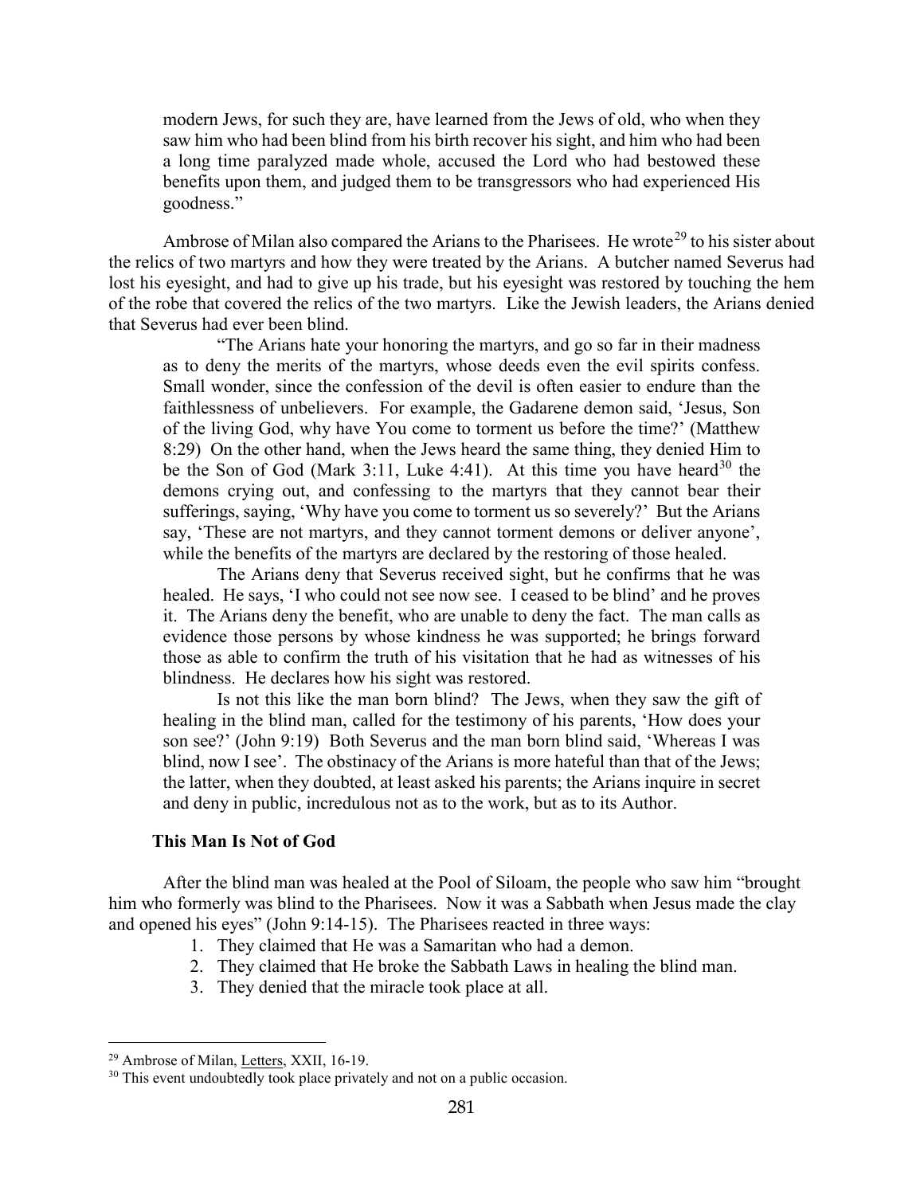> modern Jews, for such they are, have learned from the Jews of old, who when they saw him who had been blind from his birth recover his sight, and him who had been a long time paralyzed made whole, accused the Lord who had bestowed these benefits upon them, and judged them to be transgressors who had experienced His goodness."

Ambrose of Milan also compared the Arians to the Pharisees. He wrote[29] to his sister about the relics of two martyrs and how they were treated by the Arians. A butcher named Severus had lost his eyesight, and had to give up his trade, but his eyesight was restored by touching the hem of the robe that covered the relics of the two martyrs. Like the Jewish leaders, the Arians denied that Severus had ever been blind.

> "The Arians hate your honoring the martyrs, and go so far in their madness as to deny the merits of the martyrs, whose deeds even the evil spirits confess. Small wonder, since the confession of the devil is often easier to endure than the faithlessness of unbelievers. For example, the Gadarene demon said, 'Jesus, Son of the living God, why have You come to torment us before the time?' (Matthew 8:29) On the other hand, when the Jews heard the same thing, they denied Him to be the Son of God (Mark 3:11, Luke 4:41). At this time you have heard[30] the demons crying out, and confessing to the martyrs that they cannot bear their sufferings, saying, 'Why have you come to torment us so severely?' But the Arians say, 'These are not martyrs, and they cannot torment demons or deliver anyone', while the benefits of the martyrs are declared by the restoring of those healed.
>
> The Arians deny that Severus received sight, but he confirms that he was healed. He says, 'I who could not see now see. I ceased to be blind' and he proves it. The Arians deny the benefit, who are unable to deny the fact. The man calls as evidence those persons by whose kindness he was supported; he brings forward those as able to confirm the truth of his visitation that he had as witnesses of his blindness. He declares how his sight was restored.
>
> Is not this like the man born blind? The Jews, when they saw the gift of healing in the blind man, called for the testimony of his parents, 'How does your son see?' (John 9:19) Both Severus and the man born blind said, 'Whereas I was blind, now I see'. The obstinacy of the Arians is more hateful than that of the Jews; the latter, when they doubted, at least asked his parents; the Arians inquire in secret and deny in public, incredulous not as to the work, but as to its Author.

### This Man Is Not of God

After the blind man was healed at the Pool of Siloam, the people who saw him "brought him who formerly was blind to the Pharisees. Now it was a Sabbath when Jesus made the clay and opened his eyes" (John 9:14-15). The Pharisees reacted in three ways:

1. They claimed that He was a Samaritan who had a demon.
2. They claimed that He broke the Sabbath Laws in healing the blind man.
3. They denied that the miracle took place at all.

---

[29] Ambrose of Milan, Letters, XXII, 16-19.

[30] This event undoubtedly took place privately and not on a public occasion.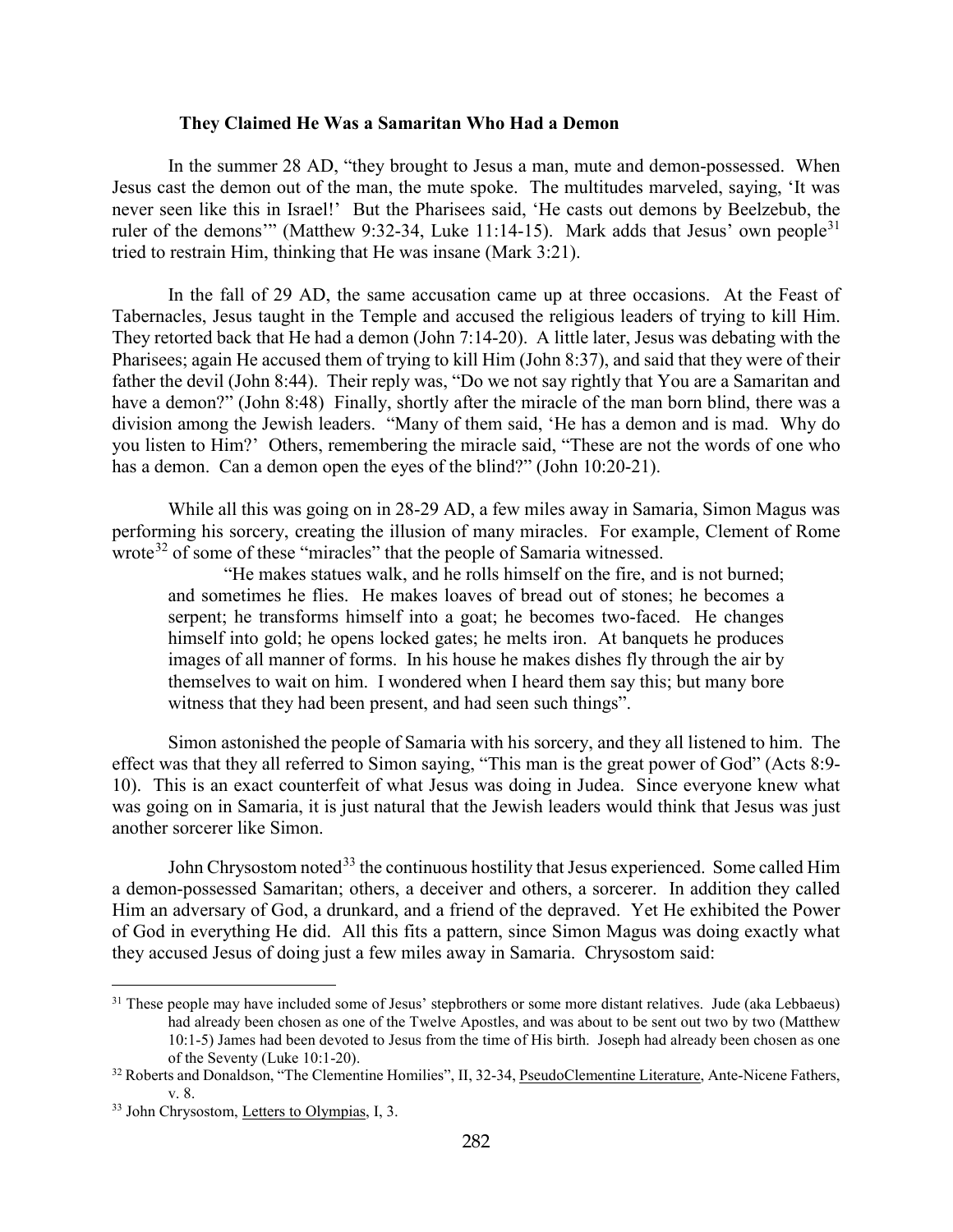### They Claimed He Was a Samaritan Who Had a Demon

In the summer 28 AD, "they brought to Jesus a man, mute and demon-possessed. When Jesus cast the demon out of the man, the mute spoke. The multitudes marveled, saying, 'It was never seen like this in Israel!' But the Pharisees said, 'He casts out demons by Beelzebub, the ruler of the demons'" (Matthew 9:32-34, Luke 11:14-15). Mark adds that Jesus' own people[31] tried to restrain Him, thinking that He was insane (Mark 3:21).

In the fall of 29 AD, the same accusation came up at three occasions. At the Feast of Tabernacles, Jesus taught in the Temple and accused the religious leaders of trying to kill Him. They retorted back that He had a demon (John 7:14-20). A little later, Jesus was debating with the Pharisees; again He accused them of trying to kill Him (John 8:37), and said that they were of their father the devil (John 8:44). Their reply was, "Do we not say rightly that You are a Samaritan and have a demon?" (John 8:48) Finally, shortly after the miracle of the man born blind, there was a division among the Jewish leaders. "Many of them said, 'He has a demon and is mad. Why do you listen to Him?' Others, remembering the miracle said, "These are not the words of one who has a demon. Can a demon open the eyes of the blind?" (John 10:20-21).

While all this was going on in 28-29 AD, a few miles away in Samaria, Simon Magus was performing his sorcery, creating the illusion of many miracles. For example, Clement of Rome wrote[32] of some of these "miracles" that the people of Samaria witnessed.

> "He makes statues walk, and he rolls himself on the fire, and is not burned; and sometimes he flies. He makes loaves of bread out of stones; he becomes a serpent; he transforms himself into a goat; he becomes two-faced. He changes himself into gold; he opens locked gates; he melts iron. At banquets he produces images of all manner of forms. In his house he makes dishes fly through the air by themselves to wait on him. I wondered when I heard them say this; but many bore witness that they had been present, and had seen such things".

Simon astonished the people of Samaria with his sorcery, and they all listened to him. The effect was that they all referred to Simon saying, "This man is the great power of God" (Acts 8:9-10). This is an exact counterfeit of what Jesus was doing in Judea. Since everyone knew what was going on in Samaria, it is just natural that the Jewish leaders would think that Jesus was just another sorcerer like Simon.

John Chrysostom noted[33] the continuous hostility that Jesus experienced. Some called Him a demon-possessed Samaritan; others, a deceiver and others, a sorcerer. In addition they called Him an adversary of God, a drunkard, and a friend of the depraved. Yet He exhibited the Power of God in everything He did. All this fits a pattern, since Simon Magus was doing exactly what they accused Jesus of doing just a few miles away in Samaria. Chrysostom said:

---

[31] These people may have included some of Jesus' stepbrothers or some more distant relatives. Jude (aka Lebbaeus) had already been chosen as one of the Twelve Apostles, and was about to be sent out two by two (Matthew 10:1-5) James had been devoted to Jesus from the time of His birth. Joseph had already been chosen as one of the Seventy (Luke 10:1-20).

[32] Roberts and Donaldson, "The Clementine Homilies", II, 32-34, PseudoClementine Literature, Ante-Nicene Fathers, v. 8.

[33] John Chrysostom, Letters to Olympias, I, 3.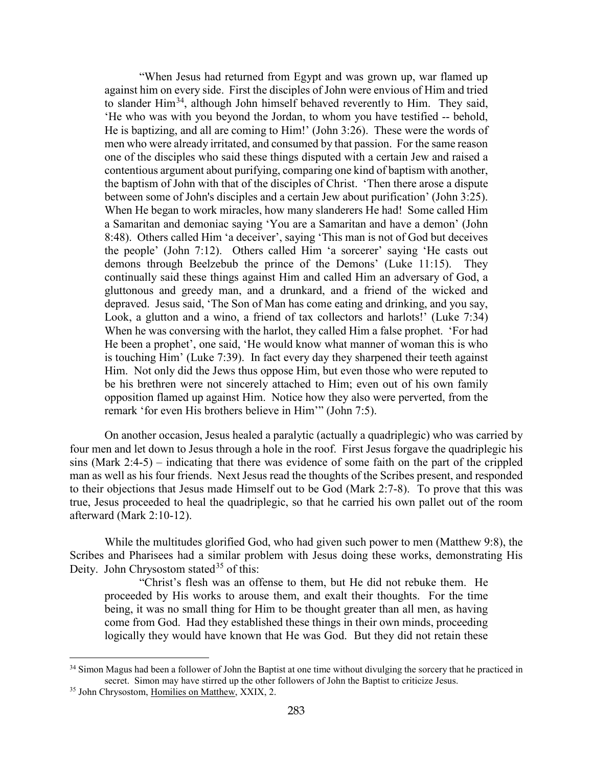> "When Jesus had returned from Egypt and was grown up, war flamed up against him on every side. First the disciples of John were envious of Him and tried to slander Him[34], although John himself behaved reverently to Him. They said, 'He who was with you beyond the Jordan, to whom you have testified -- behold, He is baptizing, and all are coming to Him!' (John 3:26). These were the words of men who were already irritated, and consumed by that passion. For the same reason one of the disciples who said these things disputed with a certain Jew and raised a contentious argument about purifying, comparing one kind of baptism with another, the baptism of John with that of the disciples of Christ. 'Then there arose a dispute between some of John's disciples and a certain Jew about purification' (John 3:25). When He began to work miracles, how many slanderers He had! Some called Him a Samaritan and demoniac saying 'You are a Samaritan and have a demon' (John 8:48). Others called Him 'a deceiver', saying 'This man is not of God but deceives the people' (John 7:12). Others called Him 'a sorcerer' saying 'He casts out demons through Beelzebub the prince of the Demons' (Luke 11:15). They continually said these things against Him and called Him an adversary of God, a gluttonous and greedy man, and a drunkard, and a friend of the wicked and depraved. Jesus said, 'The Son of Man has come eating and drinking, and you say, Look, a glutton and a wino, a friend of tax collectors and harlots!' (Luke 7:34) When he was conversing with the harlot, they called Him a false prophet. 'For had He been a prophet', one said, 'He would know what manner of woman this is who is touching Him' (Luke 7:39). In fact every day they sharpened their teeth against Him. Not only did the Jews thus oppose Him, but even those who were reputed to be his brethren were not sincerely attached to Him; even out of his own family opposition flamed up against Him. Notice how they also were perverted, from the remark 'for even His brothers believe in Him'" (John 7:5).

On another occasion, Jesus healed a paralytic (actually a quadriplegic) who was carried by four men and let down to Jesus through a hole in the roof. First Jesus forgave the quadriplegic his sins (Mark 2:4-5) – indicating that there was evidence of some faith on the part of the crippled man as well as his four friends. Next Jesus read the thoughts of the Scribes present, and responded to their objections that Jesus made Himself out to be God (Mark 2:7-8). To prove that this was true, Jesus proceeded to heal the quadriplegic, so that he carried his own pallet out of the room afterward (Mark 2:10-12).

While the multitudes glorified God, who had given such power to men (Matthew 9:8), the Scribes and Pharisees had a similar problem with Jesus doing these works, demonstrating His Deity. John Chrysostom stated[35] of this:

> "Christ's flesh was an offense to them, but He did not rebuke them. He proceeded by His works to arouse them, and exalt their thoughts. For the time being, it was no small thing for Him to be thought greater than all men, as having come from God. Had they established these things in their own minds, proceeding logically they would have known that He was God. But they did not retain these

---

[34] Simon Magus had been a follower of John the Baptist at one time without divulging the sorcery that he practiced in secret. Simon may have stirred up the other followers of John the Baptist to criticize Jesus.

[35] John Chrysostom, Homilies on Matthew, XXIX, 2.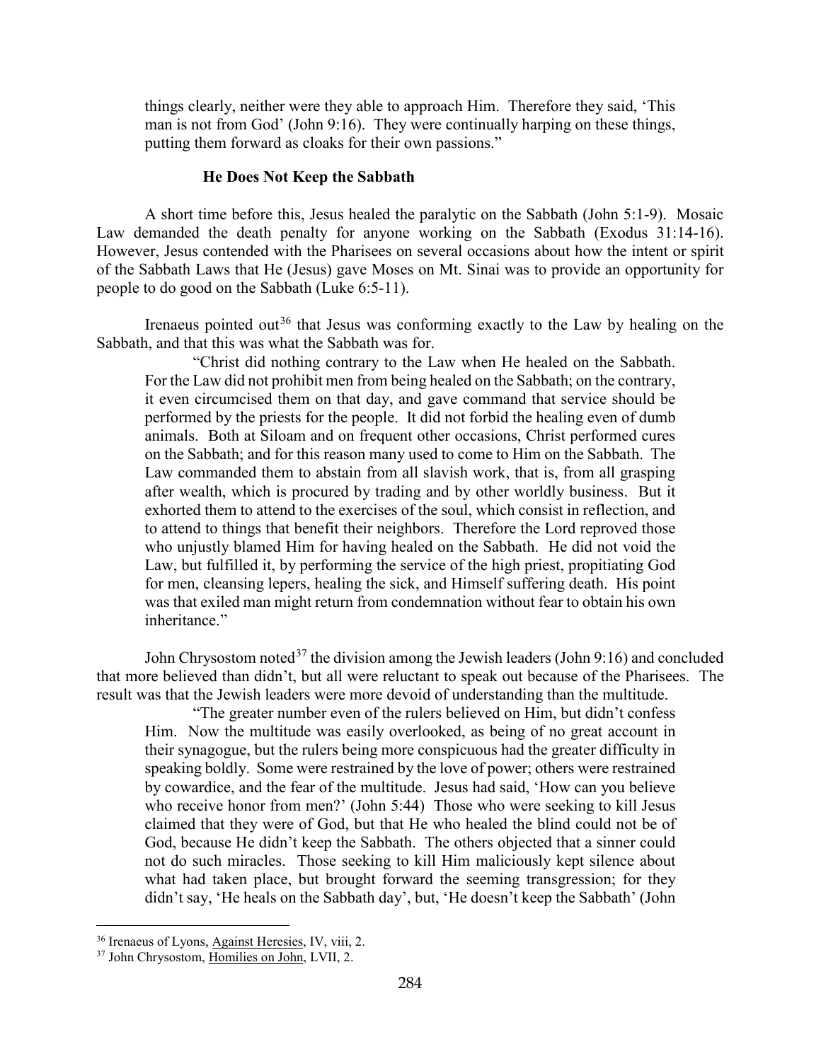things clearly, neither were they able to approach Him. Therefore they said, 'This man is not from God' (John 9:16). They were continually harping on these things, putting them forward as cloaks for their own passions."

### He Does Not Keep the Sabbath

A short time before this, Jesus healed the paralytic on the Sabbath (John 5:1-9). Mosaic Law demanded the death penalty for anyone working on the Sabbath (Exodus 31:14-16). However, Jesus contended with the Pharisees on several occasions about how the intent or spirit of the Sabbath Laws that He (Jesus) gave Moses on Mt. Sinai was to provide an opportunity for people to do good on the Sabbath (Luke 6:5-11).

Irenaeus pointed out[36] that Jesus was conforming exactly to the Law by healing on the Sabbath, and that this was what the Sabbath was for.

> "Christ did nothing contrary to the Law when He healed on the Sabbath. For the Law did not prohibit men from being healed on the Sabbath; on the contrary, it even circumcised them on that day, and gave command that service should be performed by the priests for the people. It did not forbid the healing even of dumb animals. Both at Siloam and on frequent other occasions, Christ performed cures on the Sabbath; and for this reason many used to come to Him on the Sabbath. The Law commanded them to abstain from all slavish work, that is, from all grasping after wealth, which is procured by trading and by other worldly business. But it exhorted them to attend to the exercises of the soul, which consist in reflection, and to attend to things that benefit their neighbors. Therefore the Lord reproved those who unjustly blamed Him for having healed on the Sabbath. He did not void the Law, but fulfilled it, by performing the service of the high priest, propitiating God for men, cleansing lepers, healing the sick, and Himself suffering death. His point was that exiled man might return from condemnation without fear to obtain his own inheritance."

John Chrysostom noted[37] the division among the Jewish leaders (John 9:16) and concluded that more believed than didn't, but all were reluctant to speak out because of the Pharisees. The result was that the Jewish leaders were more devoid of understanding than the multitude.

> "The greater number even of the rulers believed on Him, but didn't confess Him. Now the multitude was easily overlooked, as being of no great account in their synagogue, but the rulers being more conspicuous had the greater difficulty in speaking boldly. Some were restrained by the love of power; others were restrained by cowardice, and the fear of the multitude. Jesus had said, 'How can you believe who receive honor from men?' (John 5:44) Those who were seeking to kill Jesus claimed that they were of God, but that He who healed the blind could not be of God, because He didn't keep the Sabbath. The others objected that a sinner could not do such miracles. Those seeking to kill Him maliciously kept silence about what had taken place, but brought forward the seeming transgression; for they didn't say, 'He heals on the Sabbath day', but, 'He doesn't keep the Sabbath' (John

---

[36] Irenaeus of Lyons, Against Heresies, IV, viii, 2.

[37] John Chrysostom, Homilies on John, LVII, 2.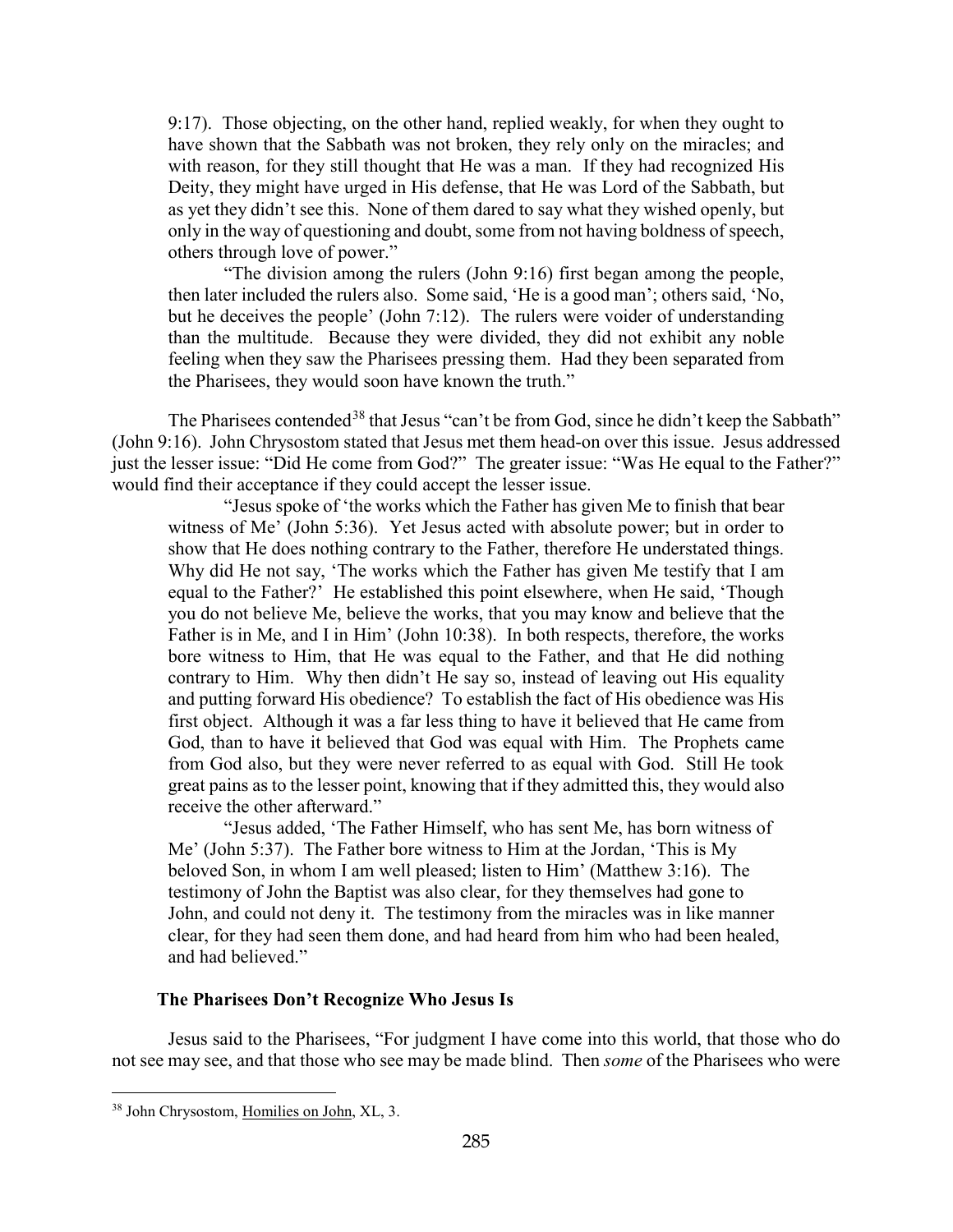9:17). Those objecting, on the other hand, replied weakly, for when they ought to have shown that the Sabbath was not broken, they rely only on the miracles; and with reason, for they still thought that He was a man. If they had recognized His Deity, they might have urged in His defense, that He was Lord of the Sabbath, but as yet they didn't see this. None of them dared to say what they wished openly, but only in the way of questioning and doubt, some from not having boldness of speech, others through love of power."

> "The division among the rulers (John 9:16) first began among the people, then later included the rulers also. Some said, 'He is a good man'; others said, 'No, but he deceives the people' (John 7:12). The rulers were voider of understanding than the multitude. Because they were divided, they did not exhibit any noble feeling when they saw the Pharisees pressing them. Had they been separated from the Pharisees, they would soon have known the truth."

The Pharisees contended[38] that Jesus "can't be from God, since he didn't keep the Sabbath" (John 9:16). John Chrysostom stated that Jesus met them head-on over this issue. Jesus addressed just the lesser issue: "Did He come from God?" The greater issue: "Was He equal to the Father?" would find their acceptance if they could accept the lesser issue.

> "Jesus spoke of 'the works which the Father has given Me to finish that bear witness of Me' (John 5:36). Yet Jesus acted with absolute power; but in order to show that He does nothing contrary to the Father, therefore He understated things. Why did He not say, 'The works which the Father has given Me testify that I am equal to the Father?' He established this point elsewhere, when He said, 'Though you do not believe Me, believe the works, that you may know and believe that the Father is in Me, and I in Him' (John 10:38). In both respects, therefore, the works bore witness to Him, that He was equal to the Father, and that He did nothing contrary to Him. Why then didn't He say so, instead of leaving out His equality and putting forward His obedience? To establish the fact of His obedience was His first object. Although it was a far less thing to have it believed that He came from God, than to have it believed that God was equal with Him. The Prophets came from God also, but they were never referred to as equal with God. Still He took great pains as to the lesser point, knowing that if they admitted this, they would also receive the other afterward."
>
> "Jesus added, 'The Father Himself, who has sent Me, has born witness of Me' (John 5:37). The Father bore witness to Him at the Jordan, 'This is My beloved Son, in whom I am well pleased; listen to Him' (Matthew 3:16). The testimony of John the Baptist was also clear, for they themselves had gone to John, and could not deny it. The testimony from the miracles was in like manner clear, for they had seen them done, and had heard from him who had been healed, and had believed."

### The Pharisees Don't Recognize Who Jesus Is

Jesus said to the Pharisees, "For judgment I have come into this world, that those who do not see may see, and that those who see may be made blind. Then *some* of the Pharisees who were

---

[38] John Chrysostom, Homilies on John, XL, 3.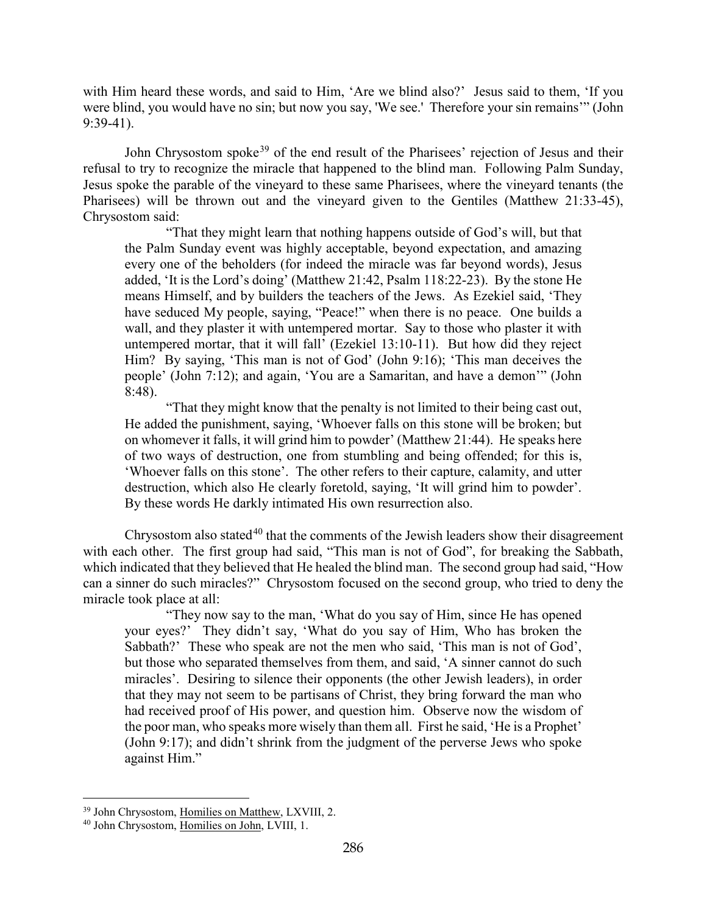with Him heard these words, and said to Him, 'Are we blind also?' Jesus said to them, 'If you were blind, you would have no sin; but now you say, 'We see.' Therefore your sin remains'" (John 9:39-41).

John Chrysostom spoke[39] of the end result of the Pharisees' rejection of Jesus and their refusal to try to recognize the miracle that happened to the blind man. Following Palm Sunday, Jesus spoke the parable of the vineyard to these same Pharisees, where the vineyard tenants (the Pharisees) will be thrown out and the vineyard given to the Gentiles (Matthew 21:33-45), Chrysostom said:

> "That they might learn that nothing happens outside of God's will, but that the Palm Sunday event was highly acceptable, beyond expectation, and amazing every one of the beholders (for indeed the miracle was far beyond words), Jesus added, 'It is the Lord's doing' (Matthew 21:42, Psalm 118:22-23). By the stone He means Himself, and by builders the teachers of the Jews. As Ezekiel said, 'They have seduced My people, saying, "Peace!" when there is no peace. One builds a wall, and they plaster it with untempered mortar. Say to those who plaster it with untempered mortar, that it will fall' (Ezekiel 13:10-11). But how did they reject Him? By saying, 'This man is not of God' (John 9:16); 'This man deceives the people' (John 7:12); and again, 'You are a Samaritan, and have a demon'" (John 8:48).
>
> "That they might know that the penalty is not limited to their being cast out, He added the punishment, saying, 'Whoever falls on this stone will be broken; but on whomever it falls, it will grind him to powder' (Matthew 21:44). He speaks here of two ways of destruction, one from stumbling and being offended; for this is, 'Whoever falls on this stone'. The other refers to their capture, calamity, and utter destruction, which also He clearly foretold, saying, 'It will grind him to powder'. By these words He darkly intimated His own resurrection also.

Chrysostom also stated[40] that the comments of the Jewish leaders show their disagreement with each other. The first group had said, "This man is not of God", for breaking the Sabbath, which indicated that they believed that He healed the blind man. The second group had said, "How can a sinner do such miracles?" Chrysostom focused on the second group, who tried to deny the miracle took place at all:

> "They now say to the man, 'What do you say of Him, since He has opened your eyes?' They didn't say, 'What do you say of Him, Who has broken the Sabbath?' These who speak are not the men who said, 'This man is not of God', but those who separated themselves from them, and said, 'A sinner cannot do such miracles'. Desiring to silence their opponents (the other Jewish leaders), in order that they may not seem to be partisans of Christ, they bring forward the man who had received proof of His power, and question him. Observe now the wisdom of the poor man, who speaks more wisely than them all. First he said, 'He is a Prophet' (John 9:17); and didn't shrink from the judgment of the perverse Jews who spoke against Him."

---

[39] John Chrysostom, Homilies on Matthew, LXVIII, 2.

[40] John Chrysostom, Homilies on John, LVIII, 1.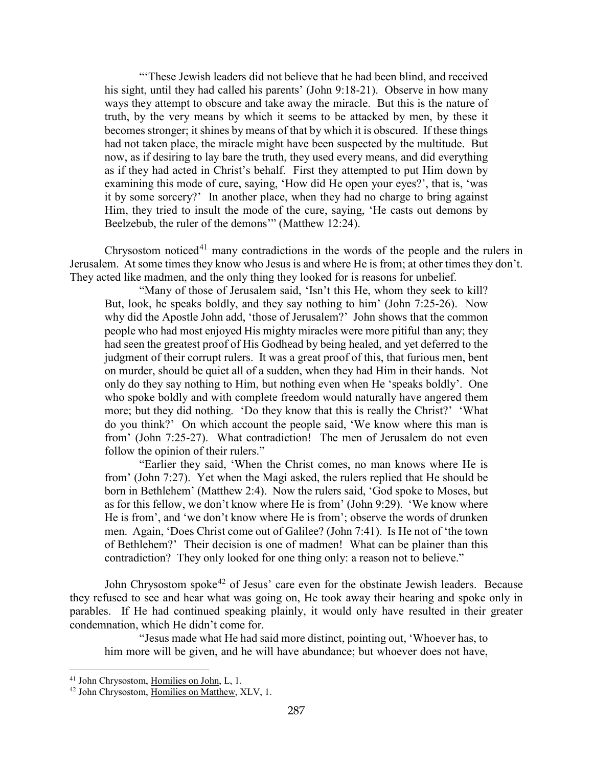> "'These Jewish leaders did not believe that he had been blind, and received his sight, until they had called his parents' (John 9:18-21). Observe in how many ways they attempt to obscure and take away the miracle. But this is the nature of truth, by the very means by which it seems to be attacked by men, by these it becomes stronger; it shines by means of that by which it is obscured. If these things had not taken place, the miracle might have been suspected by the multitude. But now, as if desiring to lay bare the truth, they used every means, and did everything as if they had acted in Christ's behalf. First they attempted to put Him down by examining this mode of cure, saying, 'How did He open your eyes?', that is, 'was it by some sorcery?' In another place, when they had no charge to bring against Him, they tried to insult the mode of the cure, saying, 'He casts out demons by Beelzebub, the ruler of the demons'" (Matthew 12:24).

Chrysostom noticed[41] many contradictions in the words of the people and the rulers in Jerusalem. At some times they know who Jesus is and where He is from; at other times they don't. They acted like madmen, and the only thing they looked for is reasons for unbelief.

> "Many of those of Jerusalem said, 'Isn't this He, whom they seek to kill? But, look, he speaks boldly, and they say nothing to him' (John 7:25-26). Now why did the Apostle John add, 'those of Jerusalem?' John shows that the common people who had most enjoyed His mighty miracles were more pitiful than any; they had seen the greatest proof of His Godhead by being healed, and yet deferred to the judgment of their corrupt rulers. It was a great proof of this, that furious men, bent on murder, should be quiet all of a sudden, when they had Him in their hands. Not only do they say nothing to Him, but nothing even when He 'speaks boldly'. One who spoke boldly and with complete freedom would naturally have angered them more; but they did nothing. 'Do they know that this is really the Christ?' 'What do you think?' On which account the people said, 'We know where this man is from' (John 7:25-27). What contradiction! The men of Jerusalem do not even follow the opinion of their rulers."
>
> "Earlier they said, 'When the Christ comes, no man knows where He is from' (John 7:27). Yet when the Magi asked, the rulers replied that He should be born in Bethlehem' (Matthew 2:4). Now the rulers said, 'God spoke to Moses, but as for this fellow, we don't know where He is from' (John 9:29). 'We know where He is from', and 'we don't know where He is from'; observe the words of drunken men. Again, 'Does Christ come out of Galilee? (John 7:41). Is He not of 'the town of Bethlehem?' Their decision is one of madmen! What can be plainer than this contradiction? They only looked for one thing only: a reason not to believe."

John Chrysostom spoke[42] of Jesus' care even for the obstinate Jewish leaders. Because they refused to see and hear what was going on, He took away their hearing and spoke only in parables. If He had continued speaking plainly, it would only have resulted in their greater condemnation, which He didn't come for.

> "Jesus made what He had said more distinct, pointing out, 'Whoever has, to him more will be given, and he will have abundance; but whoever does not have,

---

[41] John Chrysostom, Homilies on John, L, 1.

[42] John Chrysostom, Homilies on Matthew, XLV, 1.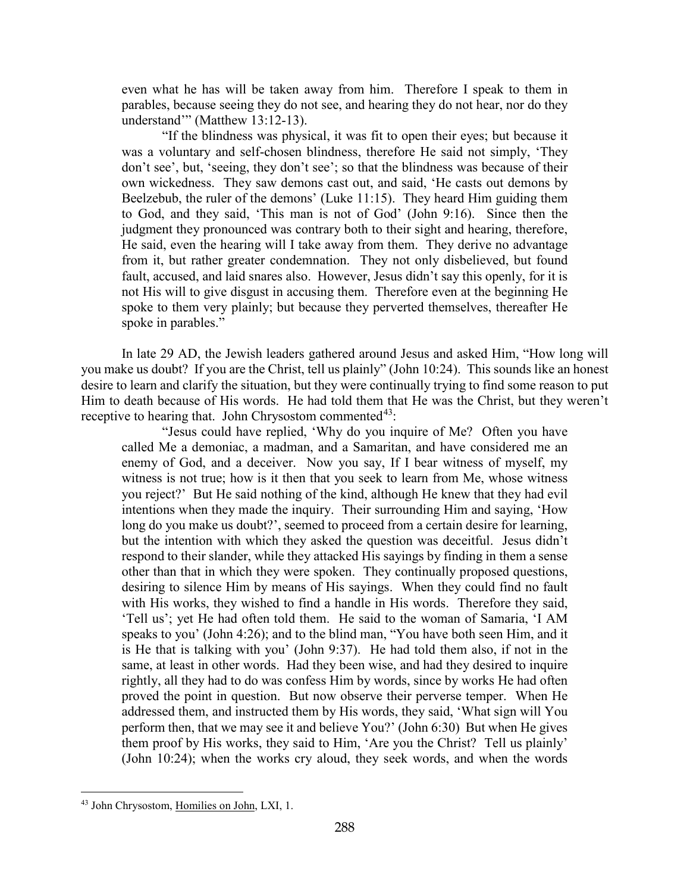even what he has will be taken away from him. Therefore I speak to them in parables, because seeing they do not see, and hearing they do not hear, nor do they understand'" (Matthew 13:12-13).

> "If the blindness was physical, it was fit to open their eyes; but because it was a voluntary and self-chosen blindness, therefore He said not simply, 'They don't see', but, 'seeing, they don't see'; so that the blindness was because of their own wickedness. They saw demons cast out, and said, 'He casts out demons by Beelzebub, the ruler of the demons' (Luke 11:15). They heard Him guiding them to God, and they said, 'This man is not of God' (John 9:16). Since then the judgment they pronounced was contrary both to their sight and hearing, therefore, He said, even the hearing will I take away from them. They derive no advantage from it, but rather greater condemnation. They not only disbelieved, but found fault, accused, and laid snares also. However, Jesus didn't say this openly, for it is not His will to give disgust in accusing them. Therefore even at the beginning He spoke to them very plainly; but because they perverted themselves, thereafter He spoke in parables."

In late 29 AD, the Jewish leaders gathered around Jesus and asked Him, "How long will you make us doubt? If you are the Christ, tell us plainly" (John 10:24). This sounds like an honest desire to learn and clarify the situation, but they were continually trying to find some reason to put Him to death because of His words. He had told them that He was the Christ, but they weren't receptive to hearing that. John Chrysostom commented[43]:

> "Jesus could have replied, 'Why do you inquire of Me? Often you have called Me a demoniac, a madman, and a Samaritan, and have considered me an enemy of God, and a deceiver. Now you say, If I bear witness of myself, my witness is not true; how is it then that you seek to learn from Me, whose witness you reject?' But He said nothing of the kind, although He knew that they had evil intentions when they made the inquiry. Their surrounding Him and saying, 'How long do you make us doubt?', seemed to proceed from a certain desire for learning, but the intention with which they asked the question was deceitful. Jesus didn't respond to their slander, while they attacked His sayings by finding in them a sense other than that in which they were spoken. They continually proposed questions, desiring to silence Him by means of His sayings. When they could find no fault with His works, they wished to find a handle in His words. Therefore they said, 'Tell us'; yet He had often told them. He said to the woman of Samaria, 'I AM speaks to you' (John 4:26); and to the blind man, "You have both seen Him, and it is He that is talking with you' (John 9:37). He had told them also, if not in the same, at least in other words. Had they been wise, and had they desired to inquire rightly, all they had to do was confess Him by words, since by works He had often proved the point in question. But now observe their perverse temper. When He addressed them, and instructed them by His words, they said, 'What sign will You perform then, that we may see it and believe You?' (John 6:30) But when He gives them proof by His works, they said to Him, 'Are you the Christ? Tell us plainly' (John 10:24); when the works cry aloud, they seek words, and when the words

[43] John Chrysostom, Homilies on John, LXI, 1.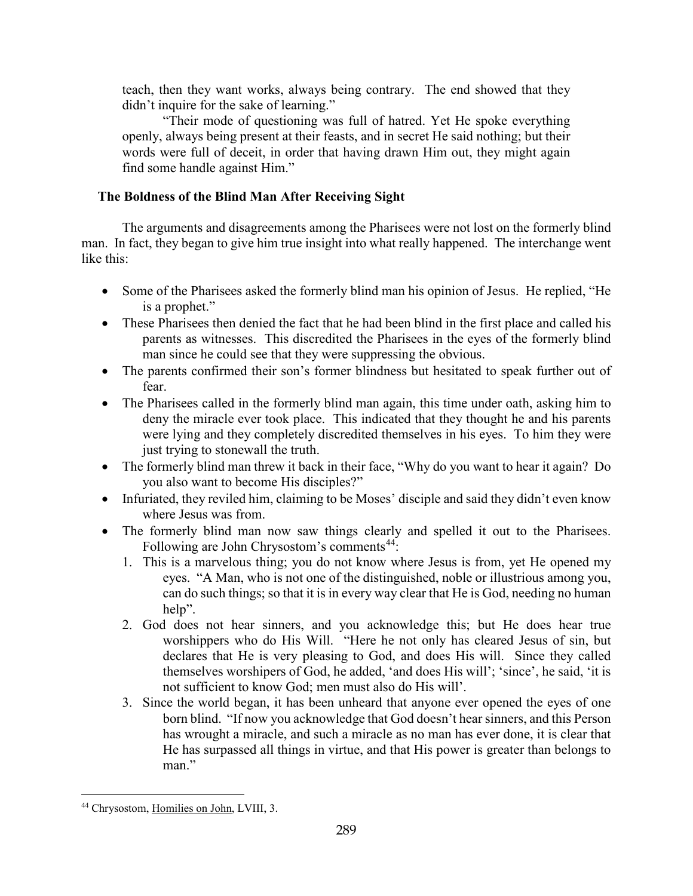teach, then they want works, always being contrary. The end showed that they didn't inquire for the sake of learning."

"Their mode of questioning was full of hatred. Yet He spoke everything openly, always being present at their feasts, and in secret He said nothing; but their words were full of deceit, in order that having drawn Him out, they might again find some handle against Him."

### The Boldness of the Blind Man After Receiving Sight

The arguments and disagreements among the Pharisees were not lost on the formerly blind man. In fact, they began to give him true insight into what really happened. The interchange went like this:

- Some of the Pharisees asked the formerly blind man his opinion of Jesus. He replied, "He is a prophet."
- These Pharisees then denied the fact that he had been blind in the first place and called his parents as witnesses. This discredited the Pharisees in the eyes of the formerly blind man since he could see that they were suppressing the obvious.
- The parents confirmed their son's former blindness but hesitated to speak further out of fear.
- The Pharisees called in the formerly blind man again, this time under oath, asking him to deny the miracle ever took place. This indicated that they thought he and his parents were lying and they completely discredited themselves in his eyes. To him they were just trying to stonewall the truth.
- The formerly blind man threw it back in their face, "Why do you want to hear it again? Do you also want to become His disciples?"
- Infuriated, they reviled him, claiming to be Moses' disciple and said they didn't even know where Jesus was from.
- The formerly blind man now saw things clearly and spelled it out to the Pharisees. Following are John Chrysostom's comments[44]:
  1. This is a marvelous thing; you do not know where Jesus is from, yet He opened my eyes. "A Man, who is not one of the distinguished, noble or illustrious among you, can do such things; so that it is in every way clear that He is God, needing no human help".
  2. God does not hear sinners, and you acknowledge this; but He does hear true worshippers who do His Will. "Here he not only has cleared Jesus of sin, but declares that He is very pleasing to God, and does His will. Since they called themselves worshipers of God, he added, 'and does His will'; 'since', he said, 'it is not sufficient to know God; men must also do His will'.
  3. Since the world began, it has been unheard that anyone ever opened the eyes of one born blind. "If now you acknowledge that God doesn't hear sinners, and this Person has wrought a miracle, and such a miracle as no man has ever done, it is clear that He has surpassed all things in virtue, and that His power is greater than belongs to man."

---

[44] Chrysostom, Homilies on John, LVIII, 3.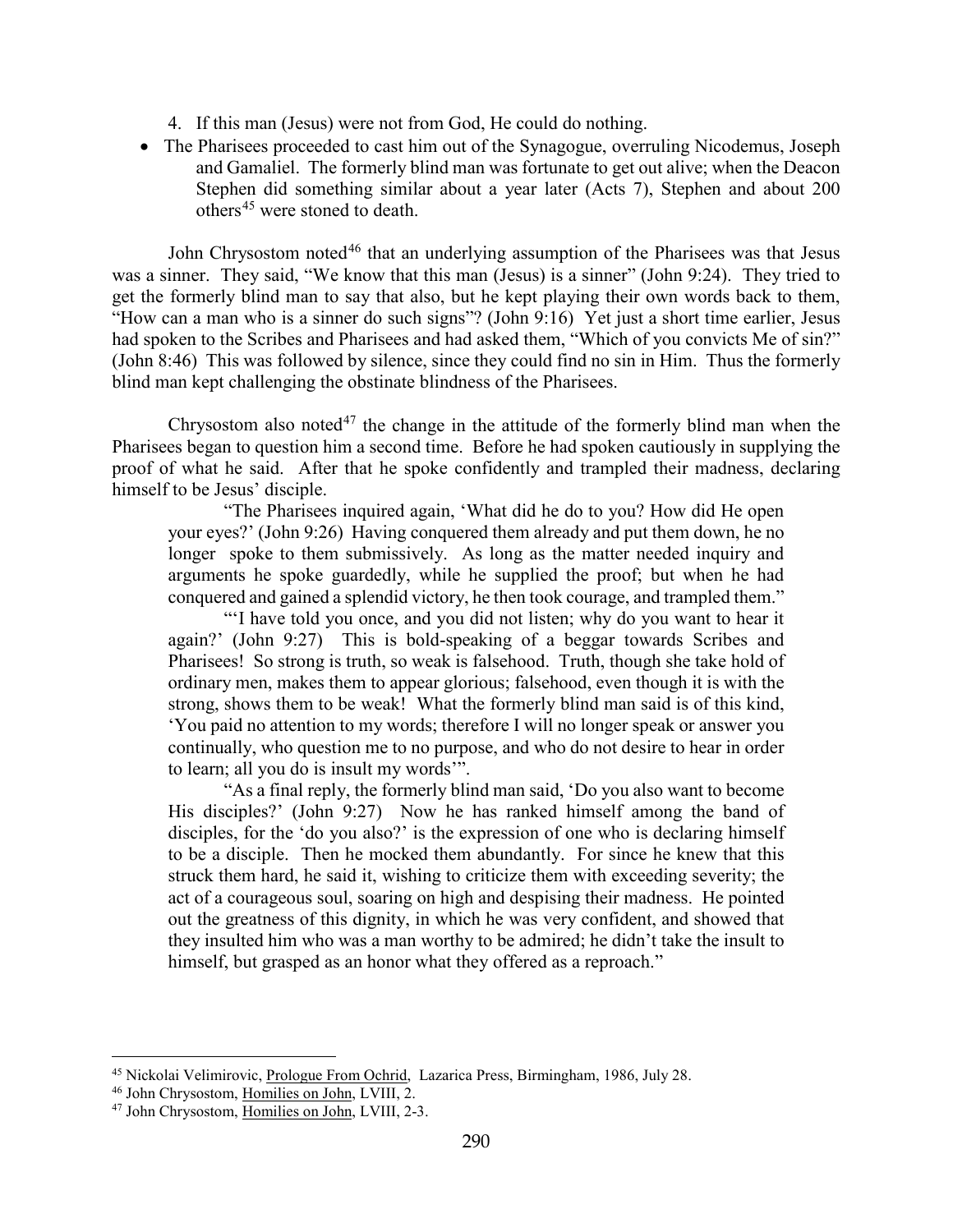4. If this man (Jesus) were not from God, He could do nothing.

- The Pharisees proceeded to cast him out of the Synagogue, overruling Nicodemus, Joseph and Gamaliel. The formerly blind man was fortunate to get out alive; when the Deacon Stephen did something similar about a year later (Acts 7), Stephen and about 200 others[45] were stoned to death.

John Chrysostom noted[46] that an underlying assumption of the Pharisees was that Jesus was a sinner. They said, "We know that this man (Jesus) is a sinner" (John 9:24). They tried to get the formerly blind man to say that also, but he kept playing their own words back to them, "How can a man who is a sinner do such signs"? (John 9:16) Yet just a short time earlier, Jesus had spoken to the Scribes and Pharisees and had asked them, "Which of you convicts Me of sin?" (John 8:46) This was followed by silence, since they could find no sin in Him. Thus the formerly blind man kept challenging the obstinate blindness of the Pharisees.

Chrysostom also noted[47] the change in the attitude of the formerly blind man when the Pharisees began to question him a second time. Before he had spoken cautiously in supplying the proof of what he said. After that he spoke confidently and trampled their madness, declaring himself to be Jesus' disciple.

> "The Pharisees inquired again, 'What did he do to you? How did He open your eyes?' (John 9:26) Having conquered them already and put them down, he no longer spoke to them submissively. As long as the matter needed inquiry and arguments he spoke guardedly, while he supplied the proof; but when he had conquered and gained a splendid victory, he then took courage, and trampled them."
>
> "'I have told you once, and you did not listen; why do you want to hear it again?' (John 9:27) This is bold-speaking of a beggar towards Scribes and Pharisees! So strong is truth, so weak is falsehood. Truth, though she take hold of ordinary men, makes them to appear glorious; falsehood, even though it is with the strong, shows them to be weak! What the formerly blind man said is of this kind, 'You paid no attention to my words; therefore I will no longer speak or answer you continually, who question me to no purpose, and who do not desire to hear in order to learn; all you do is insult my words'".
>
> "As a final reply, the formerly blind man said, 'Do you also want to become His disciples?' (John 9:27) Now he has ranked himself among the band of disciples, for the 'do you also?' is the expression of one who is declaring himself to be a disciple. Then he mocked them abundantly. For since he knew that this struck them hard, he said it, wishing to criticize them with exceeding severity; the act of a courageous soul, soaring on high and despising their madness. He pointed out the greatness of this dignity, in which he was very confident, and showed that they insulted him who was a man worthy to be admired; he didn't take the insult to himself, but grasped as an honor what they offered as a reproach."

---

[45] Nickolai Velimirovic, Prologue From Ochrid, Lazarica Press, Birmingham, 1986, July 28.

[46] John Chrysostom, Homilies on John, LVIII, 2.

[47] John Chrysostom, Homilies on John, LVIII, 2-3.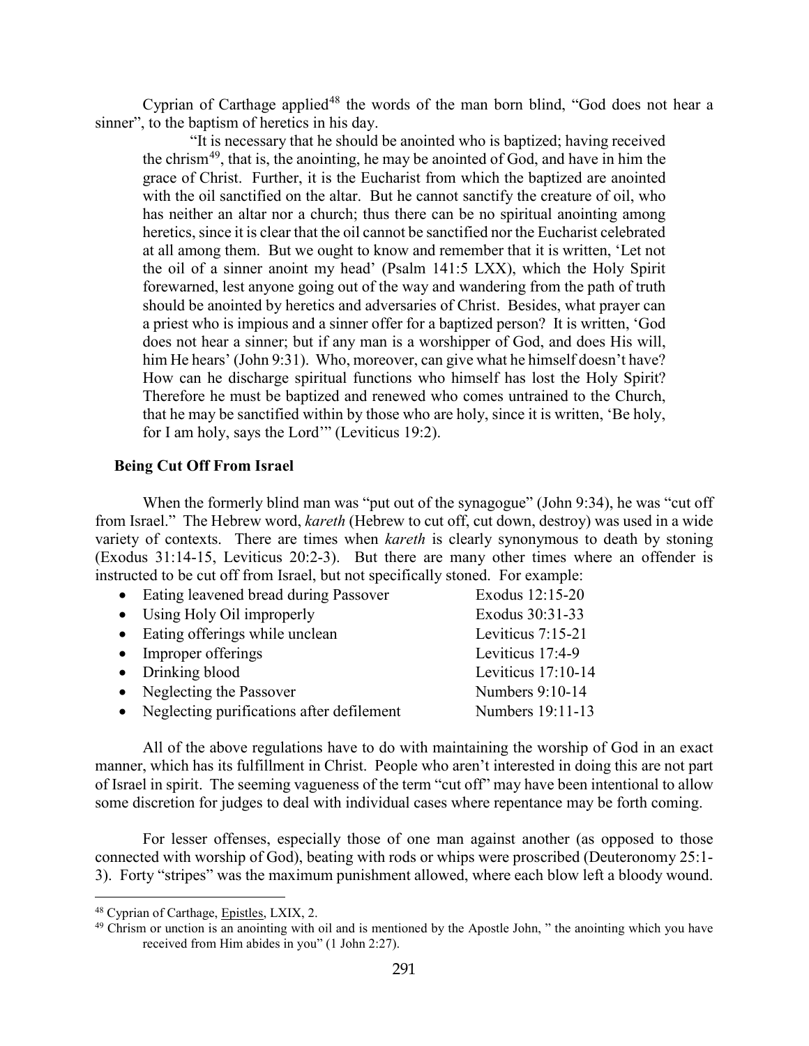Cyprian of Carthage applied[48] the words of the man born blind, "God does not hear a sinner", to the baptism of heretics in his day.

> "It is necessary that he should be anointed who is baptized; having received the chrism[49], that is, the anointing, he may be anointed of God, and have in him the grace of Christ. Further, it is the Eucharist from which the baptized are anointed with the oil sanctified on the altar. But he cannot sanctify the creature of oil, who has neither an altar nor a church; thus there can be no spiritual anointing among heretics, since it is clear that the oil cannot be sanctified nor the Eucharist celebrated at all among them. But we ought to know and remember that it is written, 'Let not the oil of a sinner anoint my head' (Psalm 141:5 LXX), which the Holy Spirit forewarned, lest anyone going out of the way and wandering from the path of truth should be anointed by heretics and adversaries of Christ. Besides, what prayer can a priest who is impious and a sinner offer for a baptized person? It is written, 'God does not hear a sinner; but if any man is a worshipper of God, and does His will, him He hears' (John 9:31). Who, moreover, can give what he himself doesn't have? How can he discharge spiritual functions who himself has lost the Holy Spirit? Therefore he must be baptized and renewed who comes untrained to the Church, that he may be sanctified within by those who are holy, since it is written, 'Be holy, for I am holy, says the Lord'" (Leviticus 19:2).

### Being Cut Off From Israel

When the formerly blind man was "put out of the synagogue" (John 9:34), he was "cut off from Israel." The Hebrew word, *kareth* (Hebrew to cut off, cut down, destroy) was used in a wide variety of contexts. There are times when *kareth* is clearly synonymous to death by stoning (Exodus 31:14-15, Leviticus 20:2-3). But there are many other times where an offender is instructed to be cut off from Israel, but not specifically stoned. For example:

- Eating leavened bread during Passover — Exodus 12:15-20
- Using Holy Oil improperly — Exodus 30:31-33
- Eating offerings while unclean — Leviticus 7:15-21
- Improper offerings — Leviticus 17:4-9
- Drinking blood — Leviticus 17:10-14
- Neglecting the Passover — Numbers 9:10-14
- Neglecting purifications after defilement — Numbers 19:11-13

All of the above regulations have to do with maintaining the worship of God in an exact manner, which has its fulfillment in Christ. People who aren't interested in doing this are not part of Israel in spirit. The seeming vagueness of the term "cut off" may have been intentional to allow some discretion for judges to deal with individual cases where repentance may be forth coming.

For lesser offenses, especially those of one man against another (as opposed to those connected with worship of God), beating with rods or whips were proscribed (Deuteronomy 25:1-3). Forty "stripes" was the maximum punishment allowed, where each blow left a bloody wound.

---

[48] Cyprian of Carthage, Epistles, LXIX, 2.

[49] Chrism or unction is an anointing with oil and is mentioned by the Apostle John, " the anointing which you have received from Him abides in you" (1 John 2:27).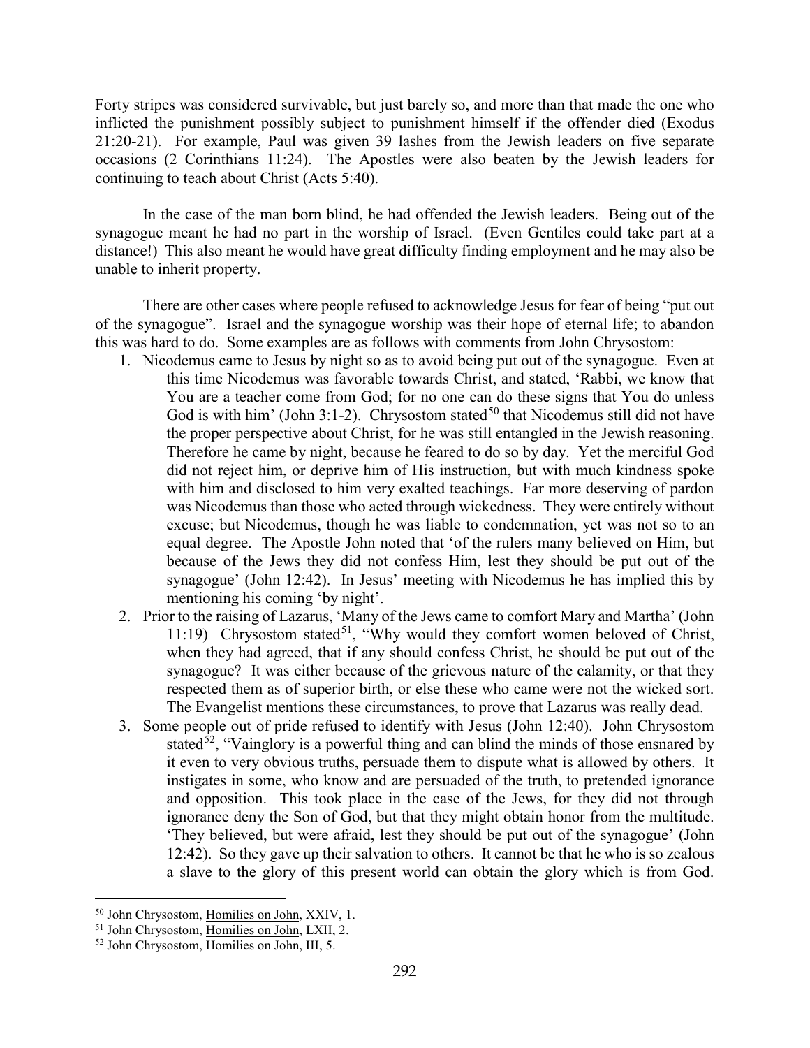Forty stripes was considered survivable, but just barely so, and more than that made the one who inflicted the punishment possibly subject to punishment himself if the offender died (Exodus 21:20-21). For example, Paul was given 39 lashes from the Jewish leaders on five separate occasions (2 Corinthians 11:24). The Apostles were also beaten by the Jewish leaders for continuing to teach about Christ (Acts 5:40).

In the case of the man born blind, he had offended the Jewish leaders. Being out of the synagogue meant he had no part in the worship of Israel. (Even Gentiles could take part at a distance!) This also meant he would have great difficulty finding employment and he may also be unable to inherit property.

There are other cases where people refused to acknowledge Jesus for fear of being "put out of the synagogue". Israel and the synagogue worship was their hope of eternal life; to abandon this was hard to do. Some examples are as follows with comments from John Chrysostom:

1. Nicodemus came to Jesus by night so as to avoid being put out of the synagogue. Even at this time Nicodemus was favorable towards Christ, and stated, 'Rabbi, we know that You are a teacher come from God; for no one can do these signs that You do unless God is with him' (John 3:1-2). Chrysostom stated[50] that Nicodemus still did not have the proper perspective about Christ, for he was still entangled in the Jewish reasoning. Therefore he came by night, because he feared to do so by day. Yet the merciful God did not reject him, or deprive him of His instruction, but with much kindness spoke with him and disclosed to him very exalted teachings. Far more deserving of pardon was Nicodemus than those who acted through wickedness. They were entirely without excuse; but Nicodemus, though he was liable to condemnation, yet was not so to an equal degree. The Apostle John noted that 'of the rulers many believed on Him, but because of the Jews they did not confess Him, lest they should be put out of the synagogue' (John 12:42). In Jesus' meeting with Nicodemus he has implied this by mentioning his coming 'by night'.
2. Prior to the raising of Lazarus, 'Many of the Jews came to comfort Mary and Martha' (John 11:19) Chrysostom stated[51], "Why would they comfort women beloved of Christ, when they had agreed, that if any should confess Christ, he should be put out of the synagogue? It was either because of the grievous nature of the calamity, or that they respected them as of superior birth, or else these who came were not the wicked sort. The Evangelist mentions these circumstances, to prove that Lazarus was really dead.
3. Some people out of pride refused to identify with Jesus (John 12:40). John Chrysostom stated[52], "Vainglory is a powerful thing and can blind the minds of those ensnared by it even to very obvious truths, persuade them to dispute what is allowed by others. It instigates in some, who know and are persuaded of the truth, to pretended ignorance and opposition. This took place in the case of the Jews, for they did not through ignorance deny the Son of God, but that they might obtain honor from the multitude. 'They believed, but were afraid, lest they should be put out of the synagogue' (John 12:42). So they gave up their salvation to others. It cannot be that he who is so zealous a slave to the glory of this present world can obtain the glory which is from God.

---

[50] John Chrysostom, Homilies on John, XXIV, 1.

[51] John Chrysostom, Homilies on John, LXII, 2.

[52] John Chrysostom, Homilies on John, III, 5.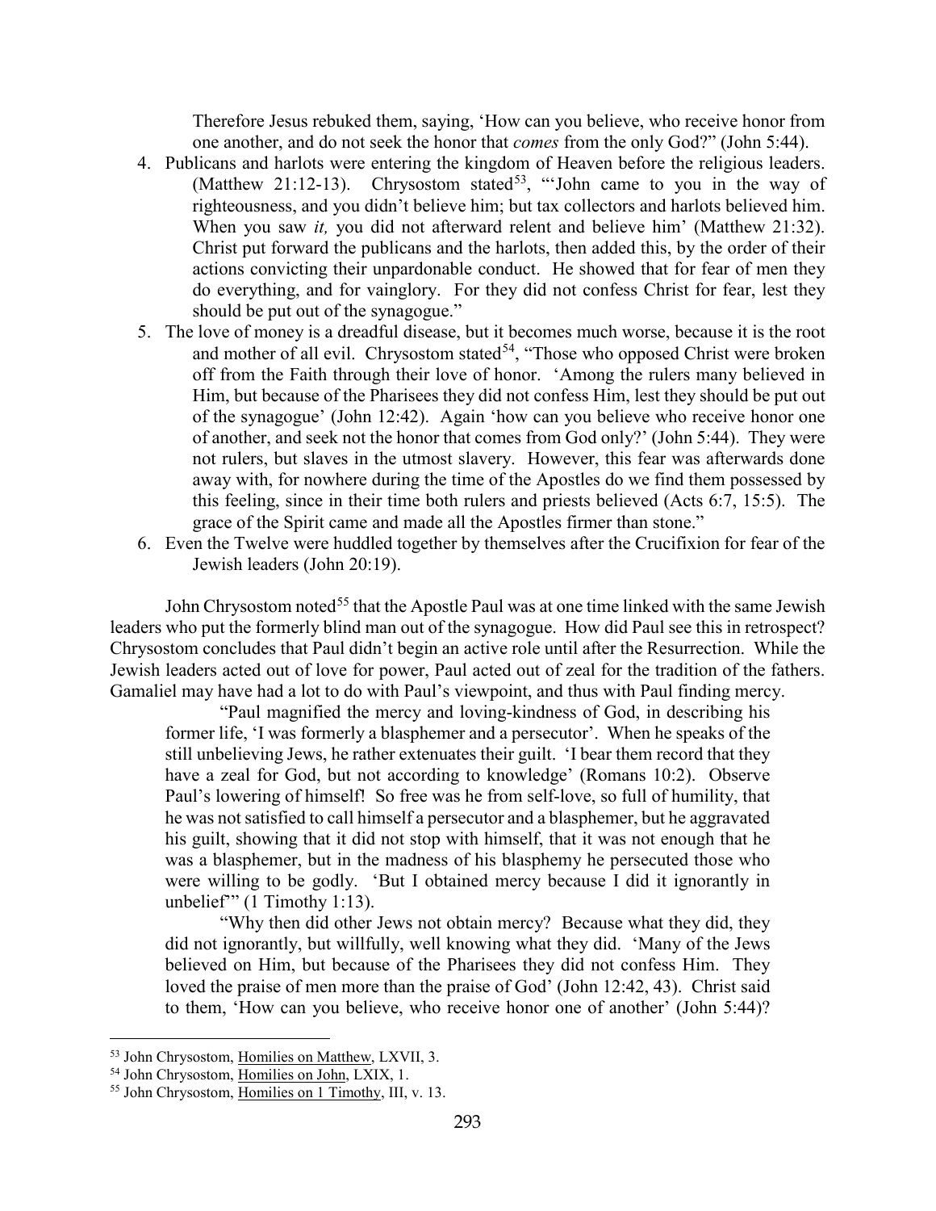Therefore Jesus rebuked them, saying, 'How can you believe, who receive honor from one another, and do not seek the honor that *comes* from the only God?" (John 5:44).

4. Publicans and harlots were entering the kingdom of Heaven before the religious leaders. (Matthew 21:12-13). Chrysostom stated[53], "'John came to you in the way of righteousness, and you didn't believe him; but tax collectors and harlots believed him. When you saw *it,* you did not afterward relent and believe him' (Matthew 21:32). Christ put forward the publicans and the harlots, then added this, by the order of their actions convicting their unpardonable conduct. He showed that for fear of men they do everything, and for vainglory. For they did not confess Christ for fear, lest they should be put out of the synagogue."
5. The love of money is a dreadful disease, but it becomes much worse, because it is the root and mother of all evil. Chrysostom stated[54], "Those who opposed Christ were broken off from the Faith through their love of honor. 'Among the rulers many believed in Him, but because of the Pharisees they did not confess Him, lest they should be put out of the synagogue' (John 12:42). Again 'how can you believe who receive honor one of another, and seek not the honor that comes from God only?' (John 5:44). They were not rulers, but slaves in the utmost slavery. However, this fear was afterwards done away with, for nowhere during the time of the Apostles do we find them possessed by this feeling, since in their time both rulers and priests believed (Acts 6:7, 15:5). The grace of the Spirit came and made all the Apostles firmer than stone."
6. Even the Twelve were huddled together by themselves after the Crucifixion for fear of the Jewish leaders (John 20:19).

John Chrysostom noted[55] that the Apostle Paul was at one time linked with the same Jewish leaders who put the formerly blind man out of the synagogue. How did Paul see this in retrospect? Chrysostom concludes that Paul didn't begin an active role until after the Resurrection. While the Jewish leaders acted out of love for power, Paul acted out of zeal for the tradition of the fathers. Gamaliel may have had a lot to do with Paul's viewpoint, and thus with Paul finding mercy.

> "Paul magnified the mercy and loving-kindness of God, in describing his former life, 'I was formerly a blasphemer and a persecutor'. When he speaks of the still unbelieving Jews, he rather extenuates their guilt. 'I bear them record that they have a zeal for God, but not according to knowledge' (Romans 10:2). Observe Paul's lowering of himself! So free was he from self-love, so full of humility, that he was not satisfied to call himself a persecutor and a blasphemer, but he aggravated his guilt, showing that it did not stop with himself, that it was not enough that he was a blasphemer, but in the madness of his blasphemy he persecuted those who were willing to be godly. 'But I obtained mercy because I did it ignorantly in unbelief'" (1 Timothy 1:13).
>
> "Why then did other Jews not obtain mercy? Because what they did, they did not ignorantly, but willfully, well knowing what they did. 'Many of the Jews believed on Him, but because of the Pharisees they did not confess Him. They loved the praise of men more than the praise of God' (John 12:42, 43). Christ said to them, 'How can you believe, who receive honor one of another' (John 5:44)?

---

[53] John Chrysostom, Homilies on Matthew, LXVII, 3.

[54] John Chrysostom, Homilies on John, LXIX, 1.

[55] John Chrysostom, Homilies on 1 Timothy, III, v. 13.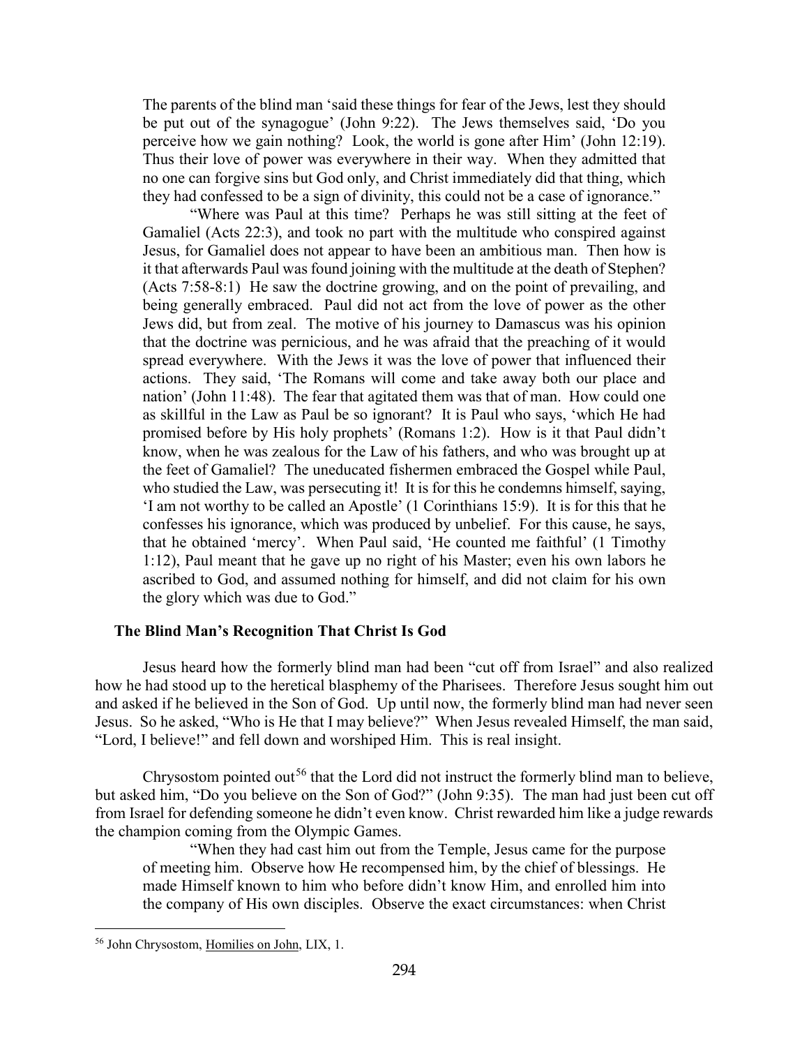> The parents of the blind man 'said these things for fear of the Jews, lest they should be put out of the synagogue' (John 9:22). The Jews themselves said, 'Do you perceive how we gain nothing? Look, the world is gone after Him' (John 12:19). Thus their love of power was everywhere in their way. When they admitted that no one can forgive sins but God only, and Christ immediately did that thing, which they had confessed to be a sign of divinity, this could not be a case of ignorance."
>
> "Where was Paul at this time? Perhaps he was still sitting at the feet of Gamaliel (Acts 22:3), and took no part with the multitude who conspired against Jesus, for Gamaliel does not appear to have been an ambitious man. Then how is it that afterwards Paul was found joining with the multitude at the death of Stephen? (Acts 7:58-8:1) He saw the doctrine growing, and on the point of prevailing, and being generally embraced. Paul did not act from the love of power as the other Jews did, but from zeal. The motive of his journey to Damascus was his opinion that the doctrine was pernicious, and he was afraid that the preaching of it would spread everywhere. With the Jews it was the love of power that influenced their actions. They said, 'The Romans will come and take away both our place and nation' (John 11:48). The fear that agitated them was that of man. How could one as skillful in the Law as Paul be so ignorant? It is Paul who says, 'which He had promised before by His holy prophets' (Romans 1:2). How is it that Paul didn't know, when he was zealous for the Law of his fathers, and who was brought up at the feet of Gamaliel? The uneducated fishermen embraced the Gospel while Paul, who studied the Law, was persecuting it! It is for this he condemns himself, saying, 'I am not worthy to be called an Apostle' (1 Corinthians 15:9). It is for this that he confesses his ignorance, which was produced by unbelief. For this cause, he says, that he obtained 'mercy'. When Paul said, 'He counted me faithful' (1 Timothy 1:12), Paul meant that he gave up no right of his Master; even his own labors he ascribed to God, and assumed nothing for himself, and did not claim for his own the glory which was due to God."

### The Blind Man's Recognition That Christ Is God

Jesus heard how the formerly blind man had been "cut off from Israel" and also realized how he had stood up to the heretical blasphemy of the Pharisees. Therefore Jesus sought him out and asked if he believed in the Son of God. Up until now, the formerly blind man had never seen Jesus. So he asked, "Who is He that I may believe?" When Jesus revealed Himself, the man said, "Lord, I believe!" and fell down and worshiped Him. This is real insight.

Chrysostom pointed out[56] that the Lord did not instruct the formerly blind man to believe, but asked him, "Do you believe on the Son of God?" (John 9:35). The man had just been cut off from Israel for defending someone he didn't even know. Christ rewarded him like a judge rewards the champion coming from the Olympic Games.

> "When they had cast him out from the Temple, Jesus came for the purpose of meeting him. Observe how He recompensed him, by the chief of blessings. He made Himself known to him who before didn't know Him, and enrolled him into the company of His own disciples. Observe the exact circumstances: when Christ

[56] John Chrysostom, Homilies on John, LIX, 1.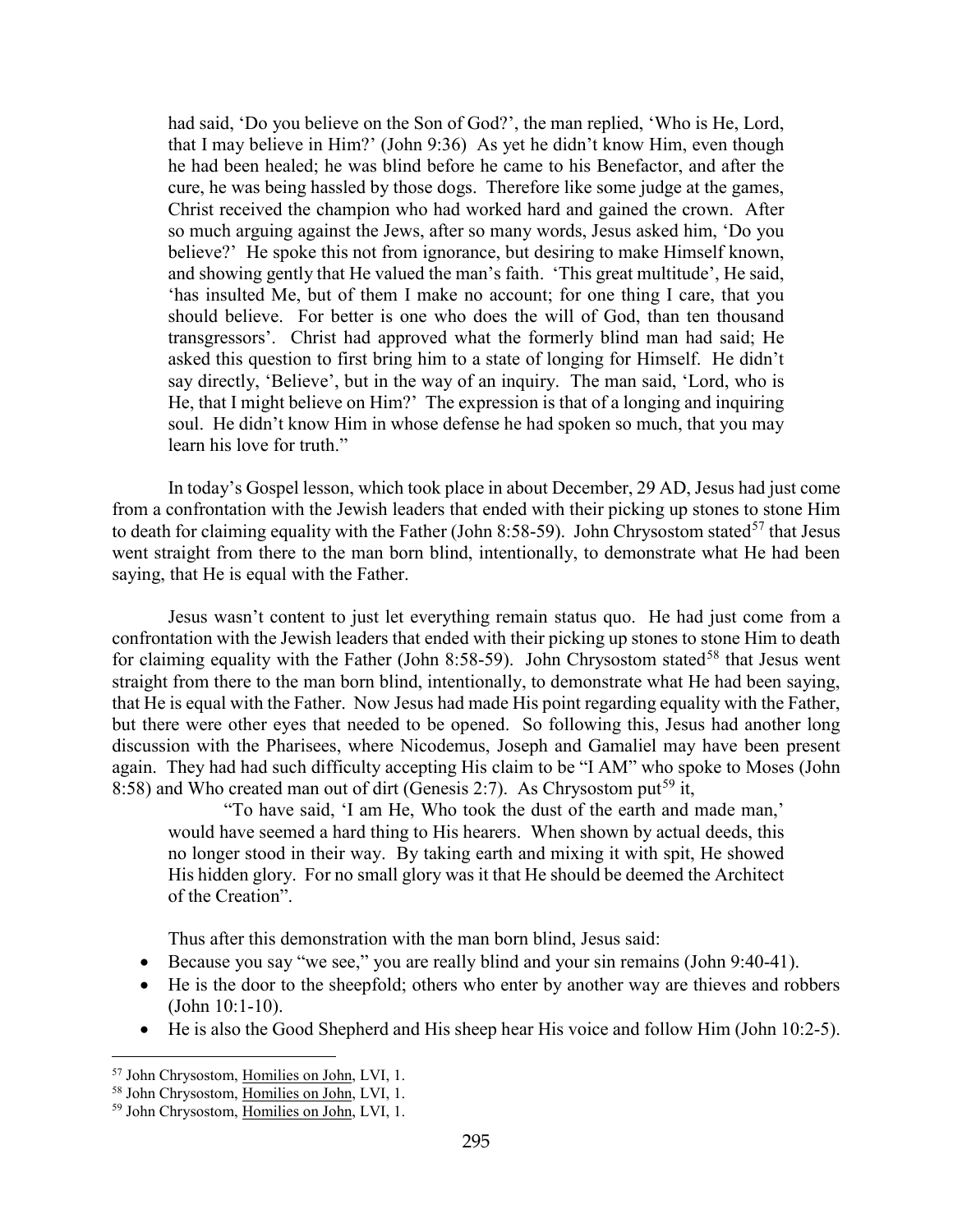had said, 'Do you believe on the Son of God?', the man replied, 'Who is He, Lord, that I may believe in Him?' (John 9:36) As yet he didn't know Him, even though he had been healed; he was blind before he came to his Benefactor, and after the cure, he was being hassled by those dogs. Therefore like some judge at the games, Christ received the champion who had worked hard and gained the crown. After so much arguing against the Jews, after so many words, Jesus asked him, 'Do you believe?' He spoke this not from ignorance, but desiring to make Himself known, and showing gently that He valued the man's faith. 'This great multitude', He said, 'has insulted Me, but of them I make no account; for one thing I care, that you should believe. For better is one who does the will of God, than ten thousand transgressors'. Christ had approved what the formerly blind man had said; He asked this question to first bring him to a state of longing for Himself. He didn't say directly, 'Believe', but in the way of an inquiry. The man said, 'Lord, who is He, that I might believe on Him?' The expression is that of a longing and inquiring soul. He didn't know Him in whose defense he had spoken so much, that you may learn his love for truth."

In today's Gospel lesson, which took place in about December, 29 AD, Jesus had just come from a confrontation with the Jewish leaders that ended with their picking up stones to stone Him to death for claiming equality with the Father (John 8:58-59). John Chrysostom stated[57] that Jesus went straight from there to the man born blind, intentionally, to demonstrate what He had been saying, that He is equal with the Father.

Jesus wasn't content to just let everything remain status quo. He had just come from a confrontation with the Jewish leaders that ended with their picking up stones to stone Him to death for claiming equality with the Father (John 8:58-59). John Chrysostom stated[58] that Jesus went straight from there to the man born blind, intentionally, to demonstrate what He had been saying, that He is equal with the Father. Now Jesus had made His point regarding equality with the Father, but there were other eyes that needed to be opened. So following this, Jesus had another long discussion with the Pharisees, where Nicodemus, Joseph and Gamaliel may have been present again. They had had such difficulty accepting His claim to be "I AM" who spoke to Moses (John 8:58) and Who created man out of dirt (Genesis 2:7). As Chrysostom put[59] it,

> "To have said, 'I am He, Who took the dust of the earth and made man,' would have seemed a hard thing to His hearers. When shown by actual deeds, this no longer stood in their way. By taking earth and mixing it with spit, He showed His hidden glory. For no small glory was it that He should be deemed the Architect of the Creation".

Thus after this demonstration with the man born blind, Jesus said:

- Because you say "we see," you are really blind and your sin remains (John 9:40-41).
- He is the door to the sheepfold; others who enter by another way are thieves and robbers (John 10:1-10).
- He is also the Good Shepherd and His sheep hear His voice and follow Him (John 10:2-5).

---

[57] John Chrysostom, Homilies on John, LVI, 1.

[58] John Chrysostom, Homilies on John, LVI, 1.

[59] John Chrysostom, Homilies on John, LVI, 1.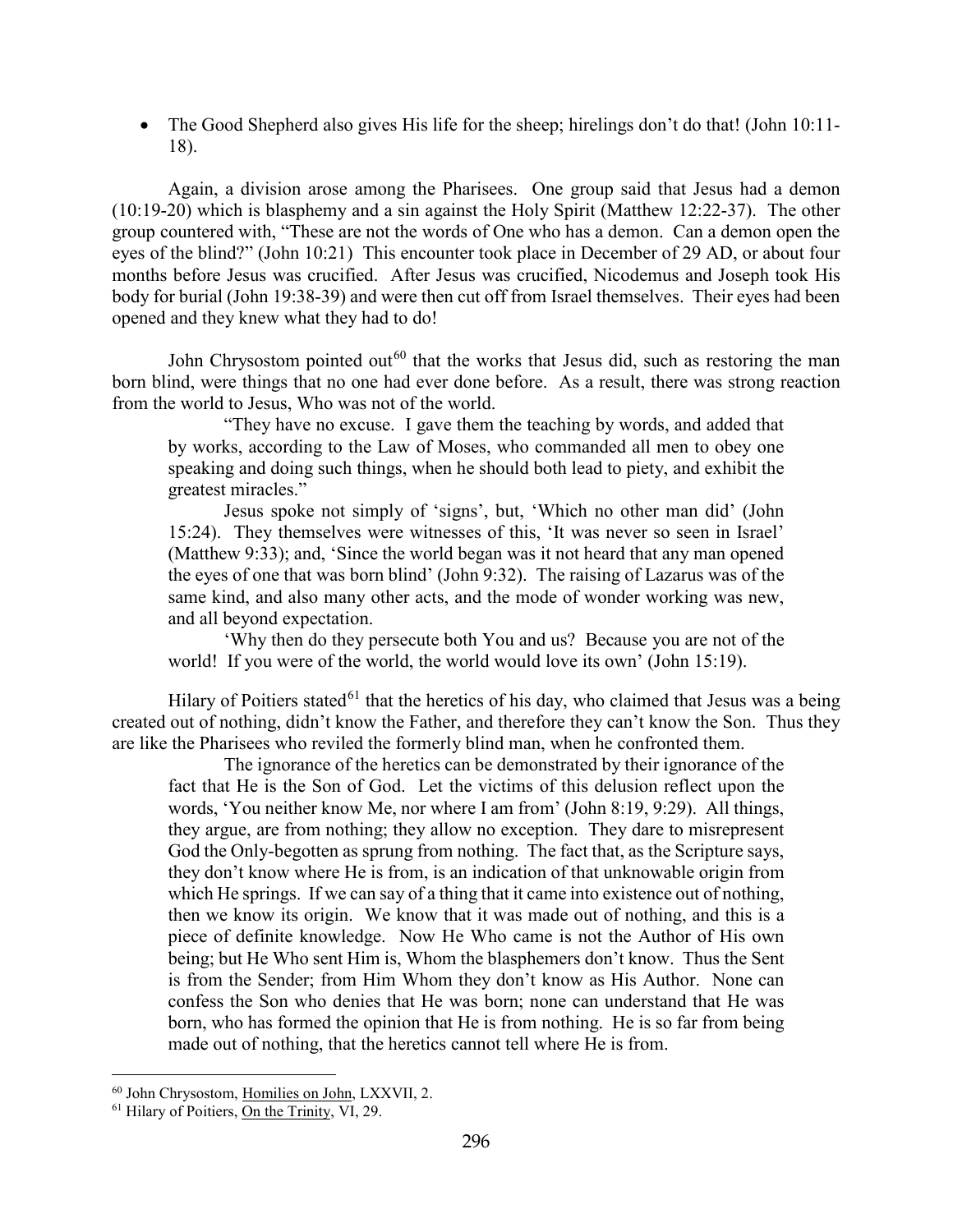- The Good Shepherd also gives His life for the sheep; hirelings don't do that! (John 10:11-18).

Again, a division arose among the Pharisees. One group said that Jesus had a demon (10:19-20) which is blasphemy and a sin against the Holy Spirit (Matthew 12:22-37). The other group countered with, "These are not the words of One who has a demon. Can a demon open the eyes of the blind?" (John 10:21) This encounter took place in December of 29 AD, or about four months before Jesus was crucified. After Jesus was crucified, Nicodemus and Joseph took His body for burial (John 19:38-39) and were then cut off from Israel themselves. Their eyes had been opened and they knew what they had to do!

John Chrysostom pointed out[60] that the works that Jesus did, such as restoring the man born blind, were things that no one had ever done before. As a result, there was strong reaction from the world to Jesus, Who was not of the world.

> "They have no excuse. I gave them the teaching by words, and added that by works, according to the Law of Moses, who commanded all men to obey one speaking and doing such things, when he should both lead to piety, and exhibit the greatest miracles."
>
> Jesus spoke not simply of 'signs', but, 'Which no other man did' (John 15:24). They themselves were witnesses of this, 'It was never so seen in Israel' (Matthew 9:33); and, 'Since the world began was it not heard that any man opened the eyes of one that was born blind' (John 9:32). The raising of Lazarus was of the same kind, and also many other acts, and the mode of wonder working was new, and all beyond expectation.
>
> 'Why then do they persecute both You and us? Because you are not of the world! If you were of the world, the world would love its own' (John 15:19).

Hilary of Poitiers stated[61] that the heretics of his day, who claimed that Jesus was a being created out of nothing, didn't know the Father, and therefore they can't know the Son. Thus they are like the Pharisees who reviled the formerly blind man, when he confronted them.

> The ignorance of the heretics can be demonstrated by their ignorance of the fact that He is the Son of God. Let the victims of this delusion reflect upon the words, 'You neither know Me, nor where I am from' (John 8:19, 9:29). All things, they argue, are from nothing; they allow no exception. They dare to misrepresent God the Only-begotten as sprung from nothing. The fact that, as the Scripture says, they don't know where He is from, is an indication of that unknowable origin from which He springs. If we can say of a thing that it came into existence out of nothing, then we know its origin. We know that it was made out of nothing, and this is a piece of definite knowledge. Now He Who came is not the Author of His own being; but He Who sent Him is, Whom the blasphemers don't know. Thus the Sent is from the Sender; from Him Whom they don't know as His Author. None can confess the Son who denies that He was born; none can understand that He was born, who has formed the opinion that He is from nothing. He is so far from being made out of nothing, that the heretics cannot tell where He is from.

---

[60] John Chrysostom, Homilies on John, LXXVII, 2.

[61] Hilary of Poitiers, On the Trinity, VI, 29.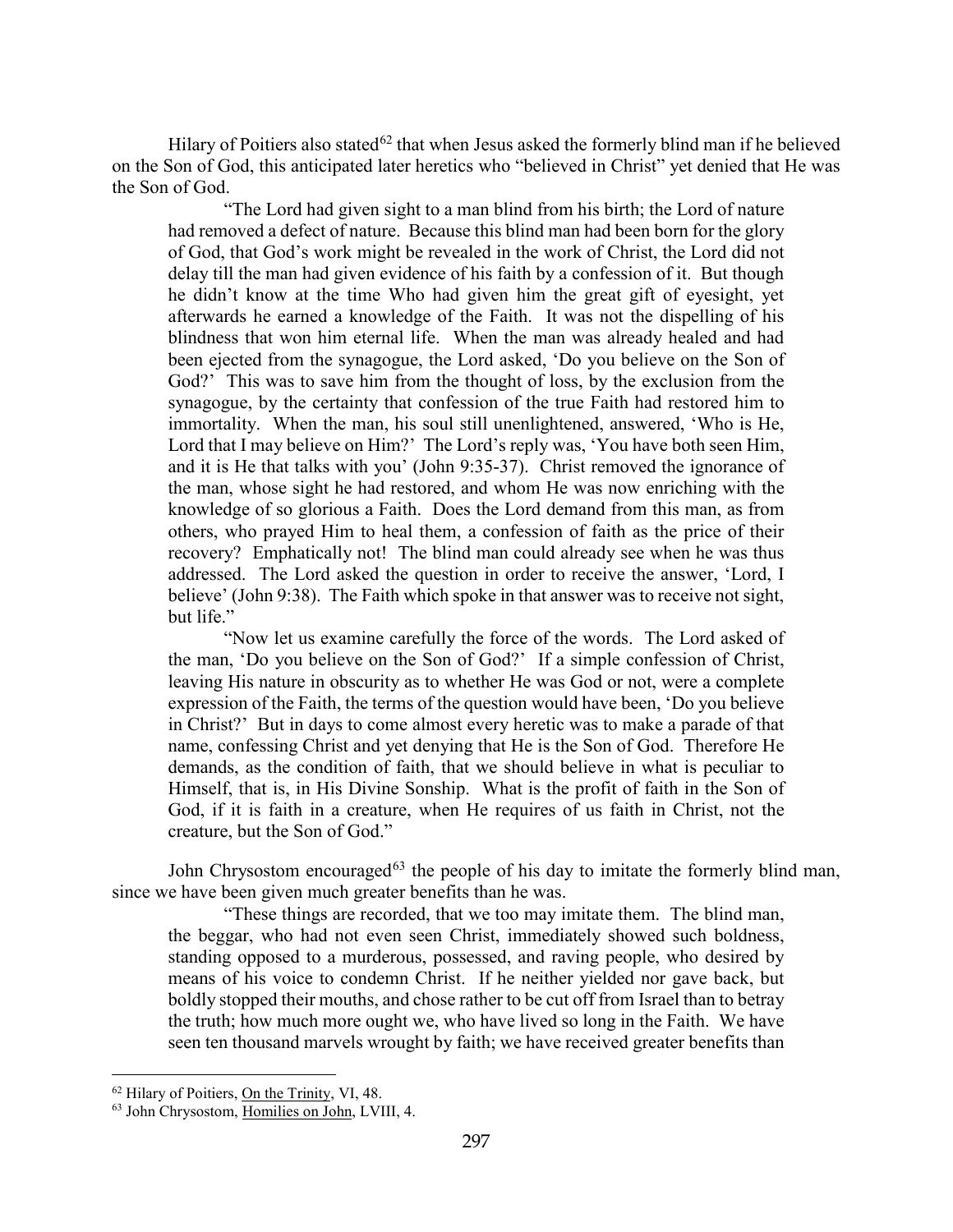Hilary of Poitiers also stated[62] that when Jesus asked the formerly blind man if he believed on the Son of God, this anticipated later heretics who "believed in Christ" yet denied that He was the Son of God.

> "The Lord had given sight to a man blind from his birth; the Lord of nature had removed a defect of nature. Because this blind man had been born for the glory of God, that God's work might be revealed in the work of Christ, the Lord did not delay till the man had given evidence of his faith by a confession of it. But though he didn't know at the time Who had given him the great gift of eyesight, yet afterwards he earned a knowledge of the Faith. It was not the dispelling of his blindness that won him eternal life. When the man was already healed and had been ejected from the synagogue, the Lord asked, 'Do you believe on the Son of God?' This was to save him from the thought of loss, by the exclusion from the synagogue, by the certainty that confession of the true Faith had restored him to immortality. When the man, his soul still unenlightened, answered, 'Who is He, Lord that I may believe on Him?' The Lord's reply was, 'You have both seen Him, and it is He that talks with you' (John 9:35-37). Christ removed the ignorance of the man, whose sight he had restored, and whom He was now enriching with the knowledge of so glorious a Faith. Does the Lord demand from this man, as from others, who prayed Him to heal them, a confession of faith as the price of their recovery? Emphatically not! The blind man could already see when he was thus addressed. The Lord asked the question in order to receive the answer, 'Lord, I believe' (John 9:38). The Faith which spoke in that answer was to receive not sight, but life."
>
> "Now let us examine carefully the force of the words. The Lord asked of the man, 'Do you believe on the Son of God?' If a simple confession of Christ, leaving His nature in obscurity as to whether He was God or not, were a complete expression of the Faith, the terms of the question would have been, 'Do you believe in Christ?' But in days to come almost every heretic was to make a parade of that name, confessing Christ and yet denying that He is the Son of God. Therefore He demands, as the condition of faith, that we should believe in what is peculiar to Himself, that is, in His Divine Sonship. What is the profit of faith in the Son of God, if it is faith in a creature, when He requires of us faith in Christ, not the creature, but the Son of God."

John Chrysostom encouraged[63] the people of his day to imitate the formerly blind man, since we have been given much greater benefits than he was.

> "These things are recorded, that we too may imitate them. The blind man, the beggar, who had not even seen Christ, immediately showed such boldness, standing opposed to a murderous, possessed, and raving people, who desired by means of his voice to condemn Christ. If he neither yielded nor gave back, but boldly stopped their mouths, and chose rather to be cut off from Israel than to betray the truth; how much more ought we, who have lived so long in the Faith. We have seen ten thousand marvels wrought by faith; we have received greater benefits than

---

[62] Hilary of Poitiers, On the Trinity, VI, 48.

[63] John Chrysostom, Homilies on John, LVIII, 4.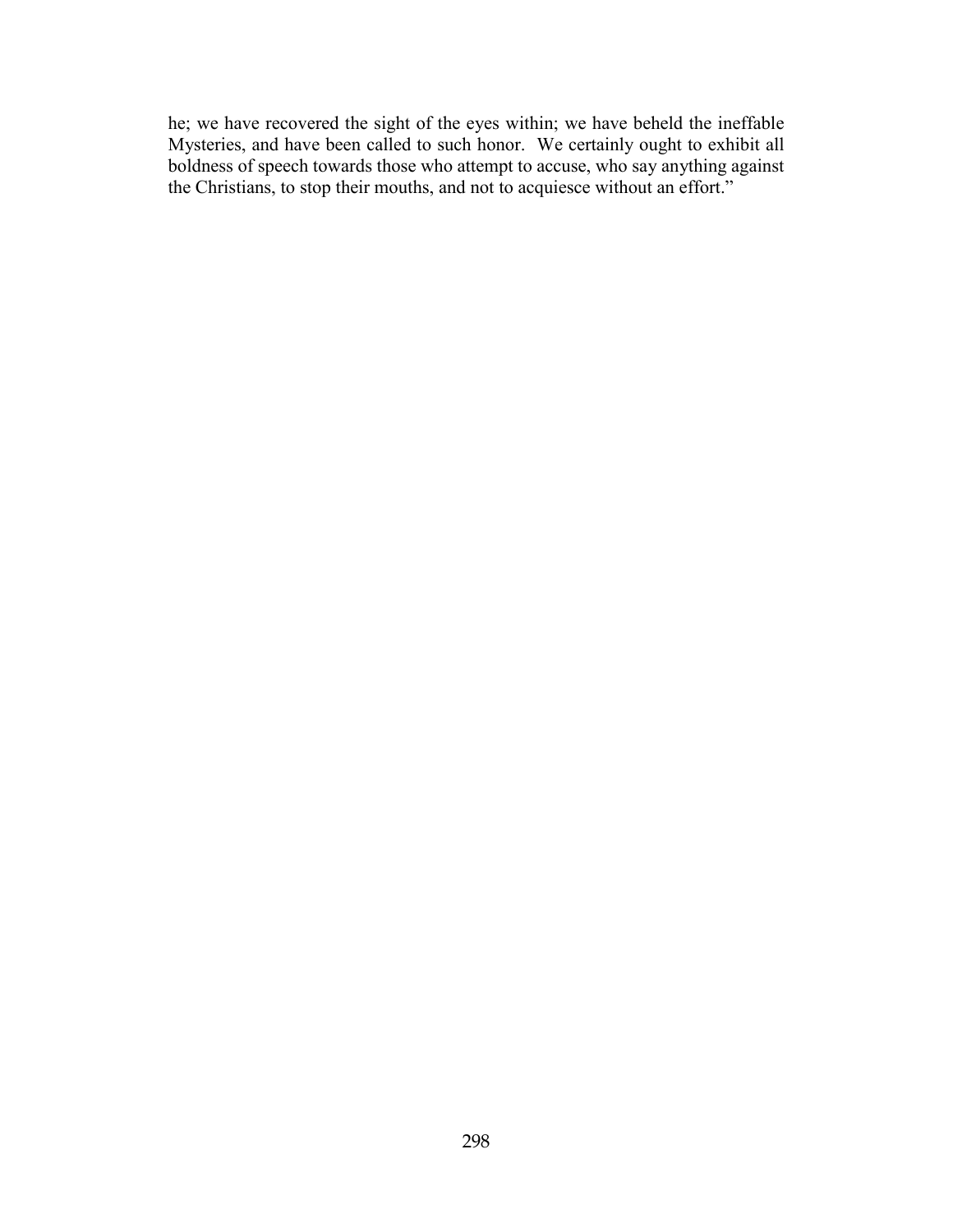he; we have recovered the sight of the eyes within; we have beheld the ineffable Mysteries, and have been called to such honor. We certainly ought to exhibit all boldness of speech towards those who attempt to accuse, who say anything against the Christians, to stop their mouths, and not to acquiesce without an effort."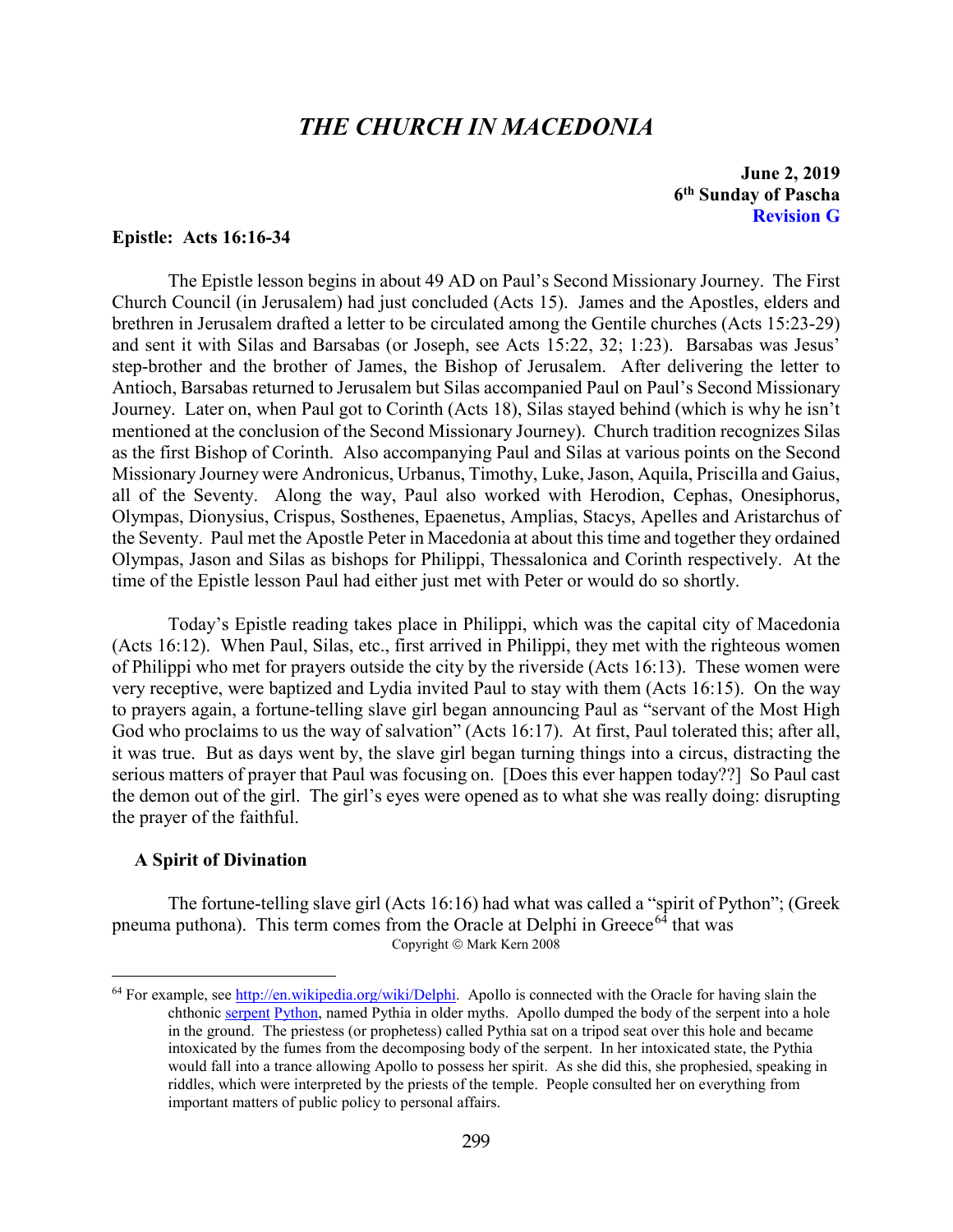# *THE CHURCH IN MACEDONIA*

**June 2, 2019**
**6th Sunday of Pascha**
**Revision G**

**Epistle: Acts 16:16-34**

The Epistle lesson begins in about 49 AD on Paul's Second Missionary Journey. The First Church Council (in Jerusalem) had just concluded (Acts 15). James and the Apostles, elders and brethren in Jerusalem drafted a letter to be circulated among the Gentile churches (Acts 15:23-29) and sent it with Silas and Barsabas (or Joseph, see Acts 15:22, 32; 1:23). Barsabas was Jesus' step-brother and the brother of James, the Bishop of Jerusalem. After delivering the letter to Antioch, Barsabas returned to Jerusalem but Silas accompanied Paul on Paul's Second Missionary Journey. Later on, when Paul got to Corinth (Acts 18), Silas stayed behind (which is why he isn't mentioned at the conclusion of the Second Missionary Journey). Church tradition recognizes Silas as the first Bishop of Corinth. Also accompanying Paul and Silas at various points on the Second Missionary Journey were Andronicus, Urbanus, Timothy, Luke, Jason, Aquila, Priscilla and Gaius, all of the Seventy. Along the way, Paul also worked with Herodion, Cephas, Onesiphorus, Olympas, Dionysius, Crispus, Sosthenes, Epaenetus, Amplias, Stacys, Apelles and Aristarchus of the Seventy. Paul met the Apostle Peter in Macedonia at about this time and together they ordained Olympas, Jason and Silas as bishops for Philippi, Thessalonica and Corinth respectively. At the time of the Epistle lesson Paul had either just met with Peter or would do so shortly.

Today's Epistle reading takes place in Philippi, which was the capital city of Macedonia (Acts 16:12). When Paul, Silas, etc., first arrived in Philippi, they met with the righteous women of Philippi who met for prayers outside the city by the riverside (Acts 16:13). These women were very receptive, were baptized and Lydia invited Paul to stay with them (Acts 16:15). On the way to prayers again, a fortune-telling slave girl began announcing Paul as "servant of the Most High God who proclaims to us the way of salvation" (Acts 16:17). At first, Paul tolerated this; after all, it was true. But as days went by, the slave girl began turning things into a circus, distracting the serious matters of prayer that Paul was focusing on. [Does this ever happen today??] So Paul cast the demon out of the girl. The girl's eyes were opened as to what she was really doing: disrupting the prayer of the faithful.

### A Spirit of Divination

The fortune-telling slave girl (Acts 16:16) had what was called a "spirit of Python"; (Greek pneuma puthona). This term comes from the Oracle at Delphi in Greece[64] that was

Copyright © Mark Kern 2008

---

[64] For example, see http://en.wikipedia.org/wiki/Delphi. Apollo is connected with the Oracle for having slain the chthonic serpent Python, named Pythia in older myths. Apollo dumped the body of the serpent into a hole in the ground. The priestess (or prophetess) called Pythia sat on a tripod seat over this hole and became intoxicated by the fumes from the decomposing body of the serpent. In her intoxicated state, the Pythia would fall into a trance allowing Apollo to possess her spirit. As she did this, she prophesied, speaking in riddles, which were interpreted by the priests of the temple. People consulted her on everything from important matters of public policy to personal affairs.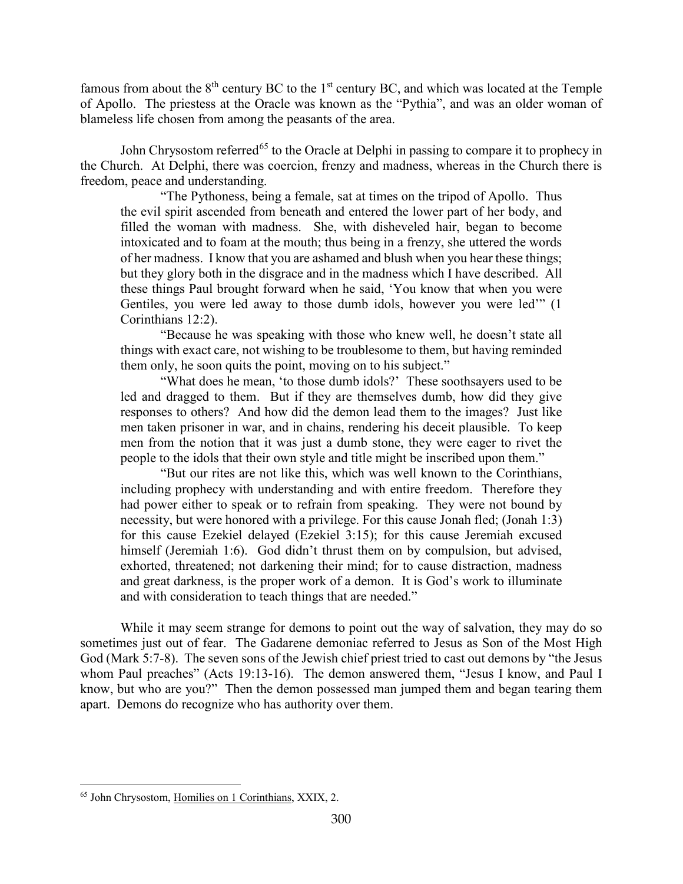famous from about the 8th century BC to the 1st century BC, and which was located at the Temple of Apollo. The priestess at the Oracle was known as the "Pythia", and was an older woman of blameless life chosen from among the peasants of the area.

John Chrysostom referred[65] to the Oracle at Delphi in passing to compare it to prophecy in the Church. At Delphi, there was coercion, frenzy and madness, whereas in the Church there is freedom, peace and understanding.

> "The Pythoness, being a female, sat at times on the tripod of Apollo. Thus the evil spirit ascended from beneath and entered the lower part of her body, and filled the woman with madness. She, with disheveled hair, began to become intoxicated and to foam at the mouth; thus being in a frenzy, she uttered the words of her madness. I know that you are ashamed and blush when you hear these things; but they glory both in the disgrace and in the madness which I have described. All these things Paul brought forward when he said, 'You know that when you were Gentiles, you were led away to those dumb idols, however you were led'" (1 Corinthians 12:2).
>
> "Because he was speaking with those who knew well, he doesn't state all things with exact care, not wishing to be troublesome to them, but having reminded them only, he soon quits the point, moving on to his subject."
>
> "What does he mean, 'to those dumb idols?' These soothsayers used to be led and dragged to them. But if they are themselves dumb, how did they give responses to others? And how did the demon lead them to the images? Just like men taken prisoner in war, and in chains, rendering his deceit plausible. To keep men from the notion that it was just a dumb stone, they were eager to rivet the people to the idols that their own style and title might be inscribed upon them."
>
> "But our rites are not like this, which was well known to the Corinthians, including prophecy with understanding and with entire freedom. Therefore they had power either to speak or to refrain from speaking. They were not bound by necessity, but were honored with a privilege. For this cause Jonah fled; (Jonah 1:3) for this cause Ezekiel delayed (Ezekiel 3:15); for this cause Jeremiah excused himself (Jeremiah 1:6). God didn't thrust them on by compulsion, but advised, exhorted, threatened; not darkening their mind; for to cause distraction, madness and great darkness, is the proper work of a demon. It is God's work to illuminate and with consideration to teach things that are needed."

While it may seem strange for demons to point out the way of salvation, they may do so sometimes just out of fear. The Gadarene demoniac referred to Jesus as Son of the Most High God (Mark 5:7-8). The seven sons of the Jewish chief priest tried to cast out demons by "the Jesus whom Paul preaches" (Acts 19:13-16). The demon answered them, "Jesus I know, and Paul I know, but who are you?" Then the demon possessed man jumped them and began tearing them apart. Demons do recognize who has authority over them.

---

[65] John Chrysostom, Homilies on 1 Corinthians, XXIX, 2.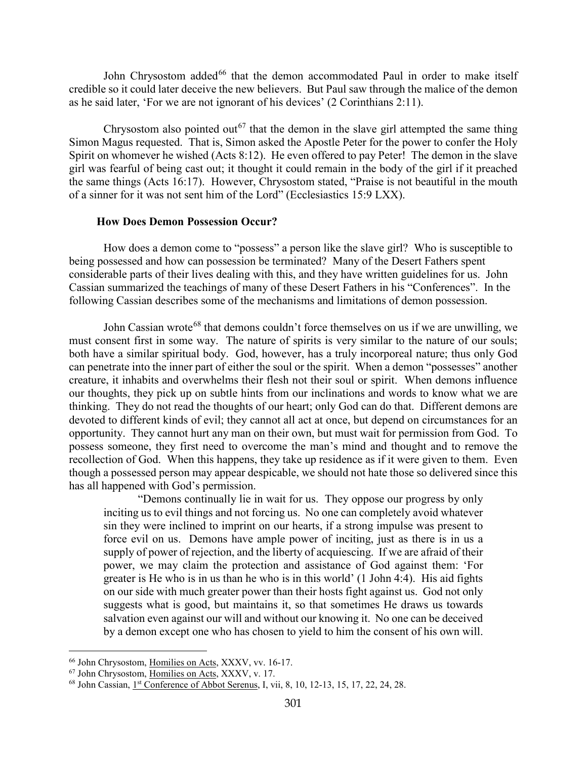John Chrysostom added[66] that the demon accommodated Paul in order to make itself credible so it could later deceive the new believers. But Paul saw through the malice of the demon as he said later, 'For we are not ignorant of his devices' (2 Corinthians 2:11).

Chrysostom also pointed out[67] that the demon in the slave girl attempted the same thing Simon Magus requested. That is, Simon asked the Apostle Peter for the power to confer the Holy Spirit on whomever he wished (Acts 8:12). He even offered to pay Peter! The demon in the slave girl was fearful of being cast out; it thought it could remain in the body of the girl if it preached the same things (Acts 16:17). However, Chrysostom stated, "Praise is not beautiful in the mouth of a sinner for it was not sent him of the Lord" (Ecclesiastics 15:9 LXX).

### How Does Demon Possession Occur?

How does a demon come to "possess" a person like the slave girl? Who is susceptible to being possessed and how can possession be terminated? Many of the Desert Fathers spent considerable parts of their lives dealing with this, and they have written guidelines for us. John Cassian summarized the teachings of many of these Desert Fathers in his "Conferences". In the following Cassian describes some of the mechanisms and limitations of demon possession.

John Cassian wrote[68] that demons couldn't force themselves on us if we are unwilling, we must consent first in some way. The nature of spirits is very similar to the nature of our souls; both have a similar spiritual body. God, however, has a truly incorporeal nature; thus only God can penetrate into the inner part of either the soul or the spirit. When a demon "possesses" another creature, it inhabits and overwhelms their flesh not their soul or spirit. When demons influence our thoughts, they pick up on subtle hints from our inclinations and words to know what we are thinking. They do not read the thoughts of our heart; only God can do that. Different demons are devoted to different kinds of evil; they cannot all act at once, but depend on circumstances for an opportunity. They cannot hurt any man on their own, but must wait for permission from God. To possess someone, they first need to overcome the man's mind and thought and to remove the recollection of God. When this happens, they take up residence as if it were given to them. Even though a possessed person may appear despicable, we should not hate those so delivered since this has all happened with God's permission.

> "Demons continually lie in wait for us. They oppose our progress by only inciting us to evil things and not forcing us. No one can completely avoid whatever sin they were inclined to imprint on our hearts, if a strong impulse was present to force evil on us. Demons have ample power of inciting, just as there is in us a supply of power of rejection, and the liberty of acquiescing. If we are afraid of their power, we may claim the protection and assistance of God against them: 'For greater is He who is in us than he who is in this world' (1 John 4:4). His aid fights on our side with much greater power than their hosts fight against us. God not only suggests what is good, but maintains it, so that sometimes He draws us towards salvation even against our will and without our knowing it. No one can be deceived by a demon except one who has chosen to yield to him the consent of his own will.

---

[66] John Chrysostom, Homilies on Acts, XXXV, vv. 16-17.

[67] John Chrysostom, Homilies on Acts, XXXV, v. 17.

[68] John Cassian, 1st Conference of Abbot Serenus, I, vii, 8, 10, 12-13, 15, 17, 22, 24, 28.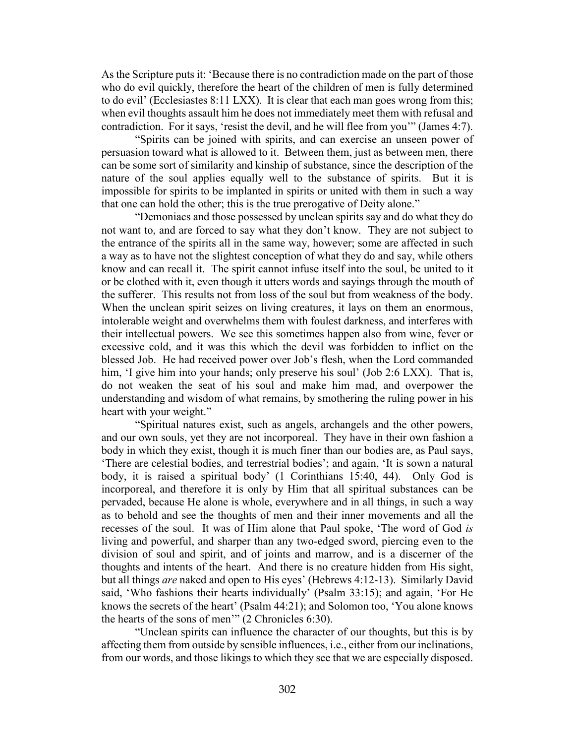As the Scripture puts it: 'Because there is no contradiction made on the part of those who do evil quickly, therefore the heart of the children of men is fully determined to do evil' (Ecclesiastes 8:11 LXX). It is clear that each man goes wrong from this; when evil thoughts assault him he does not immediately meet them with refusal and contradiction. For it says, 'resist the devil, and he will flee from you'" (James 4:7).

"Spirits can be joined with spirits, and can exercise an unseen power of persuasion toward what is allowed to it. Between them, just as between men, there can be some sort of similarity and kinship of substance, since the description of the nature of the soul applies equally well to the substance of spirits. But it is impossible for spirits to be implanted in spirits or united with them in such a way that one can hold the other; this is the true prerogative of Deity alone."

"Demoniacs and those possessed by unclean spirits say and do what they do not want to, and are forced to say what they don't know. They are not subject to the entrance of the spirits all in the same way, however; some are affected in such a way as to have not the slightest conception of what they do and say, while others know and can recall it. The spirit cannot infuse itself into the soul, be united to it or be clothed with it, even though it utters words and sayings through the mouth of the sufferer. This results not from loss of the soul but from weakness of the body. When the unclean spirit seizes on living creatures, it lays on them an enormous, intolerable weight and overwhelms them with foulest darkness, and interferes with their intellectual powers. We see this sometimes happen also from wine, fever or excessive cold, and it was this which the devil was forbidden to inflict on the blessed Job. He had received power over Job's flesh, when the Lord commanded him, 'I give him into your hands; only preserve his soul' (Job 2:6 LXX). That is, do not weaken the seat of his soul and make him mad, and overpower the understanding and wisdom of what remains, by smothering the ruling power in his heart with your weight."

"Spiritual natures exist, such as angels, archangels and the other powers, and our own souls, yet they are not incorporeal. They have in their own fashion a body in which they exist, though it is much finer than our bodies are, as Paul says, 'There are celestial bodies, and terrestrial bodies'; and again, 'It is sown a natural body, it is raised a spiritual body' (1 Corinthians 15:40, 44). Only God is incorporeal, and therefore it is only by Him that all spiritual substances can be pervaded, because He alone is whole, everywhere and in all things, in such a way as to behold and see the thoughts of men and their inner movements and all the recesses of the soul. It was of Him alone that Paul spoke, 'The word of God *is* living and powerful, and sharper than any two-edged sword, piercing even to the division of soul and spirit, and of joints and marrow, and is a discerner of the thoughts and intents of the heart. And there is no creature hidden from His sight, but all things *are* naked and open to His eyes' (Hebrews 4:12-13). Similarly David said, 'Who fashions their hearts individually' (Psalm 33:15); and again, 'For He knows the secrets of the heart' (Psalm 44:21); and Solomon too, 'You alone knows the hearts of the sons of men'" (2 Chronicles 6:30).

"Unclean spirits can influence the character of our thoughts, but this is by affecting them from outside by sensible influences, i.e., either from our inclinations, from our words, and those likings to which they see that we are especially disposed.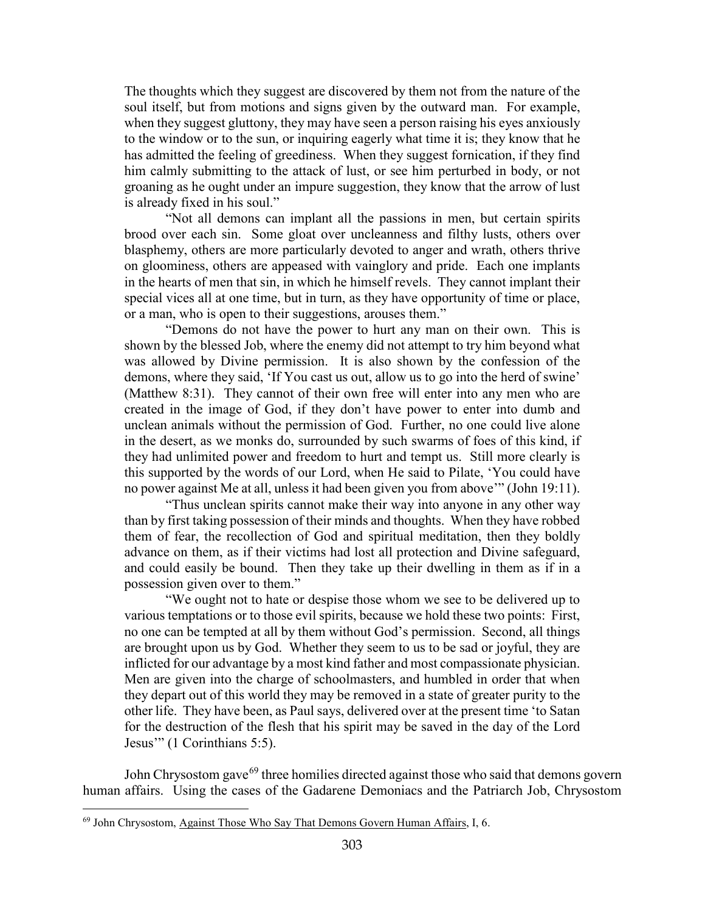The thoughts which they suggest are discovered by them not from the nature of the soul itself, but from motions and signs given by the outward man. For example, when they suggest gluttony, they may have seen a person raising his eyes anxiously to the window or to the sun, or inquiring eagerly what time it is; they know that he has admitted the feeling of greediness. When they suggest fornication, if they find him calmly submitting to the attack of lust, or see him perturbed in body, or not groaning as he ought under an impure suggestion, they know that the arrow of lust is already fixed in his soul."

"Not all demons can implant all the passions in men, but certain spirits brood over each sin. Some gloat over uncleanness and filthy lusts, others over blasphemy, others are more particularly devoted to anger and wrath, others thrive on gloominess, others are appeased with vainglory and pride. Each one implants in the hearts of men that sin, in which he himself revels. They cannot implant their special vices all at one time, but in turn, as they have opportunity of time or place, or a man, who is open to their suggestions, arouses them."

"Demons do not have the power to hurt any man on their own. This is shown by the blessed Job, where the enemy did not attempt to try him beyond what was allowed by Divine permission. It is also shown by the confession of the demons, where they said, 'If You cast us out, allow us to go into the herd of swine' (Matthew 8:31). They cannot of their own free will enter into any men who are created in the image of God, if they don't have power to enter into dumb and unclean animals without the permission of God. Further, no one could live alone in the desert, as we monks do, surrounded by such swarms of foes of this kind, if they had unlimited power and freedom to hurt and tempt us. Still more clearly is this supported by the words of our Lord, when He said to Pilate, 'You could have no power against Me at all, unless it had been given you from above'" (John 19:11).

"Thus unclean spirits cannot make their way into anyone in any other way than by first taking possession of their minds and thoughts. When they have robbed them of fear, the recollection of God and spiritual meditation, then they boldly advance on them, as if their victims had lost all protection and Divine safeguard, and could easily be bound. Then they take up their dwelling in them as if in a possession given over to them."

"We ought not to hate or despise those whom we see to be delivered up to various temptations or to those evil spirits, because we hold these two points: First, no one can be tempted at all by them without God's permission. Second, all things are brought upon us by God. Whether they seem to us to be sad or joyful, they are inflicted for our advantage by a most kind father and most compassionate physician. Men are given into the charge of schoolmasters, and humbled in order that when they depart out of this world they may be removed in a state of greater purity to the other life. They have been, as Paul says, delivered over at the present time 'to Satan for the destruction of the flesh that his spirit may be saved in the day of the Lord Jesus'" (1 Corinthians 5:5).

John Chrysostom gave[69] three homilies directed against those who said that demons govern human affairs. Using the cases of the Gadarene Demoniacs and the Patriarch Job, Chrysostom

---

[69] John Chrysostom, Against Those Who Say That Demons Govern Human Affairs, I, 6.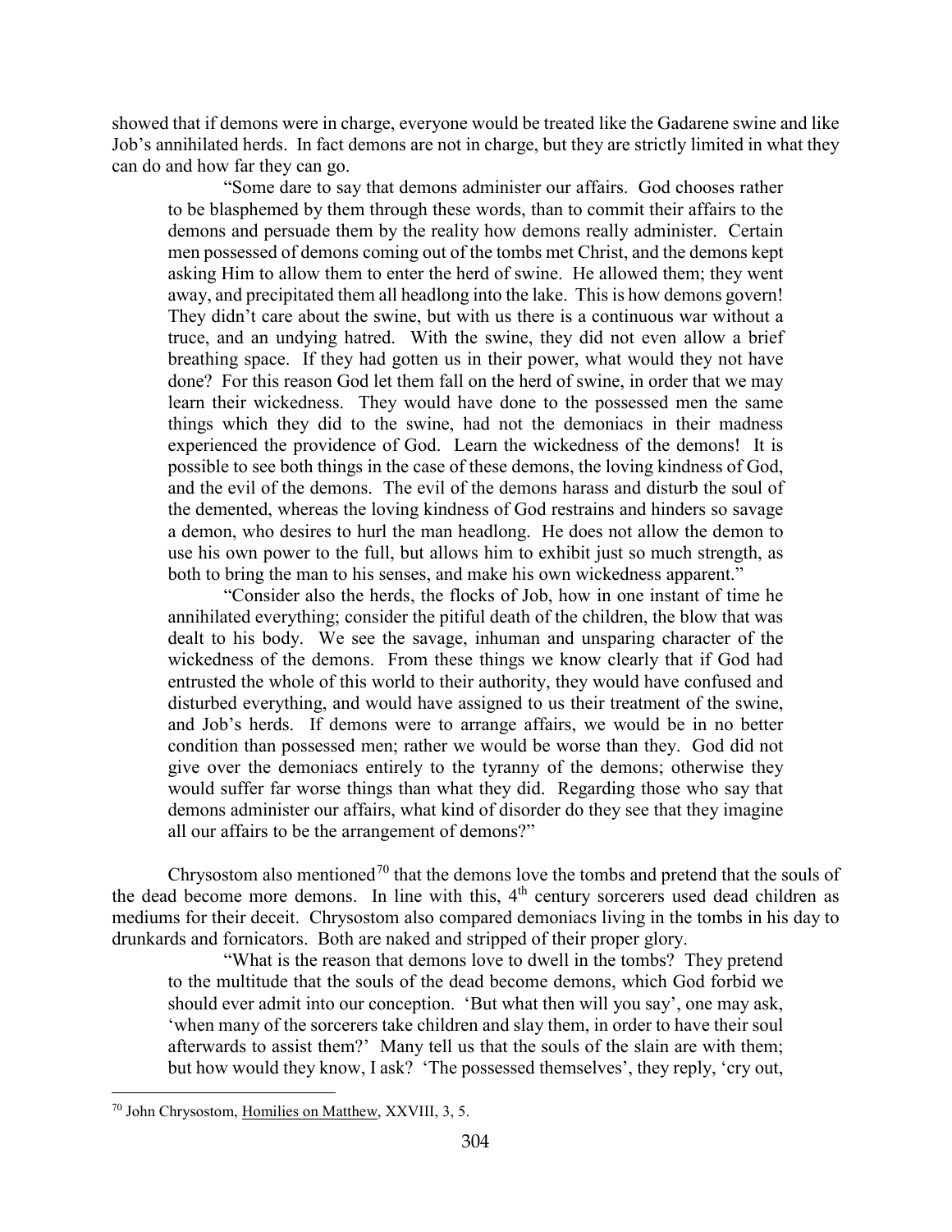showed that if demons were in charge, everyone would be treated like the Gadarene swine and like Job's annihilated herds. In fact demons are not in charge, but they are strictly limited in what they can do and how far they can go.

> "Some dare to say that demons administer our affairs. God chooses rather to be blasphemed by them through these words, than to commit their affairs to the demons and persuade them by the reality how demons really administer. Certain men possessed of demons coming out of the tombs met Christ, and the demons kept asking Him to allow them to enter the herd of swine. He allowed them; they went away, and precipitated them all headlong into the lake. This is how demons govern! They didn't care about the swine, but with us there is a continuous war without a truce, and an undying hatred. With the swine, they did not even allow a brief breathing space. If they had gotten us in their power, what would they not have done? For this reason God let them fall on the herd of swine, in order that we may learn their wickedness. They would have done to the possessed men the same things which they did to the swine, had not the demoniacs in their madness experienced the providence of God. Learn the wickedness of the demons! It is possible to see both things in the case of these demons, the loving kindness of God, and the evil of the demons. The evil of the demons harass and disturb the soul of the demented, whereas the loving kindness of God restrains and hinders so savage a demon, who desires to hurl the man headlong. He does not allow the demon to use his own power to the full, but allows him to exhibit just so much strength, as both to bring the man to his senses, and make his own wickedness apparent."
>
> "Consider also the herds, the flocks of Job, how in one instant of time he annihilated everything; consider the pitiful death of the children, the blow that was dealt to his body. We see the savage, inhuman and unsparing character of the wickedness of the demons. From these things we know clearly that if God had entrusted the whole of this world to their authority, they would have confused and disturbed everything, and would have assigned to us their treatment of the swine, and Job's herds. If demons were to arrange affairs, we would be in no better condition than possessed men; rather we would be worse than they. God did not give over the demoniacs entirely to the tyranny of the demons; otherwise they would suffer far worse things than what they did. Regarding those who say that demons administer our affairs, what kind of disorder do they see that they imagine all our affairs to be the arrangement of demons?"

Chrysostom also mentioned[70] that the demons love the tombs and pretend that the souls of the dead become more demons. In line with this, 4th century sorcerers used dead children as mediums for their deceit. Chrysostom also compared demoniacs living in the tombs in his day to drunkards and fornicators. Both are naked and stripped of their proper glory.

> "What is the reason that demons love to dwell in the tombs? They pretend to the multitude that the souls of the dead become demons, which God forbid we should ever admit into our conception. 'But what then will you say', one may ask, 'when many of the sorcerers take children and slay them, in order to have their soul afterwards to assist them?' Many tell us that the souls of the slain are with them; but how would they know, I ask? 'The possessed themselves', they reply, 'cry out,

---

[70] John Chrysostom, Homilies on Matthew, XXVIII, 3, 5.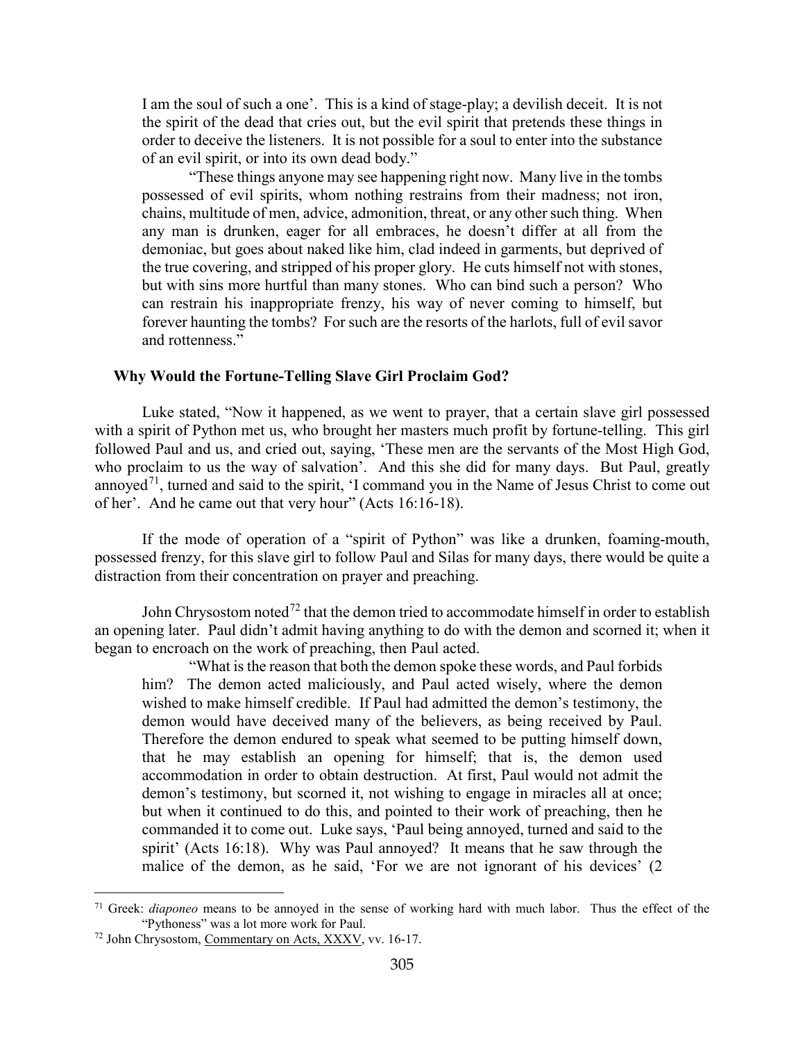I am the soul of such a one'. This is a kind of stage-play; a devilish deceit. It is not the spirit of the dead that cries out, but the evil spirit that pretends these things in order to deceive the listeners. It is not possible for a soul to enter into the substance of an evil spirit, or into its own dead body."

> "These things anyone may see happening right now. Many live in the tombs possessed of evil spirits, whom nothing restrains from their madness; not iron, chains, multitude of men, advice, admonition, threat, or any other such thing. When any man is drunken, eager for all embraces, he doesn't differ at all from the demoniac, but goes about naked like him, clad indeed in garments, but deprived of the true covering, and stripped of his proper glory. He cuts himself not with stones, but with sins more hurtful than many stones. Who can bind such a person? Who can restrain his inappropriate frenzy, his way of never coming to himself, but forever haunting the tombs? For such are the resorts of the harlots, full of evil savor and rottenness."

### Why Would the Fortune-Telling Slave Girl Proclaim God?

Luke stated, "Now it happened, as we went to prayer, that a certain slave girl possessed with a spirit of Python met us, who brought her masters much profit by fortune-telling. This girl followed Paul and us, and cried out, saying, 'These men are the servants of the Most High God, who proclaim to us the way of salvation'. And this she did for many days. But Paul, greatly annoyed[71], turned and said to the spirit, 'I command you in the Name of Jesus Christ to come out of her'. And he came out that very hour" (Acts 16:16-18).

If the mode of operation of a "spirit of Python" was like a drunken, foaming-mouth, possessed frenzy, for this slave girl to follow Paul and Silas for many days, there would be quite a distraction from their concentration on prayer and preaching.

John Chrysostom noted[72] that the demon tried to accommodate himself in order to establish an opening later. Paul didn't admit having anything to do with the demon and scorned it; when it began to encroach on the work of preaching, then Paul acted.

> "What is the reason that both the demon spoke these words, and Paul forbids him? The demon acted maliciously, and Paul acted wisely, where the demon wished to make himself credible. If Paul had admitted the demon's testimony, the demon would have deceived many of the believers, as being received by Paul. Therefore the demon endured to speak what seemed to be putting himself down, that he may establish an opening for himself; that is, the demon used accommodation in order to obtain destruction. At first, Paul would not admit the demon's testimony, but scorned it, not wishing to engage in miracles all at once; but when it continued to do this, and pointed to their work of preaching, then he commanded it to come out. Luke says, 'Paul being annoyed, turned and said to the spirit' (Acts 16:18). Why was Paul annoyed? It means that he saw through the malice of the demon, as he said, 'For we are not ignorant of his devices' (2

---

[71] Greek: *diaponeo* means to be annoyed in the sense of working hard with much labor. Thus the effect of the "Pythoness" was a lot more work for Paul.

[72] John Chrysostom, Commentary on Acts, XXXV, vv. 16-17.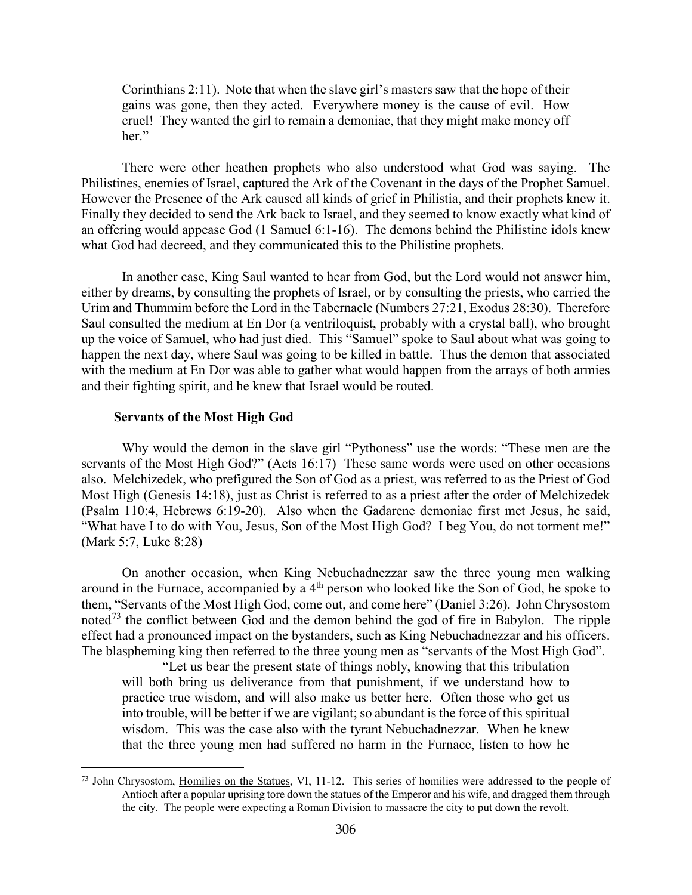> Corinthians 2:11). Note that when the slave girl's masters saw that the hope of their gains was gone, then they acted. Everywhere money is the cause of evil. How cruel! They wanted the girl to remain a demoniac, that they might make money off her."

There were other heathen prophets who also understood what God was saying. The Philistines, enemies of Israel, captured the Ark of the Covenant in the days of the Prophet Samuel. However the Presence of the Ark caused all kinds of grief in Philistia, and their prophets knew it. Finally they decided to send the Ark back to Israel, and they seemed to know exactly what kind of an offering would appease God (1 Samuel 6:1-16). The demons behind the Philistine idols knew what God had decreed, and they communicated this to the Philistine prophets.

In another case, King Saul wanted to hear from God, but the Lord would not answer him, either by dreams, by consulting the prophets of Israel, or by consulting the priests, who carried the Urim and Thummim before the Lord in the Tabernacle (Numbers 27:21, Exodus 28:30). Therefore Saul consulted the medium at En Dor (a ventriloquist, probably with a crystal ball), who brought up the voice of Samuel, who had just died. This "Samuel" spoke to Saul about what was going to happen the next day, where Saul was going to be killed in battle. Thus the demon that associated with the medium at En Dor was able to gather what would happen from the arrays of both armies and their fighting spirit, and he knew that Israel would be routed.

### Servants of the Most High God

Why would the demon in the slave girl "Pythoness" use the words: "These men are the servants of the Most High God?" (Acts 16:17) These same words were used on other occasions also. Melchizedek, who prefigured the Son of God as a priest, was referred to as the Priest of God Most High (Genesis 14:18), just as Christ is referred to as a priest after the order of Melchizedek (Psalm 110:4, Hebrews 6:19-20). Also when the Gadarene demoniac first met Jesus, he said, "What have I to do with You, Jesus, Son of the Most High God? I beg You, do not torment me!" (Mark 5:7, Luke 8:28)

On another occasion, when King Nebuchadnezzar saw the three young men walking around in the Furnace, accompanied by a 4th person who looked like the Son of God, he spoke to them, "Servants of the Most High God, come out, and come here" (Daniel 3:26). John Chrysostom noted[73] the conflict between God and the demon behind the god of fire in Babylon. The ripple effect had a pronounced impact on the bystanders, such as King Nebuchadnezzar and his officers. The blaspheming king then referred to the three young men as "servants of the Most High God".

> "Let us bear the present state of things nobly, knowing that this tribulation will both bring us deliverance from that punishment, if we understand how to practice true wisdom, and will also make us better here. Often those who get us into trouble, will be better if we are vigilant; so abundant is the force of this spiritual wisdom. This was the case also with the tyrant Nebuchadnezzar. When he knew that the three young men had suffered no harm in the Furnace, listen to how he

---

[73] John Chrysostom, Homilies on the Statues, VI, 11-12. This series of homilies were addressed to the people of Antioch after a popular uprising tore down the statues of the Emperor and his wife, and dragged them through the city. The people were expecting a Roman Division to massacre the city to put down the revolt.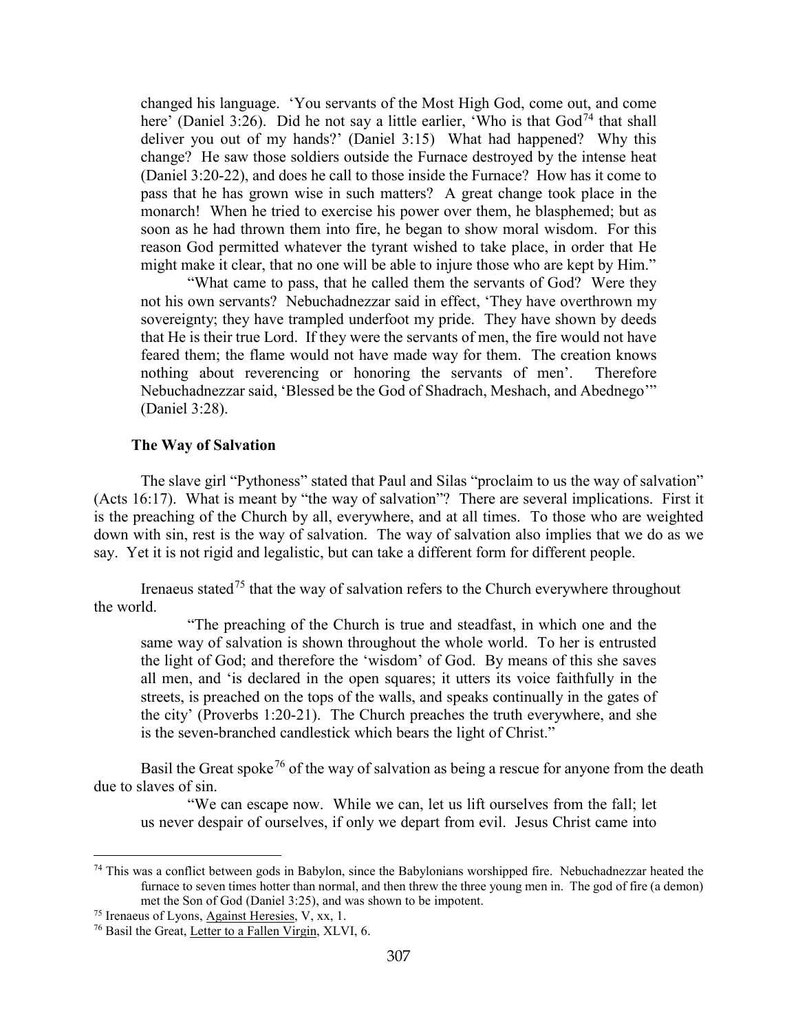> changed his language. 'You servants of the Most High God, come out, and come here' (Daniel 3:26). Did he not say a little earlier, 'Who is that God[74] that shall deliver you out of my hands?' (Daniel 3:15) What had happened? Why this change? He saw those soldiers outside the Furnace destroyed by the intense heat (Daniel 3:20-22), and does he call to those inside the Furnace? How has it come to pass that he has grown wise in such matters? A great change took place in the monarch! When he tried to exercise his power over them, he blasphemed; but as soon as he had thrown them into fire, he began to show moral wisdom. For this reason God permitted whatever the tyrant wished to take place, in order that He might make it clear, that no one will be able to injure those who are kept by Him."
>
> "What came to pass, that he called them the servants of God? Were they not his own servants? Nebuchadnezzar said in effect, 'They have overthrown my sovereignty; they have trampled underfoot my pride. They have shown by deeds that He is their true Lord. If they were the servants of men, the fire would not have feared them; the flame would not have made way for them. The creation knows nothing about reverencing or honoring the servants of men'. Therefore Nebuchadnezzar said, 'Blessed be the God of Shadrach, Meshach, and Abednego'" (Daniel 3:28).

### The Way of Salvation

The slave girl "Pythoness" stated that Paul and Silas "proclaim to us the way of salvation" (Acts 16:17). What is meant by "the way of salvation"? There are several implications. First it is the preaching of the Church by all, everywhere, and at all times. To those who are weighted down with sin, rest is the way of salvation. The way of salvation also implies that we do as we say. Yet it is not rigid and legalistic, but can take a different form for different people.

Irenaeus stated[75] that the way of salvation refers to the Church everywhere throughout the world.

> "The preaching of the Church is true and steadfast, in which one and the same way of salvation is shown throughout the whole world. To her is entrusted the light of God; and therefore the 'wisdom' of God. By means of this she saves all men, and 'is declared in the open squares; it utters its voice faithfully in the streets, is preached on the tops of the walls, and speaks continually in the gates of the city' (Proverbs 1:20-21). The Church preaches the truth everywhere, and she is the seven-branched candlestick which bears the light of Christ."

Basil the Great spoke[76] of the way of salvation as being a rescue for anyone from the death due to slaves of sin.

> "We can escape now. While we can, let us lift ourselves from the fall; let us never despair of ourselves, if only we depart from evil. Jesus Christ came into

---

[74] This was a conflict between gods in Babylon, since the Babylonians worshipped fire. Nebuchadnezzar heated the furnace to seven times hotter than normal, and then threw the three young men in. The god of fire (a demon) met the Son of God (Daniel 3:25), and was shown to be impotent.

[75] Irenaeus of Lyons, Against Heresies, V, xx, 1.

[76] Basil the Great, Letter to a Fallen Virgin, XLVI, 6.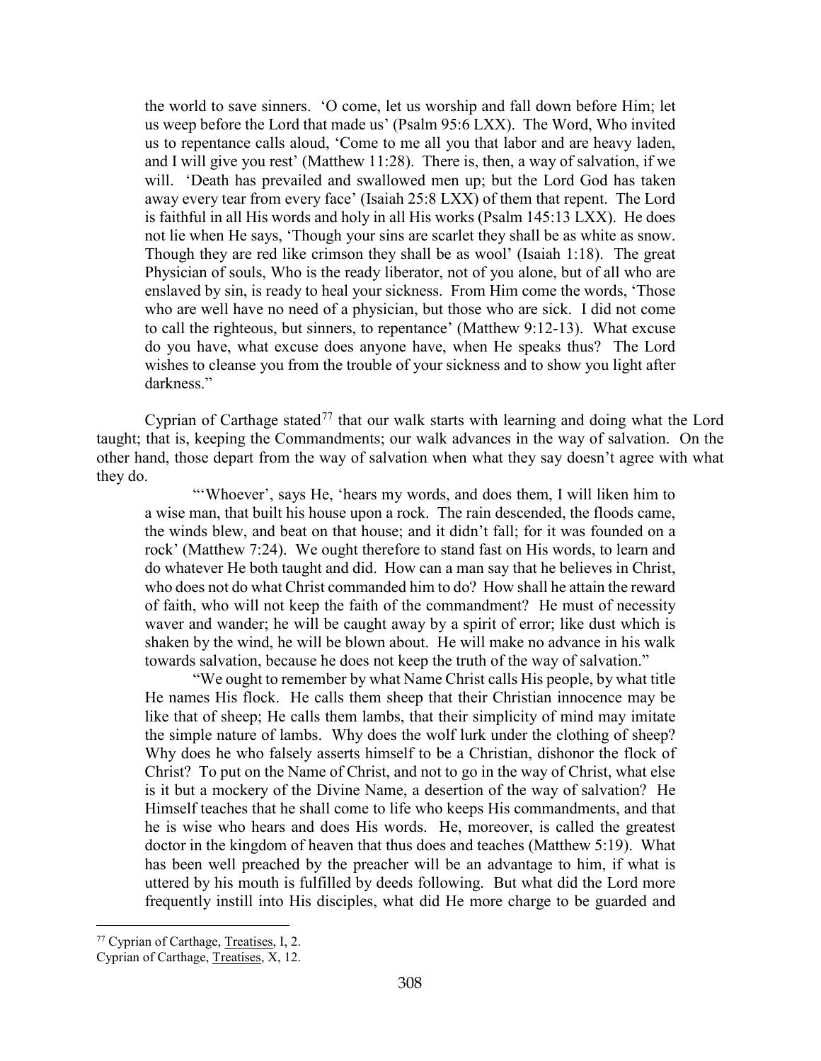the world to save sinners. 'O come, let us worship and fall down before Him; let us weep before the Lord that made us' (Psalm 95:6 LXX). The Word, Who invited us to repentance calls aloud, 'Come to me all you that labor and are heavy laden, and I will give you rest' (Matthew 11:28). There is, then, a way of salvation, if we will. 'Death has prevailed and swallowed men up; but the Lord God has taken away every tear from every face' (Isaiah 25:8 LXX) of them that repent. The Lord is faithful in all His words and holy in all His works (Psalm 145:13 LXX). He does not lie when He says, 'Though your sins are scarlet they shall be as white as snow. Though they are red like crimson they shall be as wool' (Isaiah 1:18). The great Physician of souls, Who is the ready liberator, not of you alone, but of all who are enslaved by sin, is ready to heal your sickness. From Him come the words, 'Those who are well have no need of a physician, but those who are sick. I did not come to call the righteous, but sinners, to repentance' (Matthew 9:12-13). What excuse do you have, what excuse does anyone have, when He speaks thus? The Lord wishes to cleanse you from the trouble of your sickness and to show you light after darkness."

Cyprian of Carthage stated[77] that our walk starts with learning and doing what the Lord taught; that is, keeping the Commandments; our walk advances in the way of salvation. On the other hand, those depart from the way of salvation when what they say doesn't agree with what they do.

> "'Whoever', says He, 'hears my words, and does them, I will liken him to a wise man, that built his house upon a rock. The rain descended, the floods came, the winds blew, and beat on that house; and it didn't fall; for it was founded on a rock' (Matthew 7:24). We ought therefore to stand fast on His words, to learn and do whatever He both taught and did. How can a man say that he believes in Christ, who does not do what Christ commanded him to do? How shall he attain the reward of faith, who will not keep the faith of the commandment? He must of necessity waver and wander; he will be caught away by a spirit of error; like dust which is shaken by the wind, he will be blown about. He will make no advance in his walk towards salvation, because he does not keep the truth of the way of salvation."
>
> "We ought to remember by what Name Christ calls His people, by what title He names His flock. He calls them sheep that their Christian innocence may be like that of sheep; He calls them lambs, that their simplicity of mind may imitate the simple nature of lambs. Why does the wolf lurk under the clothing of sheep? Why does he who falsely asserts himself to be a Christian, dishonor the flock of Christ? To put on the Name of Christ, and not to go in the way of Christ, what else is it but a mockery of the Divine Name, a desertion of the way of salvation? He Himself teaches that he shall come to life who keeps His commandments, and that he is wise who hears and does His words. He, moreover, is called the greatest doctor in the kingdom of heaven that thus does and teaches (Matthew 5:19). What has been well preached by the preacher will be an advantage to him, if what is uttered by his mouth is fulfilled by deeds following. But what did the Lord more frequently instill into His disciples, what did He more charge to be guarded and

---

[77] Cyprian of Carthage, Treatises, I, 2.
Cyprian of Carthage, Treatises, X, 12.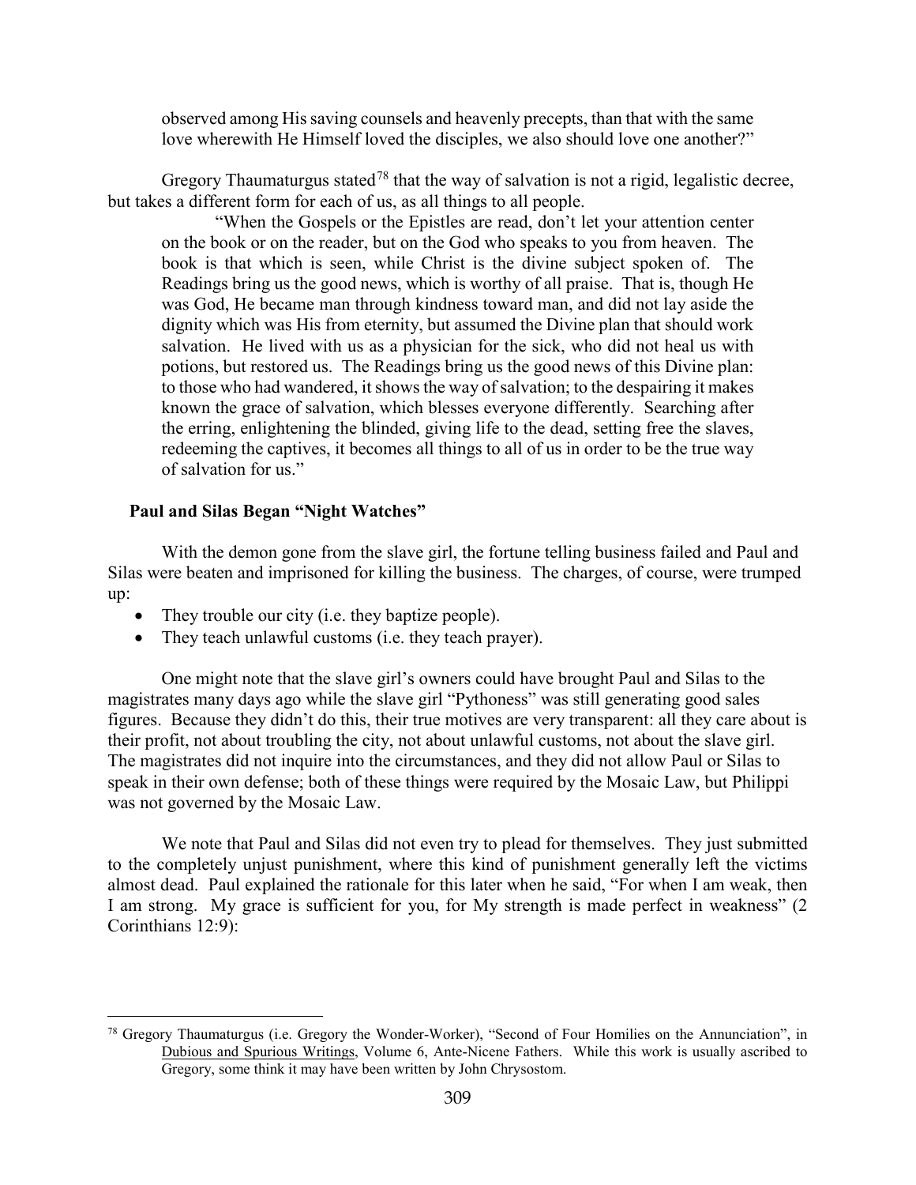observed among His saving counsels and heavenly precepts, than that with the same love wherewith He Himself loved the disciples, we also should love one another?"

Gregory Thaumaturgus stated[78] that the way of salvation is not a rigid, legalistic decree, but takes a different form for each of us, as all things to all people.

> "When the Gospels or the Epistles are read, don't let your attention center on the book or on the reader, but on the God who speaks to you from heaven. The book is that which is seen, while Christ is the divine subject spoken of. The Readings bring us the good news, which is worthy of all praise. That is, though He was God, He became man through kindness toward man, and did not lay aside the dignity which was His from eternity, but assumed the Divine plan that should work salvation. He lived with us as a physician for the sick, who did not heal us with potions, but restored us. The Readings bring us the good news of this Divine plan: to those who had wandered, it shows the way of salvation; to the despairing it makes known the grace of salvation, which blesses everyone differently. Searching after the erring, enlightening the blinded, giving life to the dead, setting free the slaves, redeeming the captives, it becomes all things to all of us in order to be the true way of salvation for us."

### Paul and Silas Began "Night Watches"

With the demon gone from the slave girl, the fortune telling business failed and Paul and Silas were beaten and imprisoned for killing the business. The charges, of course, were trumped up:

- They trouble our city (i.e. they baptize people).
- They teach unlawful customs (i.e. they teach prayer).

One might note that the slave girl's owners could have brought Paul and Silas to the magistrates many days ago while the slave girl "Pythoness" was still generating good sales figures. Because they didn't do this, their true motives are very transparent: all they care about is their profit, not about troubling the city, not about unlawful customs, not about the slave girl. The magistrates did not inquire into the circumstances, and they did not allow Paul or Silas to speak in their own defense; both of these things were required by the Mosaic Law, but Philippi was not governed by the Mosaic Law.

We note that Paul and Silas did not even try to plead for themselves. They just submitted to the completely unjust punishment, where this kind of punishment generally left the victims almost dead. Paul explained the rationale for this later when he said, "For when I am weak, then I am strong. My grace is sufficient for you, for My strength is made perfect in weakness" (2 Corinthians 12:9):

---

[78] Gregory Thaumaturgus (i.e. Gregory the Wonder-Worker), "Second of Four Homilies on the Annunciation", in Dubious and Spurious Writings, Volume 6, Ante-Nicene Fathers. While this work is usually ascribed to Gregory, some think it may have been written by John Chrysostom.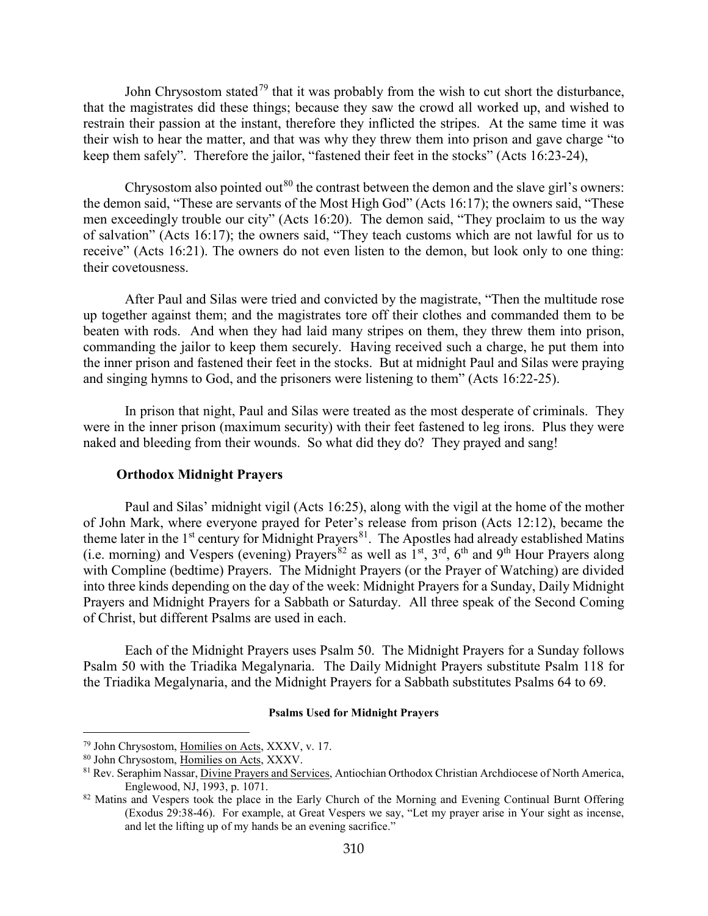John Chrysostom stated[79] that it was probably from the wish to cut short the disturbance, that the magistrates did these things; because they saw the crowd all worked up, and wished to restrain their passion at the instant, therefore they inflicted the stripes. At the same time it was their wish to hear the matter, and that was why they threw them into prison and gave charge "to keep them safely". Therefore the jailor, "fastened their feet in the stocks" (Acts 16:23-24),

Chrysostom also pointed out[80] the contrast between the demon and the slave girl's owners: the demon said, "These are servants of the Most High God" (Acts 16:17); the owners said, "These men exceedingly trouble our city" (Acts 16:20). The demon said, "They proclaim to us the way of salvation" (Acts 16:17); the owners said, "They teach customs which are not lawful for us to receive" (Acts 16:21). The owners do not even listen to the demon, but look only to one thing: their covetousness.

After Paul and Silas were tried and convicted by the magistrate, "Then the multitude rose up together against them; and the magistrates tore off their clothes and commanded them to be beaten with rods. And when they had laid many stripes on them, they threw them into prison, commanding the jailor to keep them securely. Having received such a charge, he put them into the inner prison and fastened their feet in the stocks. But at midnight Paul and Silas were praying and singing hymns to God, and the prisoners were listening to them" (Acts 16:22-25).

In prison that night, Paul and Silas were treated as the most desperate of criminals. They were in the inner prison (maximum security) with their feet fastened to leg irons. Plus they were naked and bleeding from their wounds. So what did they do? They prayed and sang!

### Orthodox Midnight Prayers

Paul and Silas' midnight vigil (Acts 16:25), along with the vigil at the home of the mother of John Mark, where everyone prayed for Peter's release from prison (Acts 12:12), became the theme later in the 1st century for Midnight Prayers[81]. The Apostles had already established Matins (i.e. morning) and Vespers (evening) Prayers[82] as well as 1st, 3rd, 6th and 9th Hour Prayers along with Compline (bedtime) Prayers. The Midnight Prayers (or the Prayer of Watching) are divided into three kinds depending on the day of the week: Midnight Prayers for a Sunday, Daily Midnight Prayers and Midnight Prayers for a Sabbath or Saturday. All three speak of the Second Coming of Christ, but different Psalms are used in each.

Each of the Midnight Prayers uses Psalm 50. The Midnight Prayers for a Sunday follows Psalm 50 with the Triadika Megalynaria. The Daily Midnight Prayers substitute Psalm 118 for the Triadika Megalynaria, and the Midnight Prayers for a Sabbath substitutes Psalms 64 to 69.

**Psalms Used for Midnight Prayers**

---

[79] John Chrysostom, Homilies on Acts, XXXV, v. 17.

[80] John Chrysostom, Homilies on Acts, XXXV.

[81] Rev. Seraphim Nassar, Divine Prayers and Services, Antiochian Orthodox Christian Archdiocese of North America, Englewood, NJ, 1993, p. 1071.

[82] Matins and Vespers took the place in the Early Church of the Morning and Evening Continual Burnt Offering (Exodus 29:38-46). For example, at Great Vespers we say, "Let my prayer arise in Your sight as incense, and let the lifting up of my hands be an evening sacrifice."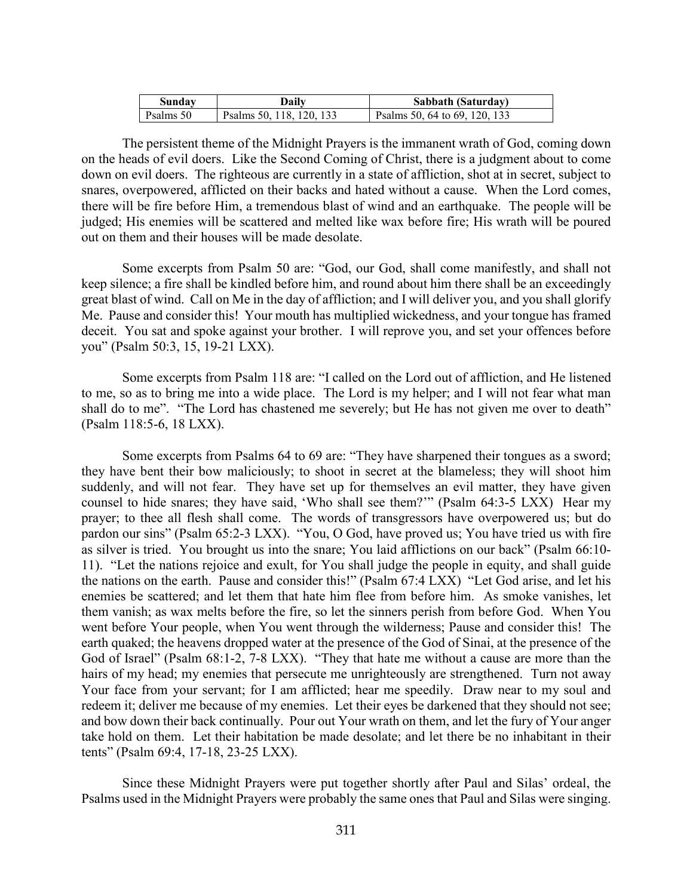| Sunday | Daily | Sabbath (Saturday) |
| --- | --- | --- |
| Psalms 50 | Psalms 50, 118, 120, 133 | Psalms 50, 64 to 69, 120, 133 |

The persistent theme of the Midnight Prayers is the immanent wrath of God, coming down on the heads of evil doers. Like the Second Coming of Christ, there is a judgment about to come down on evil doers. The righteous are currently in a state of affliction, shot at in secret, subject to snares, overpowered, afflicted on their backs and hated without a cause. When the Lord comes, there will be fire before Him, a tremendous blast of wind and an earthquake. The people will be judged; His enemies will be scattered and melted like wax before fire; His wrath will be poured out on them and their houses will be made desolate.

Some excerpts from Psalm 50 are: "God, our God, shall come manifestly, and shall not keep silence; a fire shall be kindled before him, and round about him there shall be an exceedingly great blast of wind. Call on Me in the day of affliction; and I will deliver you, and you shall glorify Me. Pause and consider this! Your mouth has multiplied wickedness, and your tongue has framed deceit. You sat and spoke against your brother. I will reprove you, and set your offences before you" (Psalm 50:3, 15, 19-21 LXX).

Some excerpts from Psalm 118 are: "I called on the Lord out of affliction, and He listened to me, so as to bring me into a wide place. The Lord is my helper; and I will not fear what man shall do to me". "The Lord has chastened me severely; but He has not given me over to death" (Psalm 118:5-6, 18 LXX).

Some excerpts from Psalms 64 to 69 are: "They have sharpened their tongues as a sword; they have bent their bow maliciously; to shoot in secret at the blameless; they will shoot him suddenly, and will not fear. They have set up for themselves an evil matter, they have given counsel to hide snares; they have said, 'Who shall see them?'" (Psalm 64:3-5 LXX) Hear my prayer; to thee all flesh shall come. The words of transgressors have overpowered us; but do pardon our sins" (Psalm 65:2-3 LXX). "You, O God, have proved us; You have tried us with fire as silver is tried. You brought us into the snare; You laid afflictions on our back" (Psalm 66:10-11). "Let the nations rejoice and exult, for You shall judge the people in equity, and shall guide the nations on the earth. Pause and consider this!" (Psalm 67:4 LXX) "Let God arise, and let his enemies be scattered; and let them that hate him flee from before him. As smoke vanishes, let them vanish; as wax melts before the fire, so let the sinners perish from before God. When You went before Your people, when You went through the wilderness; Pause and consider this! The earth quaked; the heavens dropped water at the presence of the God of Sinai, at the presence of the God of Israel" (Psalm 68:1-2, 7-8 LXX). "They that hate me without a cause are more than the hairs of my head; my enemies that persecute me unrighteously are strengthened. Turn not away Your face from your servant; for I am afflicted; hear me speedily. Draw near to my soul and redeem it; deliver me because of my enemies. Let their eyes be darkened that they should not see; and bow down their back continually. Pour out Your wrath on them, and let the fury of Your anger take hold on them. Let their habitation be made desolate; and let there be no inhabitant in their tents" (Psalm 69:4, 17-18, 23-25 LXX).

Since these Midnight Prayers were put together shortly after Paul and Silas' ordeal, the Psalms used in the Midnight Prayers were probably the same ones that Paul and Silas were singing.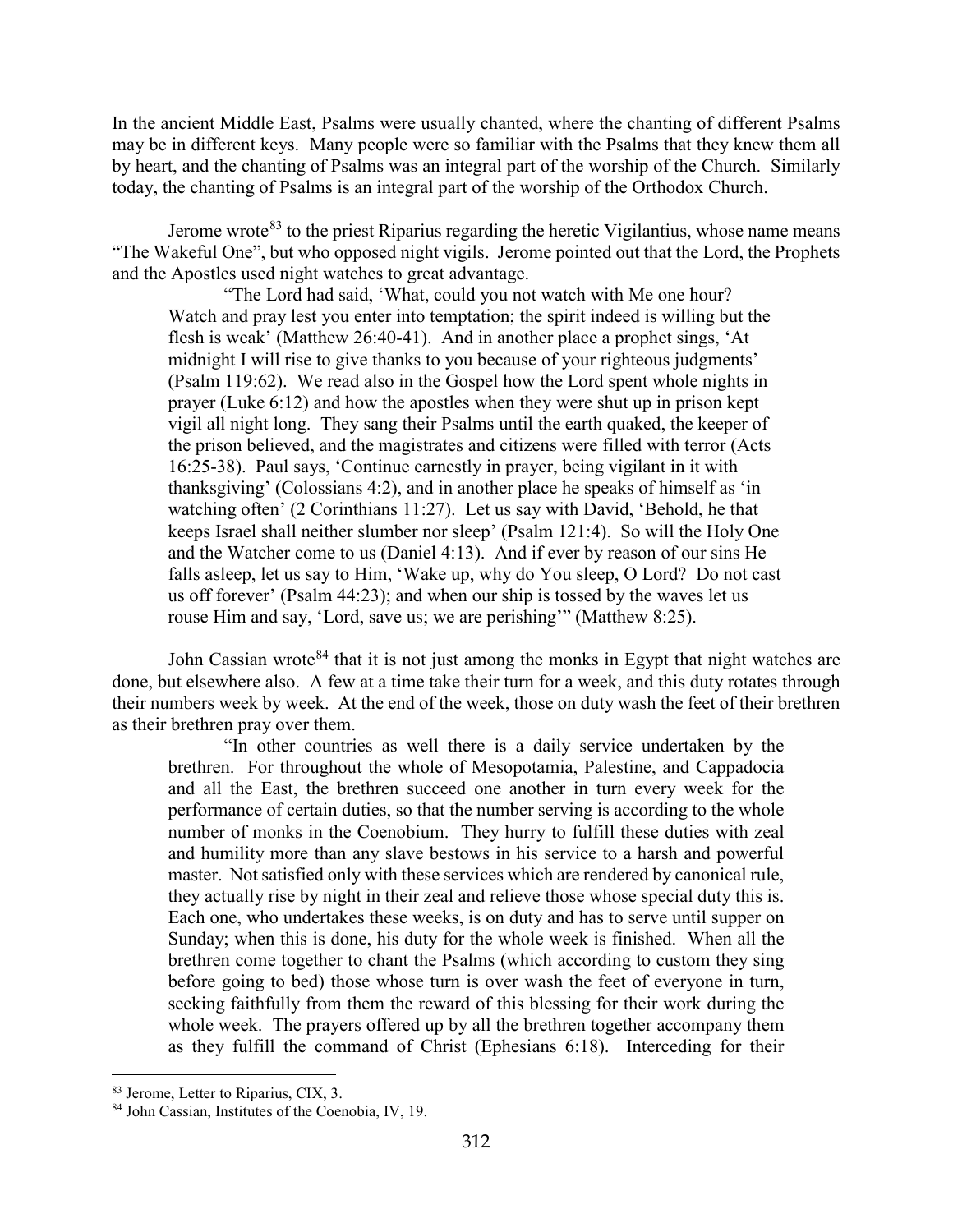In the ancient Middle East, Psalms were usually chanted, where the chanting of different Psalms may be in different keys. Many people were so familiar with the Psalms that they knew them all by heart, and the chanting of Psalms was an integral part of the worship of the Church. Similarly today, the chanting of Psalms is an integral part of the worship of the Orthodox Church.

Jerome wrote[83] to the priest Riparius regarding the heretic Vigilantius, whose name means "The Wakeful One", but who opposed night vigils. Jerome pointed out that the Lord, the Prophets and the Apostles used night watches to great advantage.

> "The Lord had said, 'What, could you not watch with Me one hour? Watch and pray lest you enter into temptation; the spirit indeed is willing but the flesh is weak' (Matthew 26:40-41). And in another place a prophet sings, 'At midnight I will rise to give thanks to you because of your righteous judgments' (Psalm 119:62). We read also in the Gospel how the Lord spent whole nights in prayer (Luke 6:12) and how the apostles when they were shut up in prison kept vigil all night long. They sang their Psalms until the earth quaked, the keeper of the prison believed, and the magistrates and citizens were filled with terror (Acts 16:25-38). Paul says, 'Continue earnestly in prayer, being vigilant in it with thanksgiving' (Colossians 4:2), and in another place he speaks of himself as 'in watching often' (2 Corinthians 11:27). Let us say with David, 'Behold, he that keeps Israel shall neither slumber nor sleep' (Psalm 121:4). So will the Holy One and the Watcher come to us (Daniel 4:13). And if ever by reason of our sins He falls asleep, let us say to Him, 'Wake up, why do You sleep, O Lord? Do not cast us off forever' (Psalm 44:23); and when our ship is tossed by the waves let us rouse Him and say, 'Lord, save us; we are perishing'" (Matthew 8:25).

John Cassian wrote[84] that it is not just among the monks in Egypt that night watches are done, but elsewhere also. A few at a time take their turn for a week, and this duty rotates through their numbers week by week. At the end of the week, those on duty wash the feet of their brethren as their brethren pray over them.

> "In other countries as well there is a daily service undertaken by the brethren. For throughout the whole of Mesopotamia, Palestine, and Cappadocia and all the East, the brethren succeed one another in turn every week for the performance of certain duties, so that the number serving is according to the whole number of monks in the Coenobium. They hurry to fulfill these duties with zeal and humility more than any slave bestows in his service to a harsh and powerful master. Not satisfied only with these services which are rendered by canonical rule, they actually rise by night in their zeal and relieve those whose special duty this is. Each one, who undertakes these weeks, is on duty and has to serve until supper on Sunday; when this is done, his duty for the whole week is finished. When all the brethren come together to chant the Psalms (which according to custom they sing before going to bed) those whose turn is over wash the feet of everyone in turn, seeking faithfully from them the reward of this blessing for their work during the whole week. The prayers offered up by all the brethren together accompany them as they fulfill the command of Christ (Ephesians 6:18). Interceding for their

---

[83] Jerome, Letter to Riparius, CIX, 3.

[84] John Cassian, Institutes of the Coenobia, IV, 19.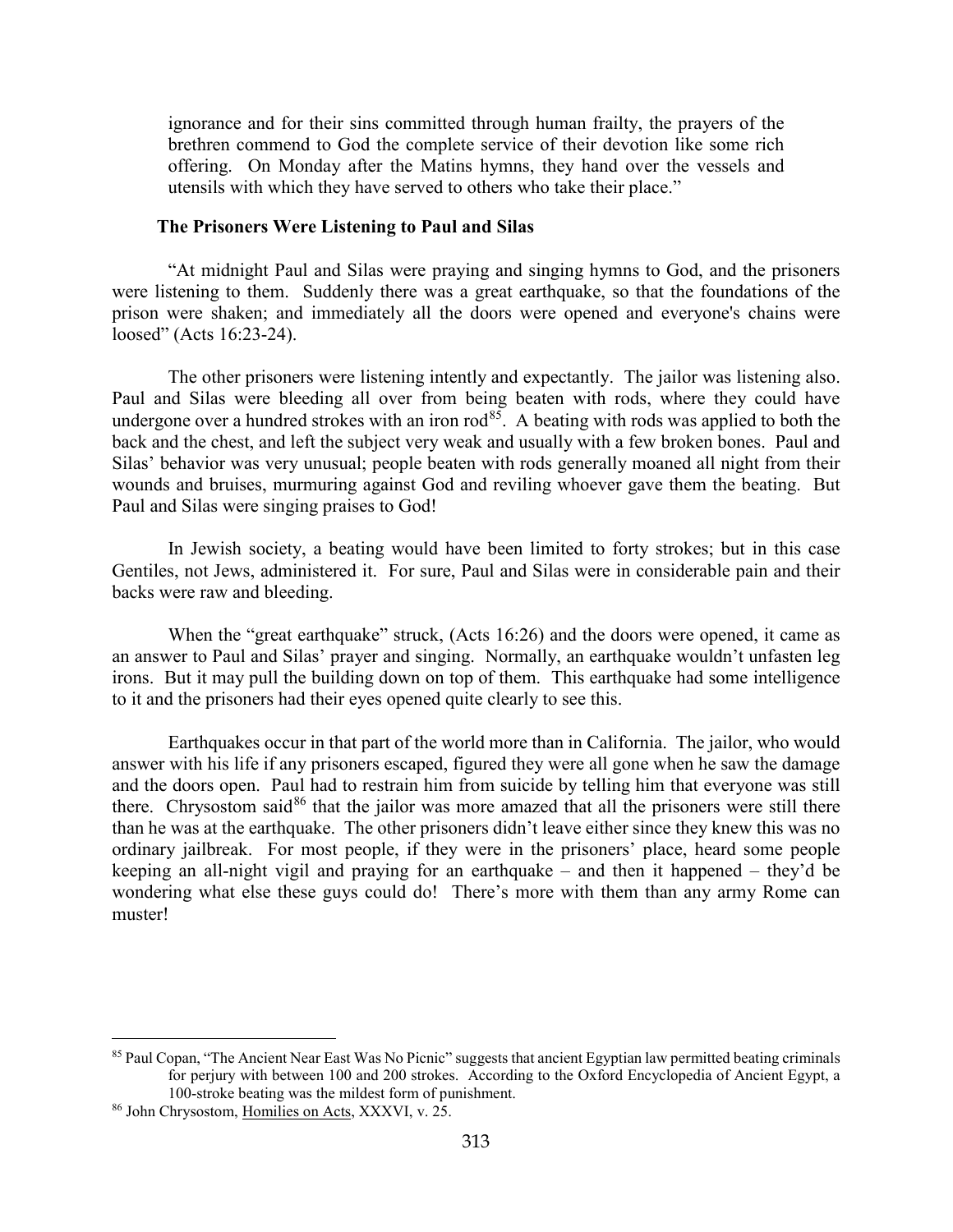ignorance and for their sins committed through human frailty, the prayers of the brethren commend to God the complete service of their devotion like some rich offering. On Monday after the Matins hymns, they hand over the vessels and utensils with which they have served to others who take their place."

### The Prisoners Were Listening to Paul and Silas

"At midnight Paul and Silas were praying and singing hymns to God, and the prisoners were listening to them. Suddenly there was a great earthquake, so that the foundations of the prison were shaken; and immediately all the doors were opened and everyone's chains were loosed" (Acts 16:23-24).

The other prisoners were listening intently and expectantly. The jailor was listening also. Paul and Silas were bleeding all over from being beaten with rods, where they could have undergone over a hundred strokes with an iron rod[85]. A beating with rods was applied to both the back and the chest, and left the subject very weak and usually with a few broken bones. Paul and Silas' behavior was very unusual; people beaten with rods generally moaned all night from their wounds and bruises, murmuring against God and reviling whoever gave them the beating. But Paul and Silas were singing praises to God!

In Jewish society, a beating would have been limited to forty strokes; but in this case Gentiles, not Jews, administered it. For sure, Paul and Silas were in considerable pain and their backs were raw and bleeding.

When the "great earthquake" struck, (Acts 16:26) and the doors were opened, it came as an answer to Paul and Silas' prayer and singing. Normally, an earthquake wouldn't unfasten leg irons. But it may pull the building down on top of them. This earthquake had some intelligence to it and the prisoners had their eyes opened quite clearly to see this.

Earthquakes occur in that part of the world more than in California. The jailor, who would answer with his life if any prisoners escaped, figured they were all gone when he saw the damage and the doors open. Paul had to restrain him from suicide by telling him that everyone was still there. Chrysostom said[86] that the jailor was more amazed that all the prisoners were still there than he was at the earthquake. The other prisoners didn't leave either since they knew this was no ordinary jailbreak. For most people, if they were in the prisoners' place, heard some people keeping an all-night vigil and praying for an earthquake – and then it happened – they'd be wondering what else these guys could do! There's more with them than any army Rome can muster!

---

[85] Paul Copan, "The Ancient Near East Was No Picnic" suggests that ancient Egyptian law permitted beating criminals for perjury with between 100 and 200 strokes. According to the Oxford Encyclopedia of Ancient Egypt, a 100-stroke beating was the mildest form of punishment.

[86] John Chrysostom, Homilies on Acts, XXXVI, v. 25.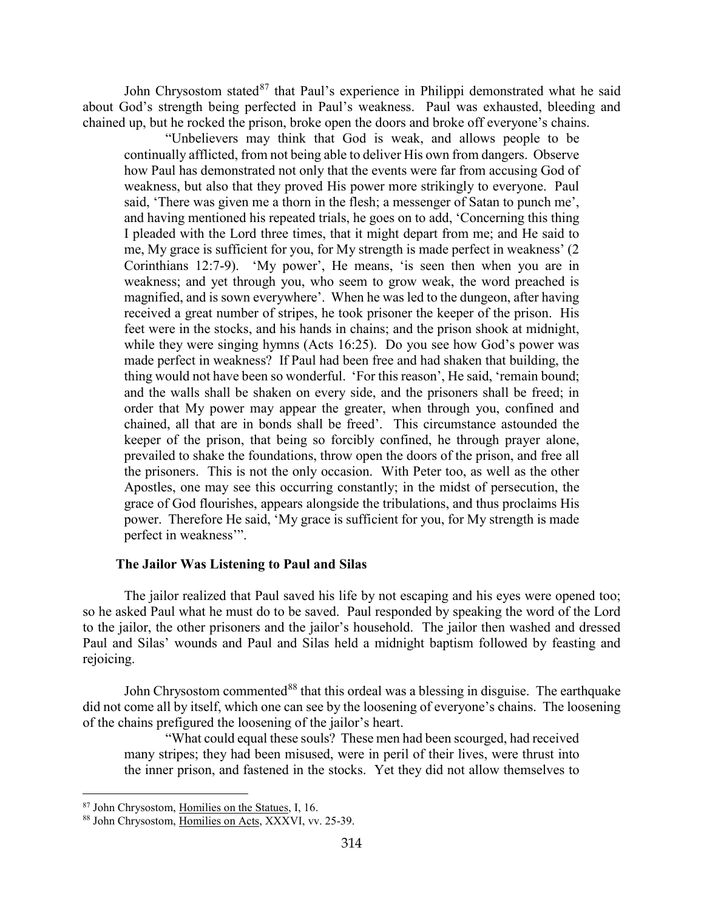John Chrysostom stated[87] that Paul's experience in Philippi demonstrated what he said about God's strength being perfected in Paul's weakness. Paul was exhausted, bleeding and chained up, but he rocked the prison, broke open the doors and broke off everyone's chains.

> "Unbelievers may think that God is weak, and allows people to be continually afflicted, from not being able to deliver His own from dangers. Observe how Paul has demonstrated not only that the events were far from accusing God of weakness, but also that they proved His power more strikingly to everyone. Paul said, 'There was given me a thorn in the flesh; a messenger of Satan to punch me', and having mentioned his repeated trials, he goes on to add, 'Concerning this thing I pleaded with the Lord three times, that it might depart from me; and He said to me, My grace is sufficient for you, for My strength is made perfect in weakness' (2 Corinthians 12:7-9). 'My power', He means, 'is seen then when you are in weakness; and yet through you, who seem to grow weak, the word preached is magnified, and is sown everywhere'. When he was led to the dungeon, after having received a great number of stripes, he took prisoner the keeper of the prison. His feet were in the stocks, and his hands in chains; and the prison shook at midnight, while they were singing hymns (Acts 16:25). Do you see how God's power was made perfect in weakness? If Paul had been free and had shaken that building, the thing would not have been so wonderful. 'For this reason', He said, 'remain bound; and the walls shall be shaken on every side, and the prisoners shall be freed; in order that My power may appear the greater, when through you, confined and chained, all that are in bonds shall be freed'. This circumstance astounded the keeper of the prison, that being so forcibly confined, he through prayer alone, prevailed to shake the foundations, throw open the doors of the prison, and free all the prisoners. This is not the only occasion. With Peter too, as well as the other Apostles, one may see this occurring constantly; in the midst of persecution, the grace of God flourishes, appears alongside the tribulations, and thus proclaims His power. Therefore He said, 'My grace is sufficient for you, for My strength is made perfect in weakness'".

### The Jailor Was Listening to Paul and Silas

The jailor realized that Paul saved his life by not escaping and his eyes were opened too; so he asked Paul what he must do to be saved. Paul responded by speaking the word of the Lord to the jailor, the other prisoners and the jailor's household. The jailor then washed and dressed Paul and Silas' wounds and Paul and Silas held a midnight baptism followed by feasting and rejoicing.

John Chrysostom commented[88] that this ordeal was a blessing in disguise. The earthquake did not come all by itself, which one can see by the loosening of everyone's chains. The loosening of the chains prefigured the loosening of the jailor's heart.

> "What could equal these souls? These men had been scourged, had received many stripes; they had been misused, were in peril of their lives, were thrust into the inner prison, and fastened in the stocks. Yet they did not allow themselves to

---

[87] John Chrysostom, Homilies on the Statues, I, 16.

[88] John Chrysostom, Homilies on Acts, XXXVI, vv. 25-39.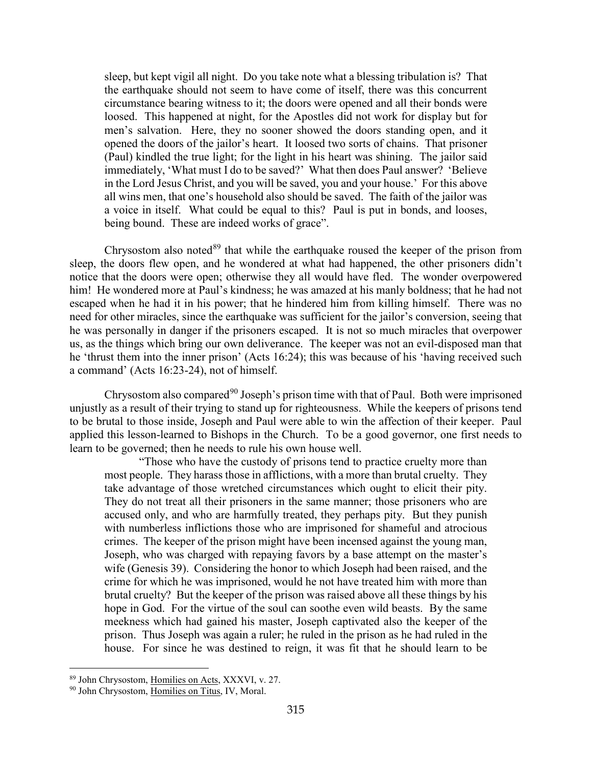> sleep, but kept vigil all night. Do you take note what a blessing tribulation is? That the earthquake should not seem to have come of itself, there was this concurrent circumstance bearing witness to it; the doors were opened and all their bonds were loosed. This happened at night, for the Apostles did not work for display but for men's salvation. Here, they no sooner showed the doors standing open, and it opened the doors of the jailor's heart. It loosed two sorts of chains. That prisoner (Paul) kindled the true light; for the light in his heart was shining. The jailor said immediately, 'What must I do to be saved?' What then does Paul answer? 'Believe in the Lord Jesus Christ, and you will be saved, you and your house.' For this above all wins men, that one's household also should be saved. The faith of the jailor was a voice in itself. What could be equal to this? Paul is put in bonds, and looses, being bound. These are indeed works of grace".

Chrysostom also noted[89] that while the earthquake roused the keeper of the prison from sleep, the doors flew open, and he wondered at what had happened, the other prisoners didn't notice that the doors were open; otherwise they all would have fled. The wonder overpowered him! He wondered more at Paul's kindness; he was amazed at his manly boldness; that he had not escaped when he had it in his power; that he hindered him from killing himself. There was no need for other miracles, since the earthquake was sufficient for the jailor's conversion, seeing that he was personally in danger if the prisoners escaped. It is not so much miracles that overpower us, as the things which bring our own deliverance. The keeper was not an evil-disposed man that he 'thrust them into the inner prison' (Acts 16:24); this was because of his 'having received such a command' (Acts 16:23-24), not of himself.

Chrysostom also compared[90] Joseph's prison time with that of Paul. Both were imprisoned unjustly as a result of their trying to stand up for righteousness. While the keepers of prisons tend to be brutal to those inside, Joseph and Paul were able to win the affection of their keeper. Paul applied this lesson-learned to Bishops in the Church. To be a good governor, one first needs to learn to be governed; then he needs to rule his own house well.

> "Those who have the custody of prisons tend to practice cruelty more than most people. They harass those in afflictions, with a more than brutal cruelty. They take advantage of those wretched circumstances which ought to elicit their pity. They do not treat all their prisoners in the same manner; those prisoners who are accused only, and who are harmfully treated, they perhaps pity. But they punish with numberless inflictions those who are imprisoned for shameful and atrocious crimes. The keeper of the prison might have been incensed against the young man, Joseph, who was charged with repaying favors by a base attempt on the master's wife (Genesis 39). Considering the honor to which Joseph had been raised, and the crime for which he was imprisoned, would he not have treated him with more than brutal cruelty? But the keeper of the prison was raised above all these things by his hope in God. For the virtue of the soul can soothe even wild beasts. By the same meekness which had gained his master, Joseph captivated also the keeper of the prison. Thus Joseph was again a ruler; he ruled in the prison as he had ruled in the house. For since he was destined to reign, it was fit that he should learn to be

---

[89] John Chrysostom, Homilies on Acts, XXXVI, v. 27.

[90] John Chrysostom, Homilies on Titus, IV, Moral.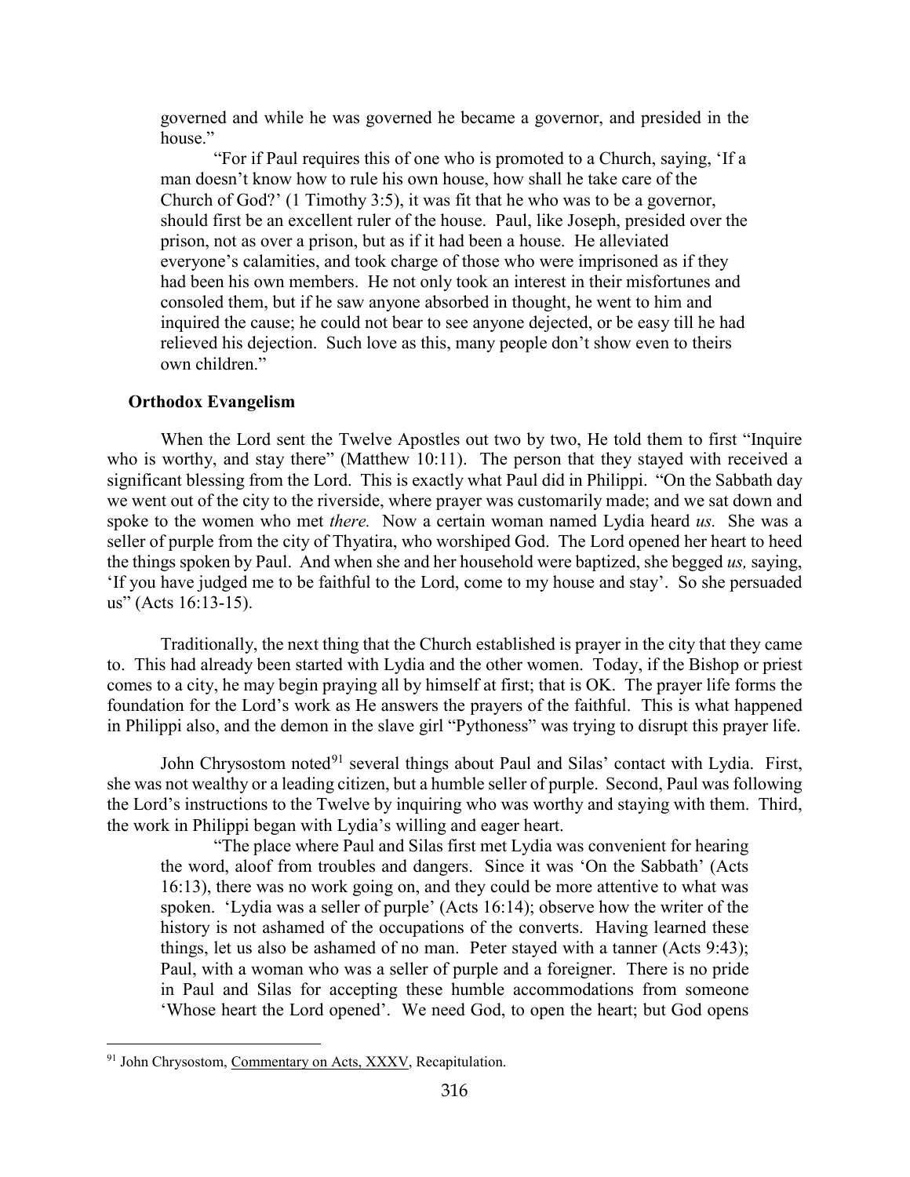governed and while he was governed he became a governor, and presided in the house."

"For if Paul requires this of one who is promoted to a Church, saying, 'If a man doesn't know how to rule his own house, how shall he take care of the Church of God?' (1 Timothy 3:5), it was fit that he who was to be a governor, should first be an excellent ruler of the house. Paul, like Joseph, presided over the prison, not as over a prison, but as if it had been a house. He alleviated everyone's calamities, and took charge of those who were imprisoned as if they had been his own members. He not only took an interest in their misfortunes and consoled them, but if he saw anyone absorbed in thought, he went to him and inquired the cause; he could not bear to see anyone dejected, or be easy till he had relieved his dejection. Such love as this, many people don't show even to theirs own children."

### Orthodox Evangelism

When the Lord sent the Twelve Apostles out two by two, He told them to first "Inquire who is worthy, and stay there" (Matthew 10:11). The person that they stayed with received a significant blessing from the Lord. This is exactly what Paul did in Philippi. "On the Sabbath day we went out of the city to the riverside, where prayer was customarily made; and we sat down and spoke to the women who met *there.* Now a certain woman named Lydia heard *us.* She was a seller of purple from the city of Thyatira, who worshiped God. The Lord opened her heart to heed the things spoken by Paul. And when she and her household were baptized, she begged *us,* saying, 'If you have judged me to be faithful to the Lord, come to my house and stay'. So she persuaded us" (Acts 16:13-15).

Traditionally, the next thing that the Church established is prayer in the city that they came to. This had already been started with Lydia and the other women. Today, if the Bishop or priest comes to a city, he may begin praying all by himself at first; that is OK. The prayer life forms the foundation for the Lord's work as He answers the prayers of the faithful. This is what happened in Philippi also, and the demon in the slave girl "Pythoness" was trying to disrupt this prayer life.

John Chrysostom noted[91] several things about Paul and Silas' contact with Lydia. First, she was not wealthy or a leading citizen, but a humble seller of purple. Second, Paul was following the Lord's instructions to the Twelve by inquiring who was worthy and staying with them. Third, the work in Philippi began with Lydia's willing and eager heart.

"The place where Paul and Silas first met Lydia was convenient for hearing the word, aloof from troubles and dangers. Since it was 'On the Sabbath' (Acts 16:13), there was no work going on, and they could be more attentive to what was spoken. 'Lydia was a seller of purple' (Acts 16:14); observe how the writer of the history is not ashamed of the occupations of the converts. Having learned these things, let us also be ashamed of no man. Peter stayed with a tanner (Acts 9:43); Paul, with a woman who was a seller of purple and a foreigner. There is no pride in Paul and Silas for accepting these humble accommodations from someone 'Whose heart the Lord opened'. We need God, to open the heart; but God opens

---

[91] John Chrysostom, Commentary on Acts, XXXV, Recapitulation.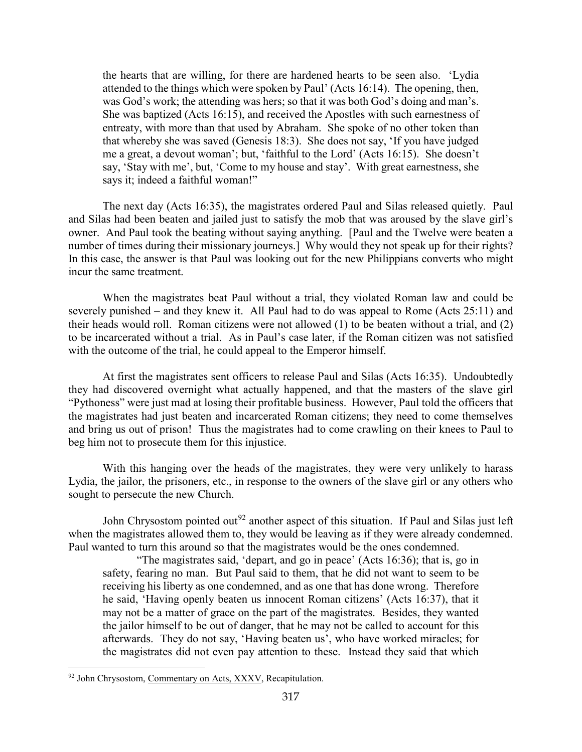> the hearts that are willing, for there are hardened hearts to be seen also. 'Lydia attended to the things which were spoken by Paul' (Acts 16:14). The opening, then, was God's work; the attending was hers; so that it was both God's doing and man's. She was baptized (Acts 16:15), and received the Apostles with such earnestness of entreaty, with more than that used by Abraham. She spoke of no other token than that whereby she was saved (Genesis 18:3). She does not say, 'If you have judged me a great, a devout woman'; but, 'faithful to the Lord' (Acts 16:15). She doesn't say, 'Stay with me', but, 'Come to my house and stay'. With great earnestness, she says it; indeed a faithful woman!"

The next day (Acts 16:35), the magistrates ordered Paul and Silas released quietly. Paul and Silas had been beaten and jailed just to satisfy the mob that was aroused by the slave girl's owner. And Paul took the beating without saying anything. [Paul and the Twelve were beaten a number of times during their missionary journeys.] Why would they not speak up for their rights? In this case, the answer is that Paul was looking out for the new Philippians converts who might incur the same treatment.

When the magistrates beat Paul without a trial, they violated Roman law and could be severely punished – and they knew it. All Paul had to do was appeal to Rome (Acts 25:11) and their heads would roll. Roman citizens were not allowed (1) to be beaten without a trial, and (2) to be incarcerated without a trial. As in Paul's case later, if the Roman citizen was not satisfied with the outcome of the trial, he could appeal to the Emperor himself.

At first the magistrates sent officers to release Paul and Silas (Acts 16:35). Undoubtedly they had discovered overnight what actually happened, and that the masters of the slave girl "Pythoness" were just mad at losing their profitable business. However, Paul told the officers that the magistrates had just beaten and incarcerated Roman citizens; they need to come themselves and bring us out of prison! Thus the magistrates had to come crawling on their knees to Paul to beg him not to prosecute them for this injustice.

With this hanging over the heads of the magistrates, they were very unlikely to harass Lydia, the jailor, the prisoners, etc., in response to the owners of the slave girl or any others who sought to persecute the new Church.

John Chrysostom pointed out[92] another aspect of this situation. If Paul and Silas just left when the magistrates allowed them to, they would be leaving as if they were already condemned. Paul wanted to turn this around so that the magistrates would be the ones condemned.

> "The magistrates said, 'depart, and go in peace' (Acts 16:36); that is, go in safety, fearing no man. But Paul said to them, that he did not want to seem to be receiving his liberty as one condemned, and as one that has done wrong. Therefore he said, 'Having openly beaten us innocent Roman citizens' (Acts 16:37), that it may not be a matter of grace on the part of the magistrates. Besides, they wanted the jailor himself to be out of danger, that he may not be called to account for this afterwards. They do not say, 'Having beaten us', who have worked miracles; for the magistrates did not even pay attention to these. Instead they said that which

---

[92] John Chrysostom, Commentary on Acts, XXXV, Recapitulation.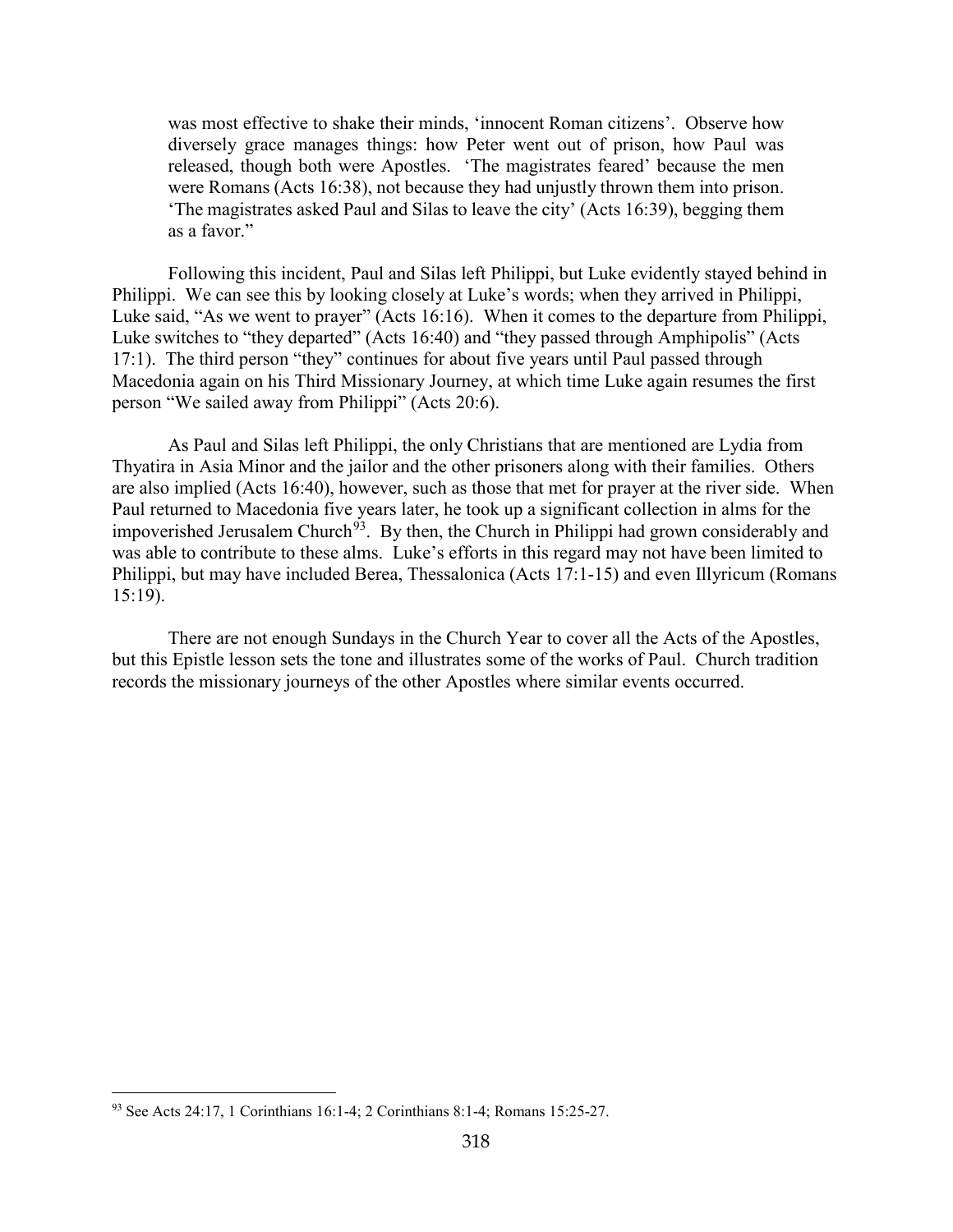was most effective to shake their minds, 'innocent Roman citizens'. Observe how diversely grace manages things: how Peter went out of prison, how Paul was released, though both were Apostles. 'The magistrates feared' because the men were Romans (Acts 16:38), not because they had unjustly thrown them into prison. 'The magistrates asked Paul and Silas to leave the city' (Acts 16:39), begging them as a favor."

Following this incident, Paul and Silas left Philippi, but Luke evidently stayed behind in Philippi. We can see this by looking closely at Luke's words; when they arrived in Philippi, Luke said, "As we went to prayer" (Acts 16:16). When it comes to the departure from Philippi, Luke switches to "they departed" (Acts 16:40) and "they passed through Amphipolis" (Acts 17:1). The third person "they" continues for about five years until Paul passed through Macedonia again on his Third Missionary Journey, at which time Luke again resumes the first person "We sailed away from Philippi" (Acts 20:6).

As Paul and Silas left Philippi, the only Christians that are mentioned are Lydia from Thyatira in Asia Minor and the jailor and the other prisoners along with their families. Others are also implied (Acts 16:40), however, such as those that met for prayer at the river side. When Paul returned to Macedonia five years later, he took up a significant collection in alms for the impoverished Jerusalem Church[93]. By then, the Church in Philippi had grown considerably and was able to contribute to these alms. Luke's efforts in this regard may not have been limited to Philippi, but may have included Berea, Thessalonica (Acts 17:1-15) and even Illyricum (Romans 15:19).

There are not enough Sundays in the Church Year to cover all the Acts of the Apostles, but this Epistle lesson sets the tone and illustrates some of the works of Paul. Church tradition records the missionary journeys of the other Apostles where similar events occurred.

[93] See Acts 24:17, 1 Corinthians 16:1-4; 2 Corinthians 8:1-4; Romans 15:25-27.